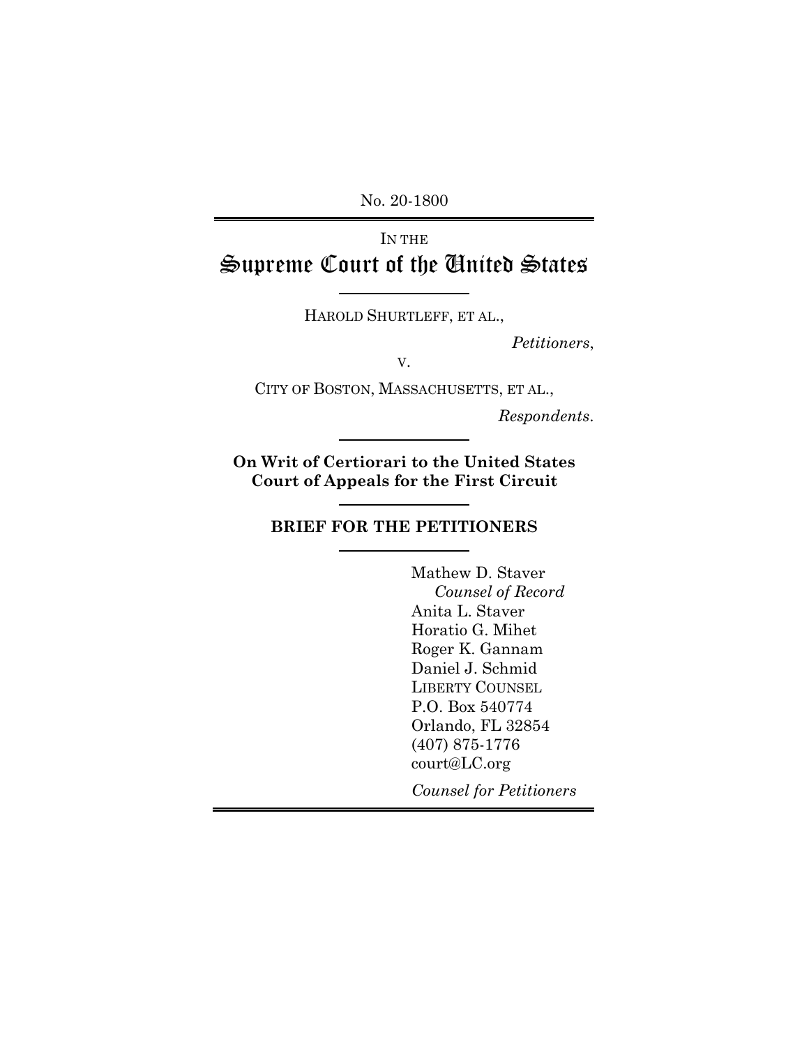No. 20-1800

---

IN THE

# Supreme Court of the United States

---

HAROLD SHURTLEFF, ET AL.,

*Petitioners*,

V.

CITY OF BOSTON, MASSACHUSETTS, ET AL.,

*Respondents*.

---

**On Writ of Certiorari to the United States Court of Appeals for the First Circuit**

---

**BRIEF FOR THE PETITIONERS**

---

Mathew D. Staver
*Counsel of Record*
Anita L. Staver
Horatio G. Mihet
Roger K. Gannam
Daniel J. Schmid
LIBERTY COUNSEL
P.O. Box 540774
Orlando, FL 32854
(407) 875-1776
court@LC.org

*Counsel for Petitioners*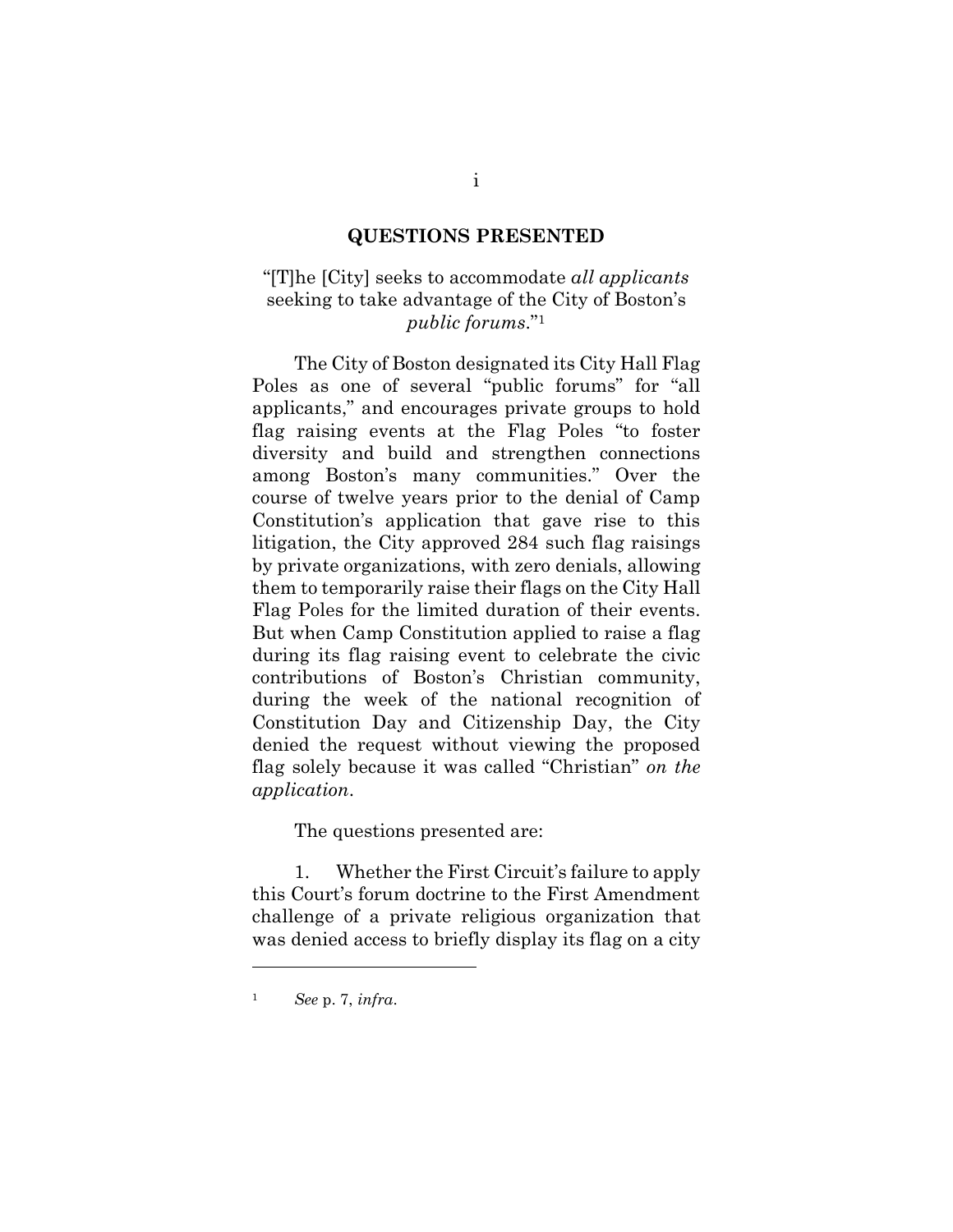## QUESTIONS PRESENTED

"[T]he [City] seeks to accommodate *all applicants* seeking to take advantage of the City of Boston's *public forums*."[1]

The City of Boston designated its City Hall Flag Poles as one of several "public forums" for "all applicants," and encourages private groups to hold flag raising events at the Flag Poles "to foster diversity and build and strengthen connections among Boston's many communities." Over the course of twelve years prior to the denial of Camp Constitution's application that gave rise to this litigation, the City approved 284 such flag raisings by private organizations, with zero denials, allowing them to temporarily raise their flags on the City Hall Flag Poles for the limited duration of their events. But when Camp Constitution applied to raise a flag during its flag raising event to celebrate the civic contributions of Boston's Christian community, during the week of the national recognition of Constitution Day and Citizenship Day, the City denied the request without viewing the proposed flag solely because it was called "Christian" *on the application*.

The questions presented are:

1. Whether the First Circuit's failure to apply this Court's forum doctrine to the First Amendment challenge of a private religious organization that was denied access to briefly display its flag on a city

---

[1] *See* p. 7, *infra*.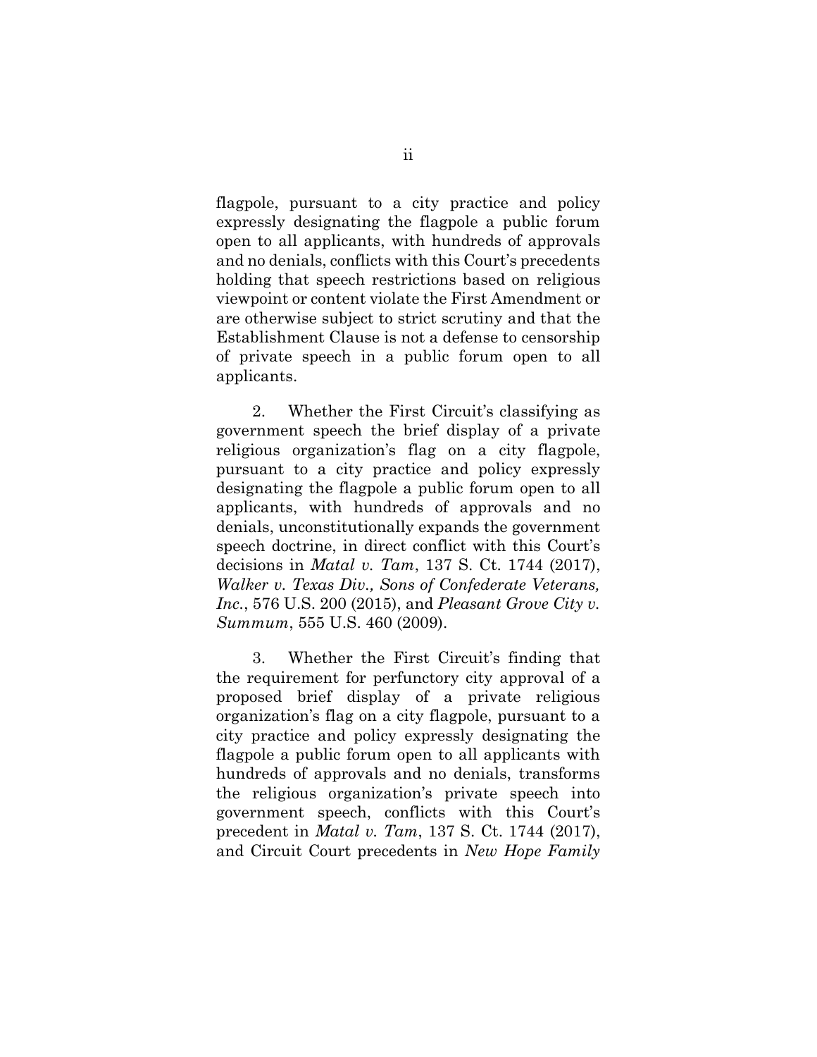flagpole, pursuant to a city practice and policy expressly designating the flagpole a public forum open to all applicants, with hundreds of approvals and no denials, conflicts with this Court's precedents holding that speech restrictions based on religious viewpoint or content violate the First Amendment or are otherwise subject to strict scrutiny and that the Establishment Clause is not a defense to censorship of private speech in a public forum open to all applicants.

2. Whether the First Circuit's classifying as government speech the brief display of a private religious organization's flag on a city flagpole, pursuant to a city practice and policy expressly designating the flagpole a public forum open to all applicants, with hundreds of approvals and no denials, unconstitutionally expands the government speech doctrine, in direct conflict with this Court's decisions in *Matal v. Tam*, 137 S. Ct. 1744 (2017), *Walker v. Texas Div., Sons of Confederate Veterans, Inc.*, 576 U.S. 200 (2015), and *Pleasant Grove City v. Summum*, 555 U.S. 460 (2009).

3. Whether the First Circuit's finding that the requirement for perfunctory city approval of a proposed brief display of a private religious organization's flag on a city flagpole, pursuant to a city practice and policy expressly designating the flagpole a public forum open to all applicants with hundreds of approvals and no denials, transforms the religious organization's private speech into government speech, conflicts with this Court's precedent in *Matal v. Tam*, 137 S. Ct. 1744 (2017), and Circuit Court precedents in *New Hope Family*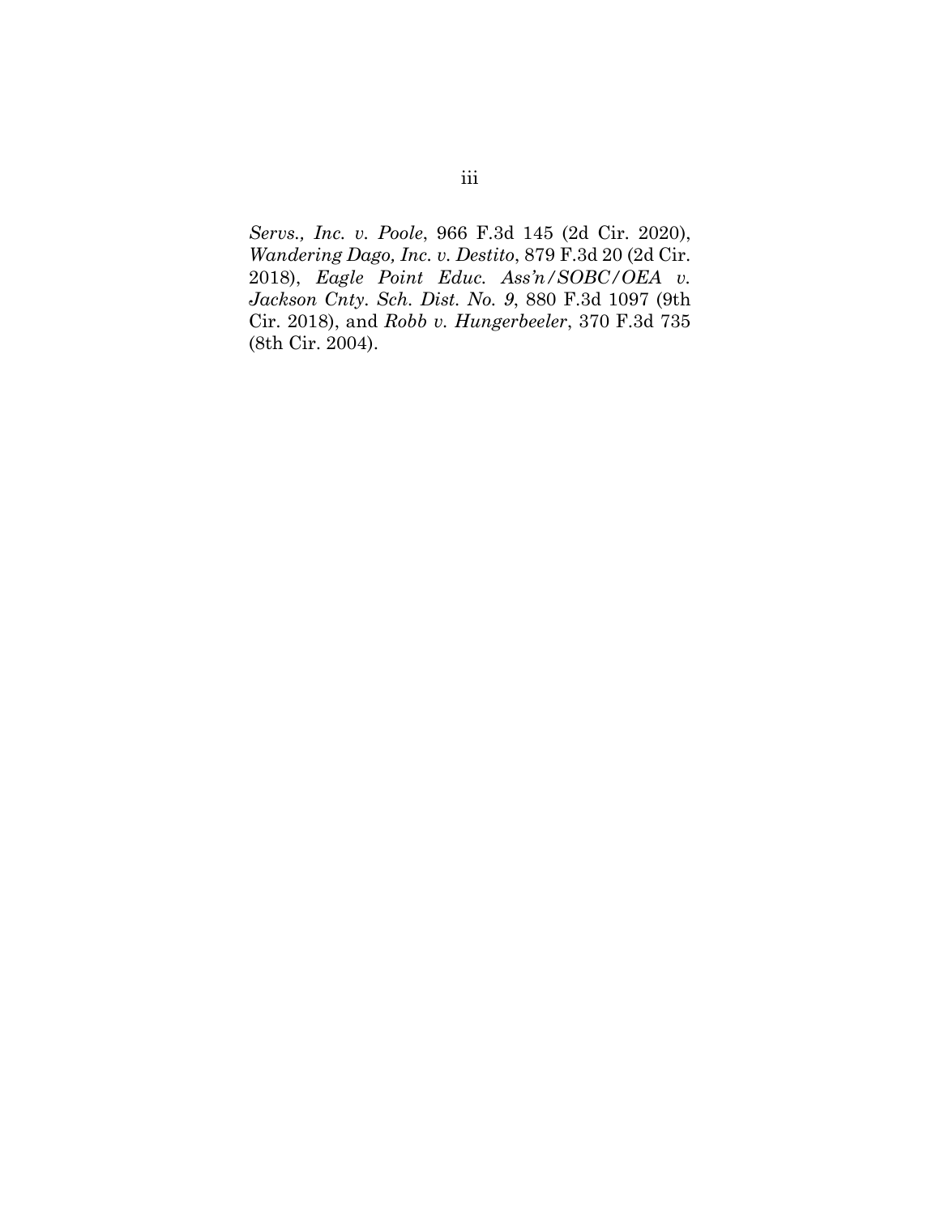*Servs., Inc. v. Poole*, 966 F.3d 145 (2d Cir. 2020), *Wandering Dago, Inc. v. Destito*, 879 F.3d 20 (2d Cir. 2018), *Eagle Point Educ. Ass'n/SOBC/OEA v. Jackson Cnty. Sch. Dist. No. 9*, 880 F.3d 1097 (9th Cir. 2018), and *Robb v. Hungerbeeler*, 370 F.3d 735 (8th Cir. 2004).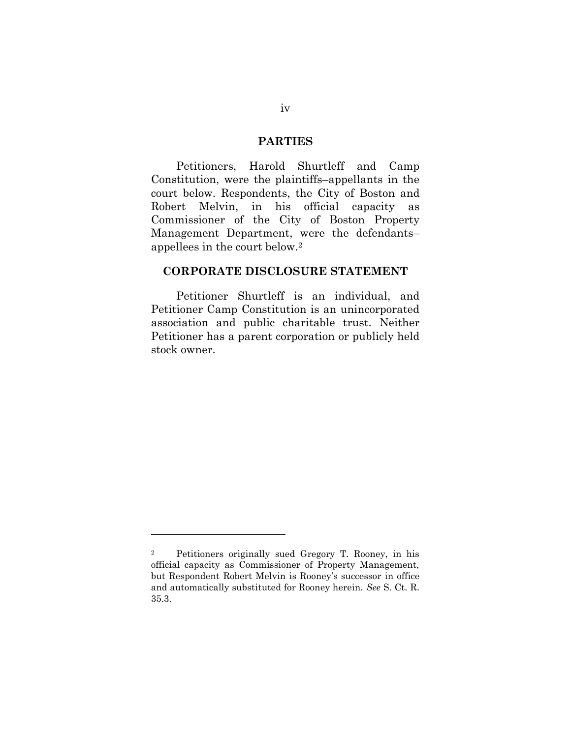## PARTIES

Petitioners, Harold Shurtleff and Camp Constitution, were the plaintiffs–appellants in the court below. Respondents, the City of Boston and Robert Melvin, in his official capacity as Commissioner of the City of Boston Property Management Department, were the defendants–appellees in the court below.[2]

## CORPORATE DISCLOSURE STATEMENT

Petitioner Shurtleff is an individual, and Petitioner Camp Constitution is an unincorporated association and public charitable trust. Neither Petitioner has a parent corporation or publicly held stock owner.

---

[2] Petitioners originally sued Gregory T. Rooney, in his official capacity as Commissioner of Property Management, but Respondent Robert Melvin is Rooney's successor in office and automatically substituted for Rooney herein. *See* S. Ct. R. 35.3.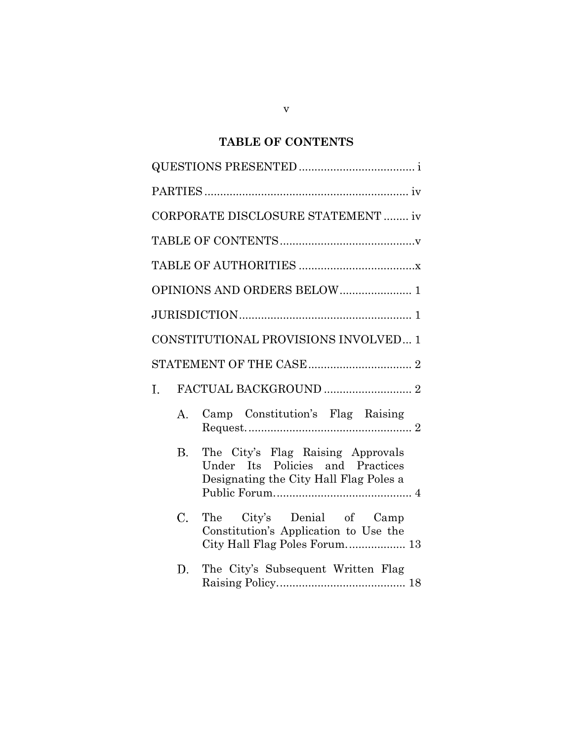## TABLE OF CONTENTS

QUESTIONS PRESENTED .................................... i

PARTIES ................................................................ iv

CORPORATE DISCLOSURE STATEMENT ........ iv

TABLE OF CONTENTS ...........................................v

TABLE OF AUTHORITIES .....................................x

OPINIONS AND ORDERS BELOW ...................... 1

JURISDICTION ...................................................... 1

CONSTITUTIONAL PROVISIONS INVOLVED... 1

STATEMENT OF THE CASE ................................. 2

I. FACTUAL BACKGROUND ............................ 2

   A. Camp Constitution's Flag Raising Request. .................................................... 2

   B. The City's Flag Raising Approvals Under Its Policies and Practices Designating the City Hall Flag Poles a Public Forum. ........................................... 4

   C. The City's Denial of Camp Constitution's Application to Use the City Hall Flag Poles Forum. .................. 13

   D. The City's Subsequent Written Flag Raising Policy. ........................................ 18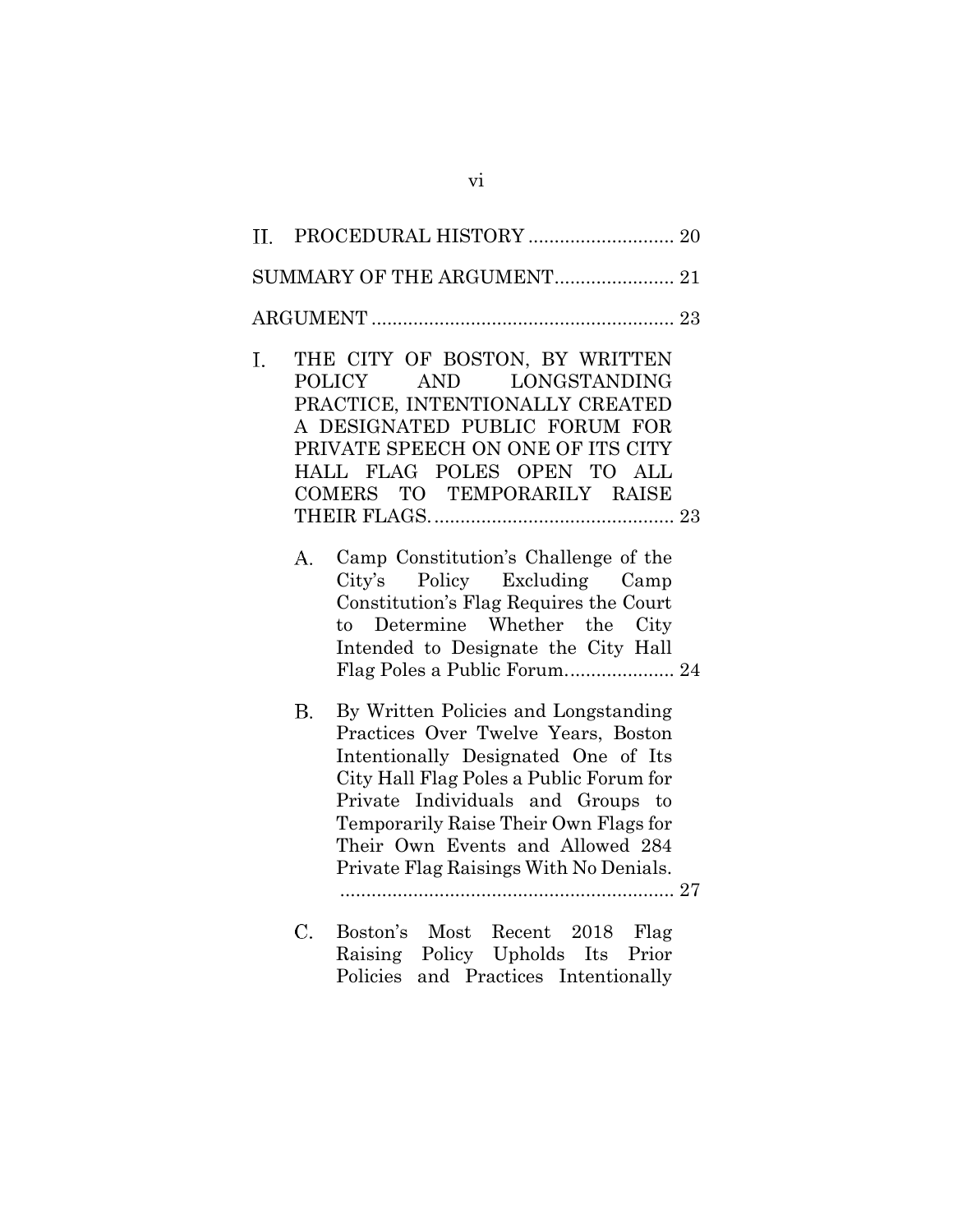II. PROCEDURAL HISTORY ............................ 20

SUMMARY OF THE ARGUMENT....................... 21

ARGUMENT .......................................................... 23

I. THE CITY OF BOSTON, BY WRITTEN POLICY AND LONGSTANDING PRACTICE, INTENTIONALLY CREATED A DESIGNATED PUBLIC FORUM FOR PRIVATE SPEECH ON ONE OF ITS CITY HALL FLAG POLES OPEN TO ALL COMERS TO TEMPORARILY RAISE THEIR FLAGS. .............................................. 23

   A. Camp Constitution's Challenge of the City's Policy Excluding Camp Constitution's Flag Requires the Court to Determine Whether the City Intended to Designate the City Hall Flag Poles a Public Forum. .................... 24

   B. By Written Policies and Longstanding Practices Over Twelve Years, Boston Intentionally Designated One of Its City Hall Flag Poles a Public Forum for Private Individuals and Groups to Temporarily Raise Their Own Flags for Their Own Events and Allowed 284 Private Flag Raisings With No Denials. ................................................................ 27

   C. Boston's Most Recent 2018 Flag Raising Policy Upholds Its Prior Policies and Practices Intentionally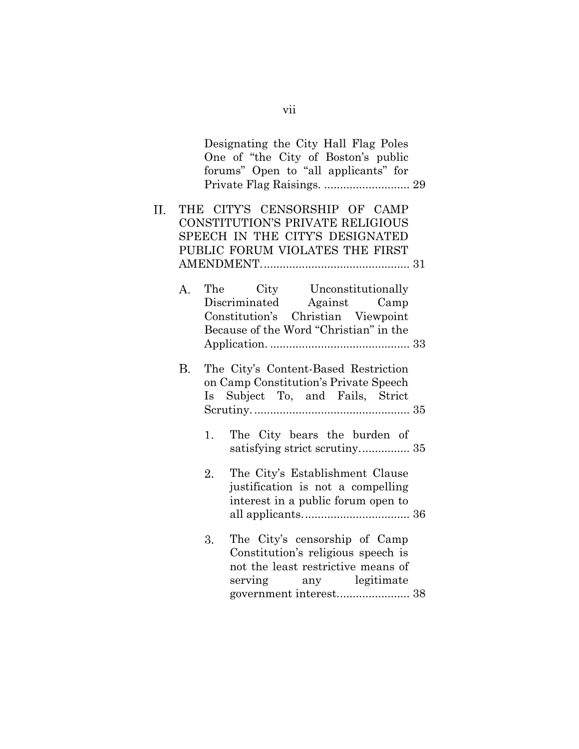Designating the City Hall Flag Poles One of "the City of Boston's public forums" Open to "all applicants" for Private Flag Raisings. ........................... 29

II. THE CITY'S CENSORSHIP OF CAMP CONSTITUTION'S PRIVATE RELIGIOUS SPEECH IN THE CITY'S DESIGNATED PUBLIC FORUM VIOLATES THE FIRST AMENDMENT. .............................................. 31

   A. The City Unconstitutionally Discriminated Against Camp Constitution's Christian Viewpoint Because of the Word "Christian" in the Application. ............................................ 33

   B. The City's Content-Based Restriction on Camp Constitution's Private Speech Is Subject To, and Fails, Strict Scrutiny. ................................................. 35

      1. The City bears the burden of satisfying strict scrutiny. ............... 35

      2. The City's Establishment Clause justification is not a compelling interest in a public forum open to all applicants. ................................ 36

      3. The City's censorship of Camp Constitution's religious speech is not the least restrictive means of serving any legitimate government interest. ...................... 38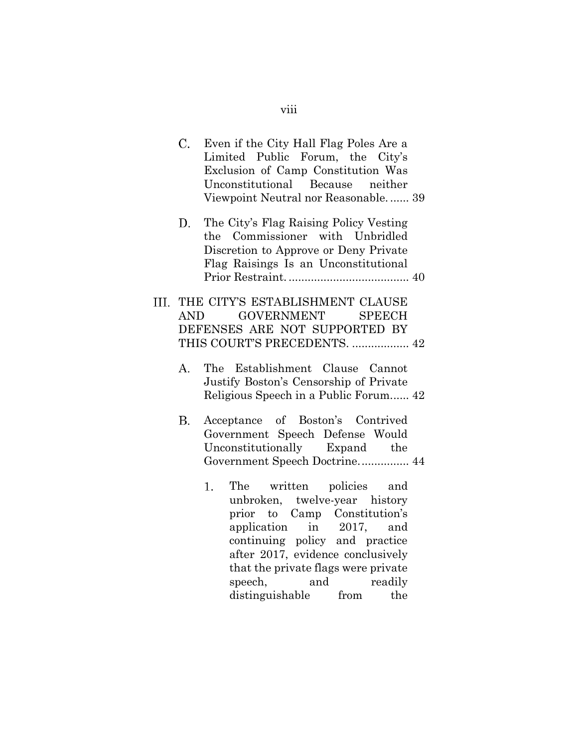C. Even if the City Hall Flag Poles Are a Limited Public Forum, the City's Exclusion of Camp Constitution Was Unconstitutional Because neither Viewpoint Neutral nor Reasonable. ...... 39

D. The City's Flag Raising Policy Vesting the Commissioner with Unbridled Discretion to Approve or Deny Private Flag Raisings Is an Unconstitutional Prior Restraint. ...................................... 40

III. THE CITY'S ESTABLISHMENT CLAUSE AND GOVERNMENT SPEECH DEFENSES ARE NOT SUPPORTED BY THIS COURT'S PRECEDENTS. .................. 42

A. The Establishment Clause Cannot Justify Boston's Censorship of Private Religious Speech in a Public Forum...... 42

B. Acceptance of Boston's Contrived Government Speech Defense Would Unconstitutionally Expand the Government Speech Doctrine. ............... 44

1. The written policies and unbroken, twelve-year history prior to Camp Constitution's application in 2017, and continuing policy and practice after 2017, evidence conclusively that the private flags were private speech, and readily distinguishable from the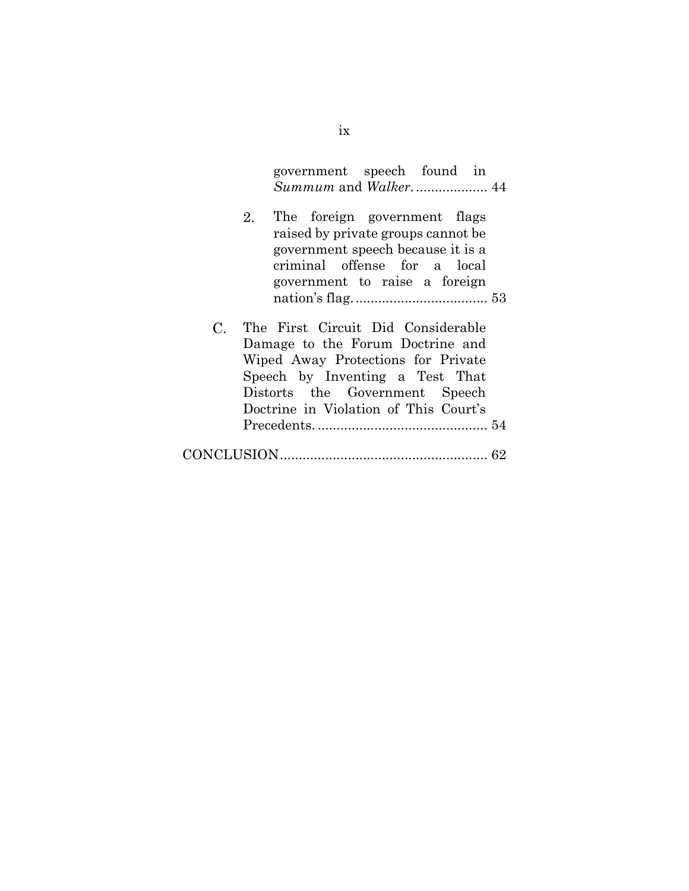government speech found in *Summum* and *Walker*. .................. 44

2. The foreign government flags raised by private groups cannot be government speech because it is a criminal offense for a local government to raise a foreign nation's flag. .................................. 53

C. The First Circuit Did Considerable Damage to the Forum Doctrine and Wiped Away Protections for Private Speech by Inventing a Test That Distorts the Government Speech Doctrine in Violation of This Court's Precedents. ............................................ 54

CONCLUSION ...................................................... 62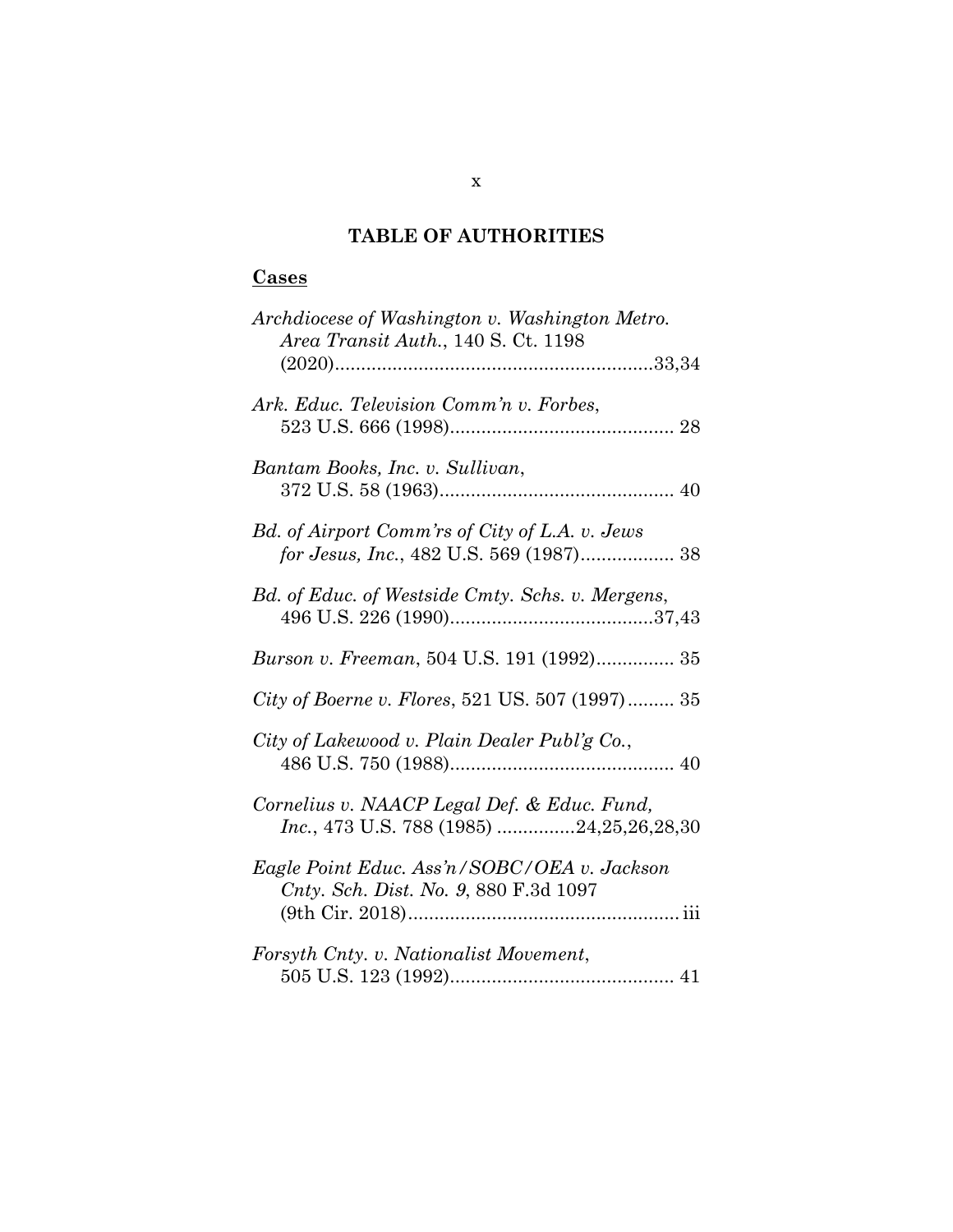## TABLE OF AUTHORITIES

### Cases

*Archdiocese of Washington v. Washington Metro. Area Transit Auth.*, 140 S. Ct. 1198 (2020).............................................................33,34

*Ark. Educ. Television Comm'n v. Forbes*, 523 U.S. 666 (1998)........................................... 28

*Bantam Books, Inc. v. Sullivan*, 372 U.S. 58 (1963)............................................. 40

*Bd. of Airport Comm'rs of City of L.A. v. Jews for Jesus, Inc.*, 482 U.S. 569 (1987).................. 38

*Bd. of Educ. of Westside Cmty. Schs. v. Mergens*, 496 U.S. 226 (1990).......................................37,43

*Burson v. Freeman*, 504 U.S. 191 (1992)............... 35

*City of Boerne v. Flores*, 521 US. 507 (1997)......... 35

*City of Lakewood v. Plain Dealer Publ'g Co.*, 486 U.S. 750 (1988)........................................... 40

*Cornelius v. NAACP Legal Def. & Educ. Fund, Inc.*, 473 U.S. 788 (1985) ...............24,25,26,28,30

*Eagle Point Educ. Ass'n/SOBC/OEA v. Jackson Cnty. Sch. Dist. No. 9*, 880 F.3d 1097 (9th Cir. 2018).................................................... iii

*Forsyth Cnty. v. Nationalist Movement*, 505 U.S. 123 (1992)........................................... 41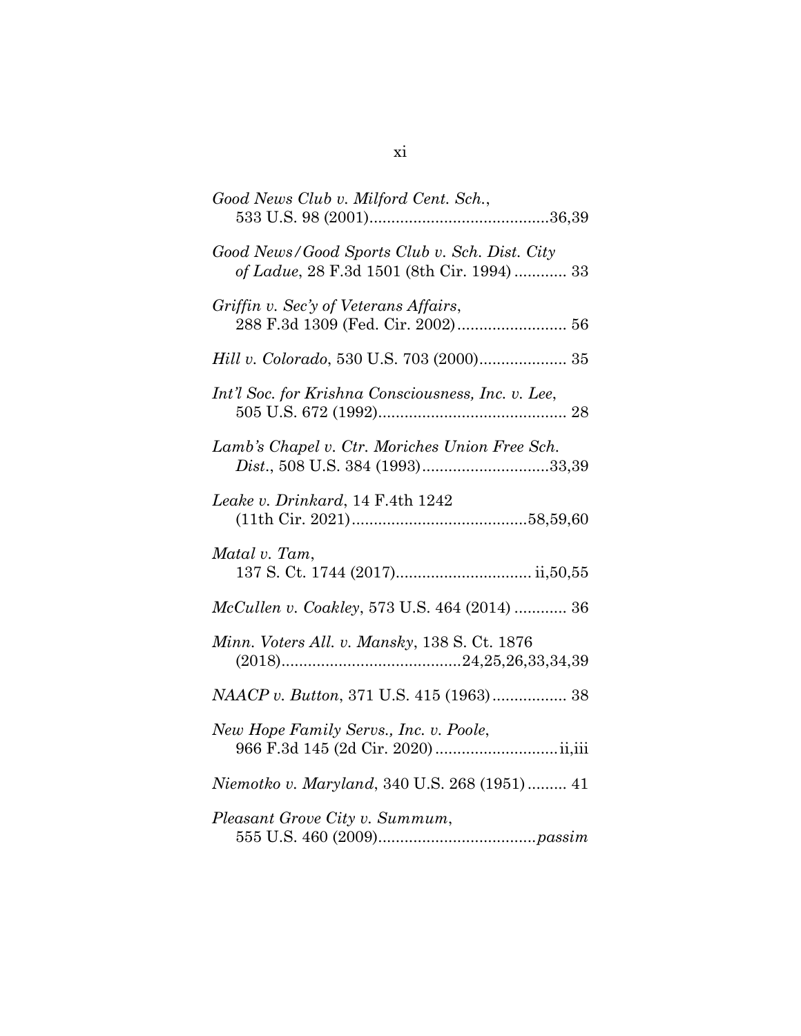*Good News Club v. Milford Cent. Sch.*,
533 U.S. 98 (2001).........................................36,39

*Good News/Good Sports Club v. Sch. Dist. City of Ladue*, 28 F.3d 1501 (8th Cir. 1994)............ 33

*Griffin v. Sec'y of Veterans Affairs*,
288 F.3d 1309 (Fed. Cir. 2002)......................... 56

*Hill v. Colorado*, 530 U.S. 703 (2000).................... 35

*Int'l Soc. for Krishna Consciousness, Inc. v. Lee*,
505 U.S. 672 (1992)........................................... 28

*Lamb's Chapel v. Ctr. Moriches Union Free Sch. Dist.*, 508 U.S. 384 (1993).............................33,39

*Leake v. Drinkard*, 14 F.4th 1242
(11th Cir. 2021)........................................58,59,60

*Matal v. Tam*,
137 S. Ct. 1744 (2017)............................... ii,50,55

*McCullen v. Coakley*, 573 U.S. 464 (2014)............ 36

*Minn. Voters All. v. Mansky*, 138 S. Ct. 1876
(2018).........................................24,25,26,33,34,39

*NAACP v. Button*, 371 U.S. 415 (1963)................. 38

*New Hope Family Servs., Inc. v. Poole*,
966 F.3d 145 (2d Cir. 2020)............................ii,iii

*Niemotko v. Maryland*, 340 U.S. 268 (1951)......... 41

*Pleasant Grove City v. Summum*,
555 U.S. 460 (2009)....................................*passim*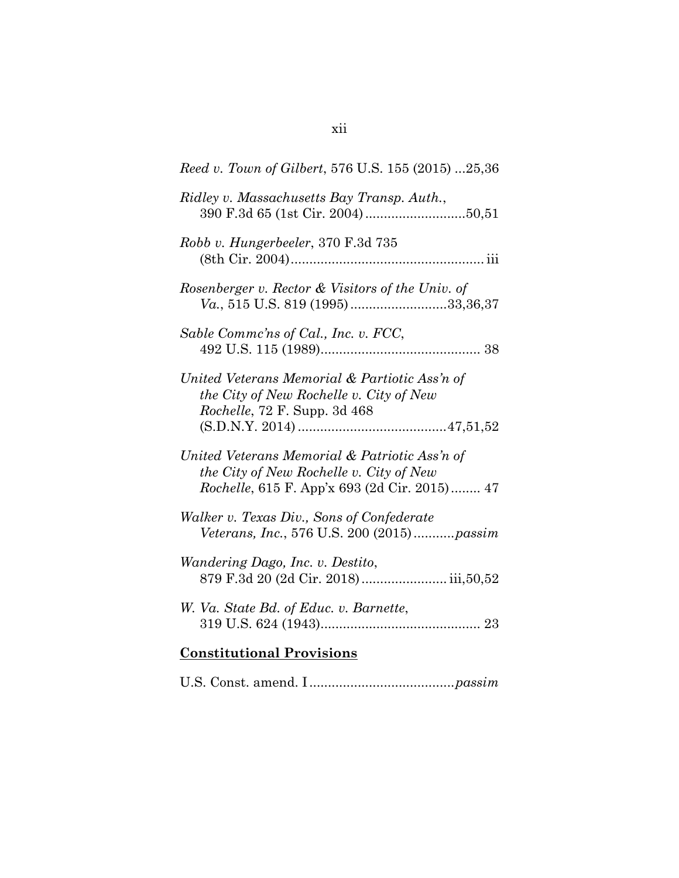*Reed v. Town of Gilbert*, 576 U.S. 155 (2015) ...25,36

*Ridley v. Massachusetts Bay Transp. Auth.*, 390 F.3d 65 (1st Cir. 2004) ...........................50,51

*Robb v. Hungerbeeler*, 370 F.3d 735 (8th Cir. 2004).................................................... iii

*Rosenberger v. Rector & Visitors of the Univ. of Va.*, 515 U.S. 819 (1995) ..........................33,36,37

*Sable Commc'ns of Cal., Inc. v. FCC*, 492 U.S. 115 (1989)........................................... 38

*United Veterans Memorial & Partiotic Ass'n of the City of New Rochelle v. City of New Rochelle*, 72 F. Supp. 3d 468 (S.D.N.Y. 2014) .......................................47,51,52

*United Veterans Memorial & Patriotic Ass'n of the City of New Rochelle v. City of New Rochelle*, 615 F. App'x 693 (2d Cir. 2015)........ 47

*Walker v. Texas Div., Sons of Confederate Veterans, Inc.*, 576 U.S. 200 (2015)...........*passim*

*Wandering Dago, Inc. v. Destito*, 879 F.3d 20 (2d Cir. 2018)....................... iii,50,52

*W. Va. State Bd. of Educ. v. Barnette*, 319 U.S. 624 (1943)........................................... 23

**Constitutional Provisions**

U.S. Const. amend. I.......................................*passim*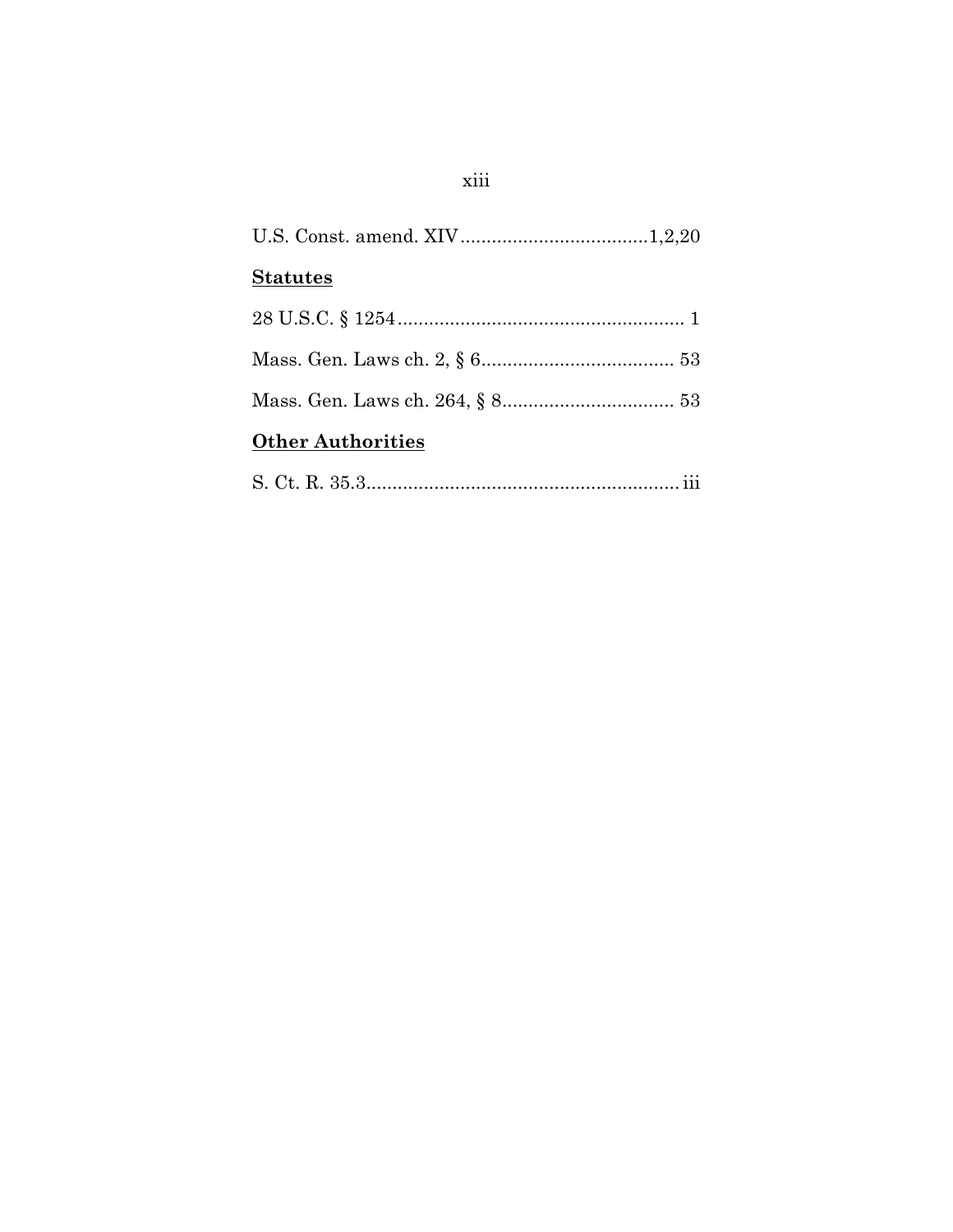U.S. Const. amend. XIV....................................1,2,20

**Statutes**

28 U.S.C. § 1254....................................................... 1

Mass. Gen. Laws ch. 2, § 6..................................... 53

Mass. Gen. Laws ch. 264, § 8................................. 53

**Other Authorities**

S. Ct. R. 35.3............................................................ iii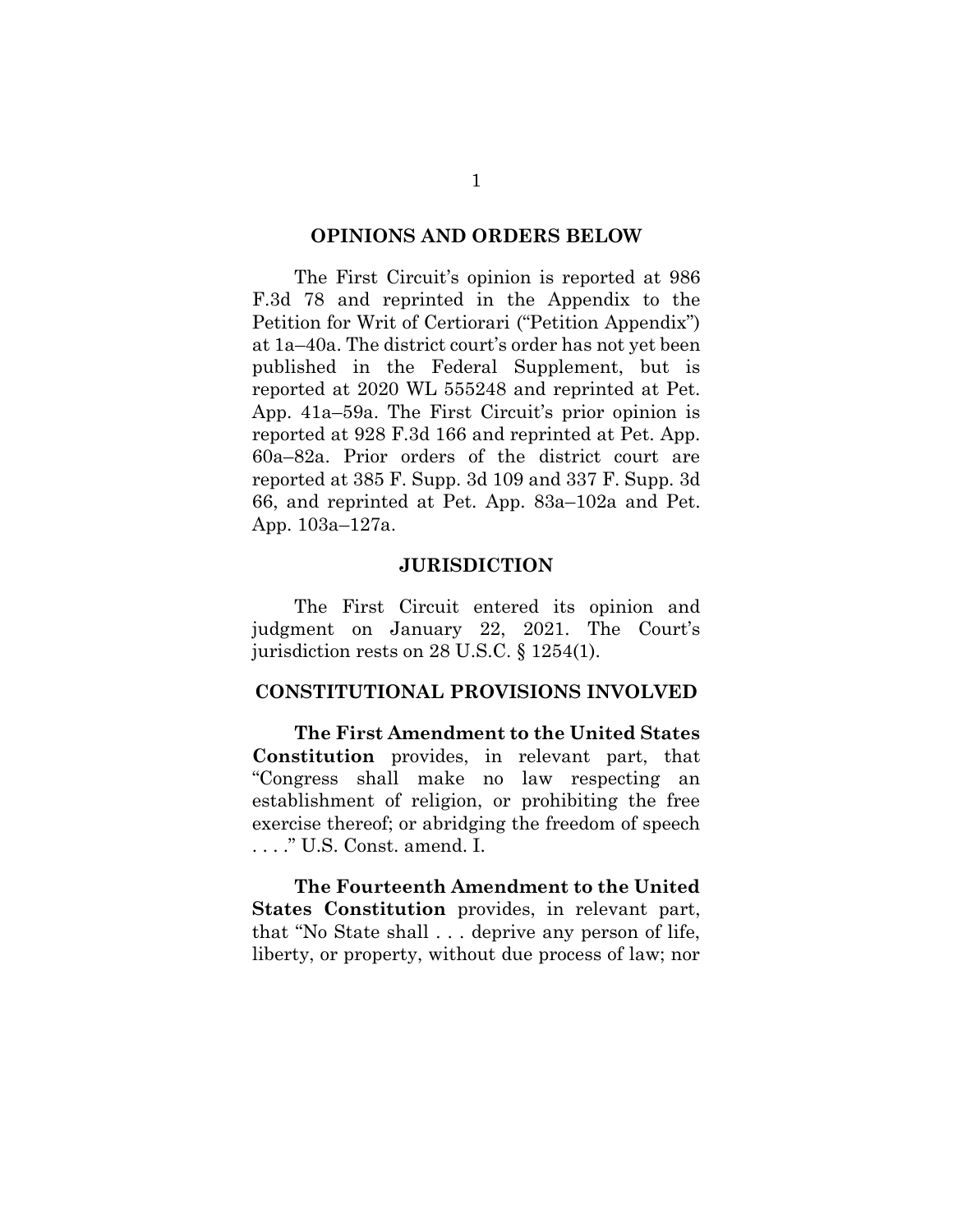## OPINIONS AND ORDERS BELOW

The First Circuit's opinion is reported at 986 F.3d 78 and reprinted in the Appendix to the Petition for Writ of Certiorari ("Petition Appendix") at 1a–40a. The district court's order has not yet been published in the Federal Supplement, but is reported at 2020 WL 555248 and reprinted at Pet. App. 41a–59a. The First Circuit's prior opinion is reported at 928 F.3d 166 and reprinted at Pet. App. 60a–82a. Prior orders of the district court are reported at 385 F. Supp. 3d 109 and 337 F. Supp. 3d 66, and reprinted at Pet. App. 83a–102a and Pet. App. 103a–127a.

## JURISDICTION

The First Circuit entered its opinion and judgment on January 22, 2021. The Court's jurisdiction rests on 28 U.S.C. § 1254(1).

## CONSTITUTIONAL PROVISIONS INVOLVED

**The First Amendment to the United States Constitution** provides, in relevant part, that "Congress shall make no law respecting an establishment of religion, or prohibiting the free exercise thereof; or abridging the freedom of speech . . . ." U.S. Const. amend. I.

**The Fourteenth Amendment to the United States Constitution** provides, in relevant part, that "No State shall . . . deprive any person of life, liberty, or property, without due process of law; nor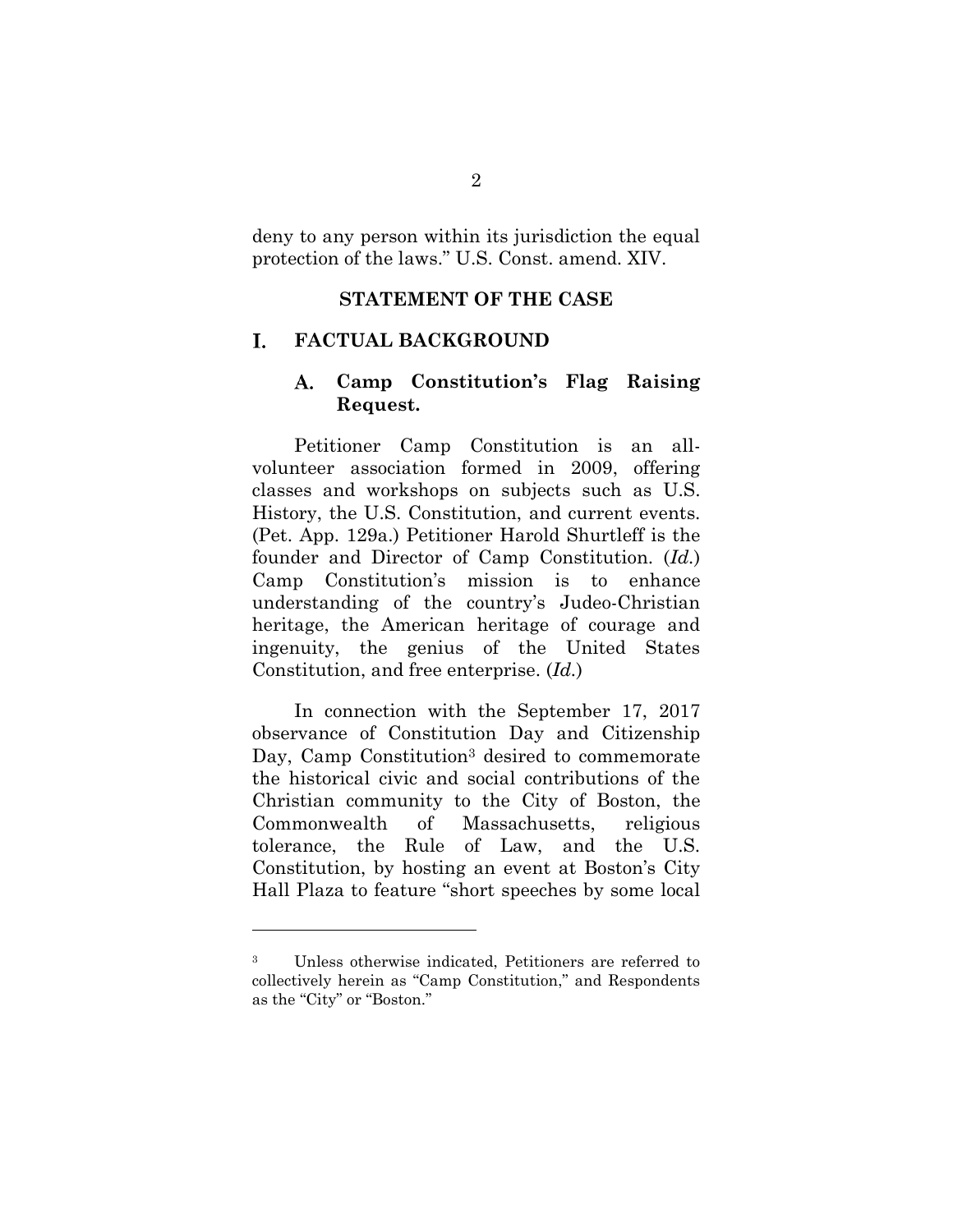deny to any person within its jurisdiction the equal protection of the laws." U.S. Const. amend. XIV.

## STATEMENT OF THE CASE

### I. FACTUAL BACKGROUND

#### A. Camp Constitution's Flag Raising Request.

Petitioner Camp Constitution is an all-volunteer association formed in 2009, offering classes and workshops on subjects such as U.S. History, the U.S. Constitution, and current events. (Pet. App. 129a.) Petitioner Harold Shurtleff is the founder and Director of Camp Constitution. (*Id.*) Camp Constitution's mission is to enhance understanding of the country's Judeo-Christian heritage, the American heritage of courage and ingenuity, the genius of the United States Constitution, and free enterprise. (*Id.*)

In connection with the September 17, 2017 observance of Constitution Day and Citizenship Day, Camp Constitution[3] desired to commemorate the historical civic and social contributions of the Christian community to the City of Boston, the Commonwealth of Massachusetts, religious tolerance, the Rule of Law, and the U.S. Constitution, by hosting an event at Boston's City Hall Plaza to feature "short speeches by some local

---

[3] Unless otherwise indicated, Petitioners are referred to collectively herein as "Camp Constitution," and Respondents as the "City" or "Boston."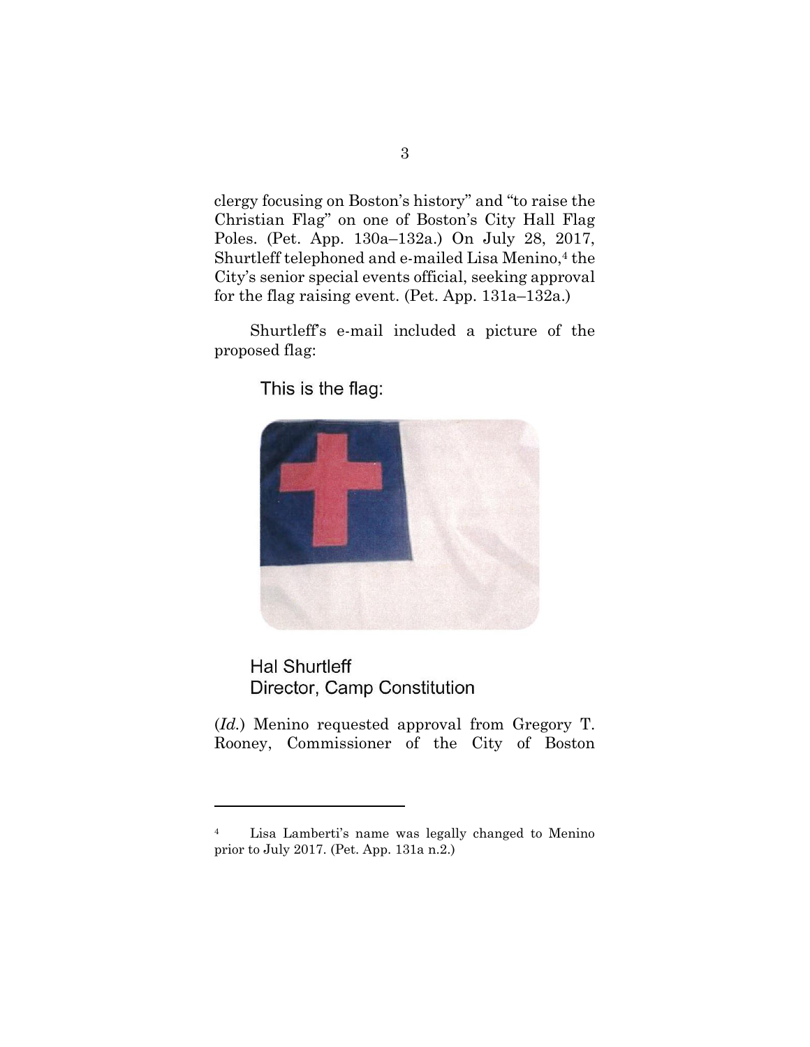clergy focusing on Boston's history" and "to raise the Christian Flag" on one of Boston's City Hall Flag Poles. (Pet. App. 130a–132a.) On July 28, 2017, Shurtleff telephoned and e-mailed Lisa Menino,[4] the City's senior special events official, seeking approval for the flag raising event. (Pet. App. 131a–132a.)

Shurtleff's e-mail included a picture of the proposed flag:

> This is the flag:
>
> Hal Shurtleff
> Director, Camp Constitution

(*Id.*) Menino requested approval from Gregory T. Rooney, Commissioner of the City of Boston

---

[4] Lisa Lamberti's name was legally changed to Menino prior to July 2017. (Pet. App. 131a n.2.)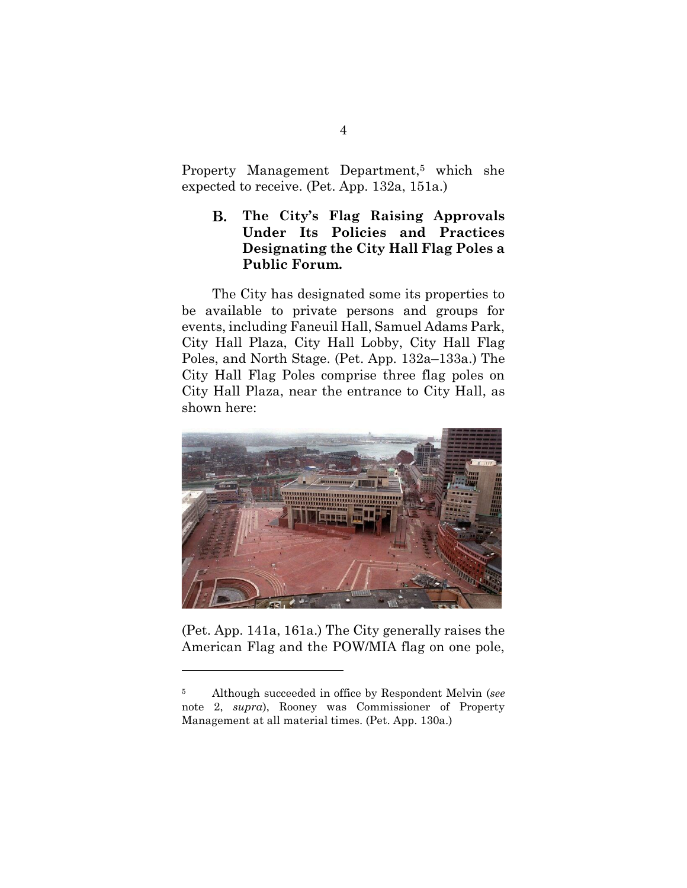Property Management Department,[5] which she expected to receive. (Pet. App. 132a, 151a.)

### B. The City's Flag Raising Approvals Under Its Policies and Practices Designating the City Hall Flag Poles a Public Forum.

The City has designated some its properties to be available to private persons and groups for events, including Faneuil Hall, Samuel Adams Park, City Hall Plaza, City Hall Lobby, City Hall Flag Poles, and North Stage. (Pet. App. 132a–133a.) The City Hall Flag Poles comprise three flag poles on City Hall Plaza, near the entrance to City Hall, as shown here:

(Pet. App. 141a, 161a.) The City generally raises the American Flag and the POW/MIA flag on one pole,

---

[5] Although succeeded in office by Respondent Melvin (*see* note 2, *supra*), Rooney was Commissioner of Property Management at all material times. (Pet. App. 130a.)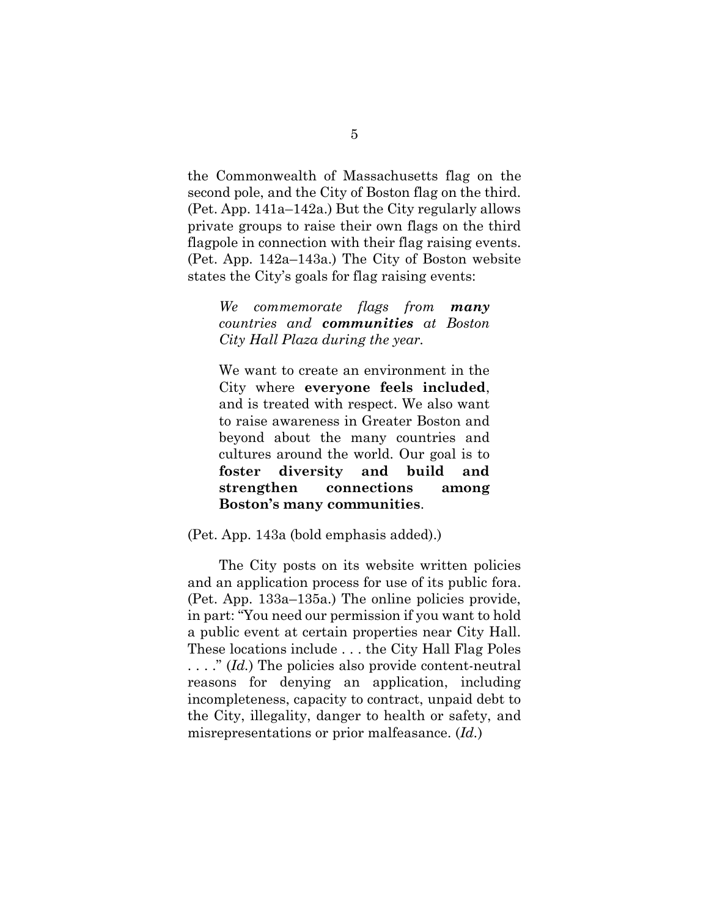the Commonwealth of Massachusetts flag on the second pole, and the City of Boston flag on the third. (Pet. App. 141a–142a.) But the City regularly allows private groups to raise their own flags on the third flagpole in connection with their flag raising events. (Pet. App. 142a–143a.) The City of Boston website states the City's goals for flag raising events:

> *We commemorate flags from* ***many*** *countries and* ***communities*** *at Boston City Hall Plaza during the year.*
>
> We want to create an environment in the City where **everyone feels included**, and is treated with respect. We also want to raise awareness in Greater Boston and beyond about the many countries and cultures around the world. Our goal is to **foster diversity and build and strengthen connections among Boston's many communities**.

(Pet. App. 143a (bold emphasis added).)

The City posts on its website written policies and an application process for use of its public fora. (Pet. App. 133a–135a.) The online policies provide, in part: "You need our permission if you want to hold a public event at certain properties near City Hall. These locations include . . . the City Hall Flag Poles . . . ." (*Id.*) The policies also provide content-neutral reasons for denying an application, including incompleteness, capacity to contract, unpaid debt to the City, illegality, danger to health or safety, and misrepresentations or prior malfeasance. (*Id.*)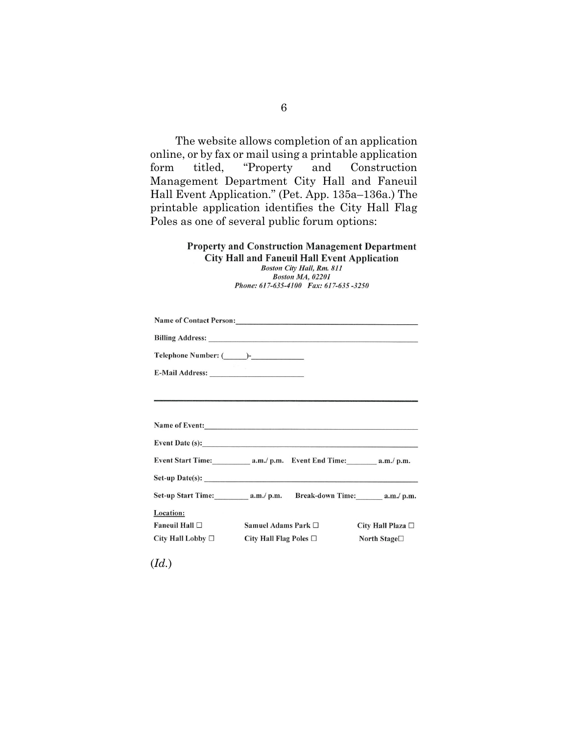The website allows completion of an application online, or by fax or mail using a printable application form titled, "Property and Construction Management Department City Hall and Faneuil Hall Event Application." (Pet. App. 135a–136a.) The printable application identifies the City Hall Flag Poles as one of several public forum options:

**Property and Construction Management Department**
**City Hall and Faneuil Hall Event Application**
*Boston City Hall, Rm. 811*
*Boston MA, 02201*
*Phone: 617-635-4100 Fax: 617-635 -3250*

**Name of Contact Person:**\_\_\_\_\_\_\_\_\_\_\_\_\_\_\_\_\_\_\_\_\_\_\_\_\_\_\_\_\_\_\_\_\_\_\_\_

**Billing Address:** \_\_\_\_\_\_\_\_\_\_\_\_\_\_\_\_\_\_\_\_\_\_\_\_\_\_\_\_\_\_\_\_\_\_\_\_\_\_\_\_

**Telephone Number:** (\_\_\_\_\_)-\_\_\_\_\_\_\_\_\_\_\_\_

**E-Mail Address:** \_\_\_\_\_\_\_\_\_\_\_\_\_\_\_\_\_\_\_\_\_\_\_\_

---

**Name of Event:**\_\_\_\_\_\_\_\_\_\_\_\_\_\_\_\_\_\_\_\_\_\_\_\_\_\_\_\_\_\_\_\_\_\_\_\_\_\_\_\_\_\_

**Event Date (s):**\_\_\_\_\_\_\_\_\_\_\_\_\_\_\_\_\_\_\_\_\_\_\_\_\_\_\_\_\_\_\_\_\_\_\_\_\_\_\_\_\_\_

**Event Start Time:**\_\_\_\_\_\_\_\_\_\_ **a.m./ p.m. Event End Time:**\_\_\_\_\_\_\_\_ **a.m./ p.m.**

**Set-up Date(s):** \_\_\_\_\_\_\_\_\_\_\_\_\_\_\_\_\_\_\_\_\_\_\_\_\_\_\_\_\_\_\_\_\_\_\_\_\_\_\_\_\_\_

**Set-up Start Time:**\_\_\_\_\_\_\_\_\_ **a.m./ p.m. Break-down Time:**\_\_\_\_\_\_\_ **a.m./ p.m.**

**Location:**

| | | |
|---|---|---|
| **Faneuil Hall ☐** | **Samuel Adams Park ☐** | **City Hall Plaza ☐** |
| **City Hall Lobby ☐** | **City Hall Flag Poles ☐** | **North Stage☐** |

(*Id.*)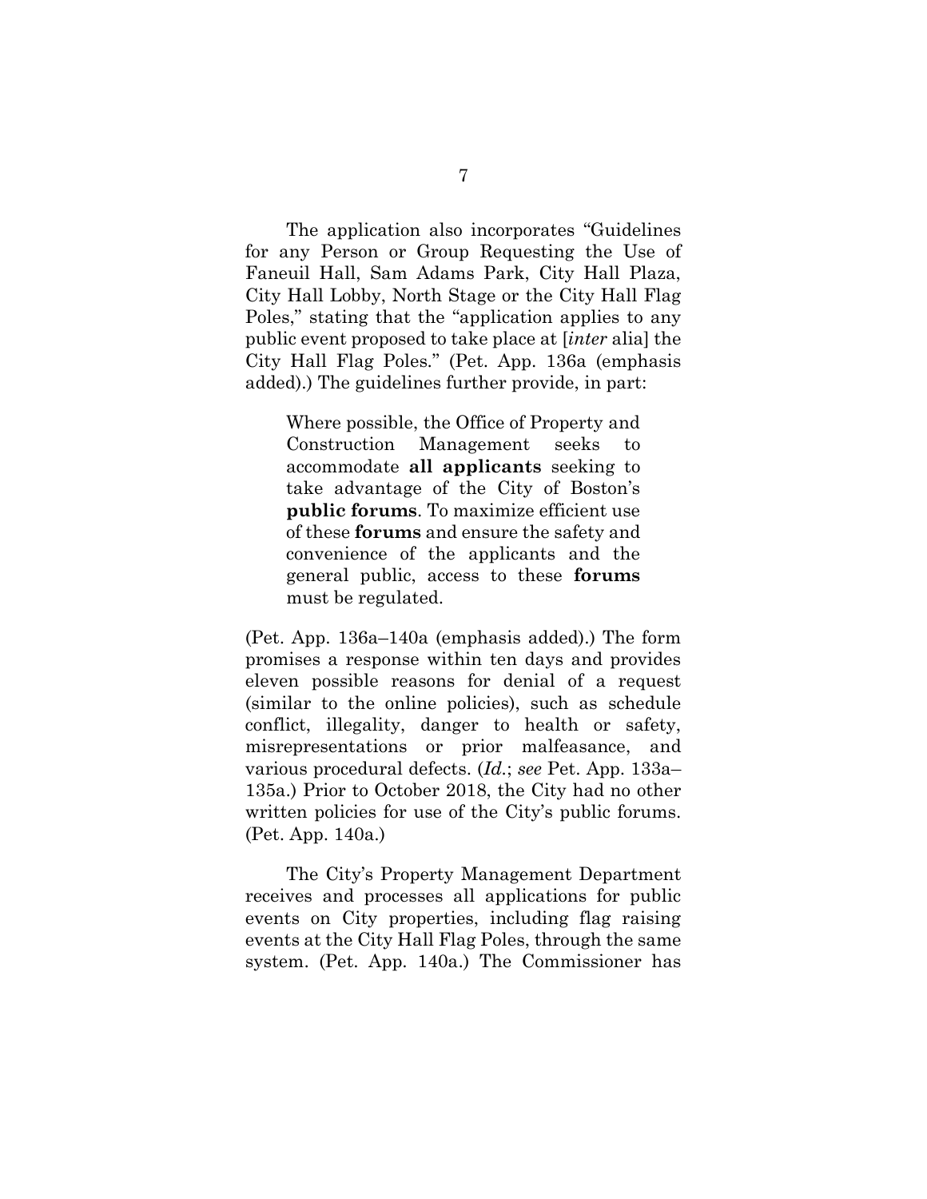The application also incorporates "Guidelines for any Person or Group Requesting the Use of Faneuil Hall, Sam Adams Park, City Hall Plaza, City Hall Lobby, North Stage or the City Hall Flag Poles," stating that the "application applies to any public event proposed to take place at [*inter* alia] the City Hall Flag Poles." (Pet. App. 136a (emphasis added).) The guidelines further provide, in part:

> Where possible, the Office of Property and Construction Management seeks to accommodate **all applicants** seeking to take advantage of the City of Boston's **public forums**. To maximize efficient use of these **forums** and ensure the safety and convenience of the applicants and the general public, access to these **forums** must be regulated.

(Pet. App. 136a–140a (emphasis added).) The form promises a response within ten days and provides eleven possible reasons for denial of a request (similar to the online policies), such as schedule conflict, illegality, danger to health or safety, misrepresentations or prior malfeasance, and various procedural defects. (*Id.*; *see* Pet. App. 133a–135a.) Prior to October 2018, the City had no other written policies for use of the City's public forums. (Pet. App. 140a.)

The City's Property Management Department receives and processes all applications for public events on City properties, including flag raising events at the City Hall Flag Poles, through the same system. (Pet. App. 140a.) The Commissioner has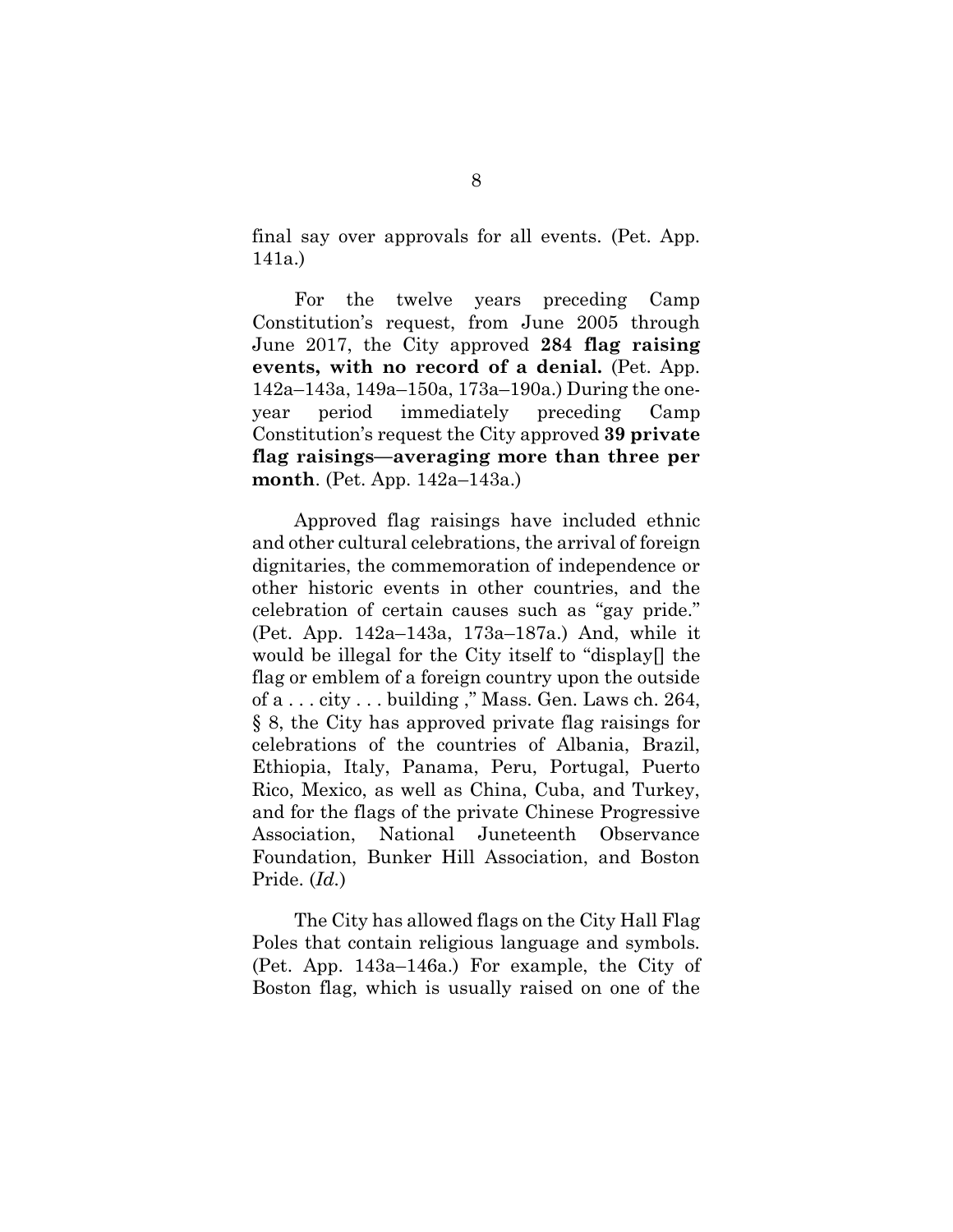final say over approvals for all events. (Pet. App. 141a.)

For the twelve years preceding Camp Constitution's request, from June 2005 through June 2017, the City approved **284 flag raising events, with no record of a denial.** (Pet. App. 142a–143a, 149a–150a, 173a–190a.) During the one-year period immediately preceding Camp Constitution's request the City approved **39 private flag raisings—averaging more than three per month**. (Pet. App. 142a–143a.)

Approved flag raisings have included ethnic and other cultural celebrations, the arrival of foreign dignitaries, the commemoration of independence or other historic events in other countries, and the celebration of certain causes such as "gay pride." (Pet. App. 142a–143a, 173a–187a.) And, while it would be illegal for the City itself to "display[] the flag or emblem of a foreign country upon the outside of a . . . city . . . building ," Mass. Gen. Laws ch. 264, § 8, the City has approved private flag raisings for celebrations of the countries of Albania, Brazil, Ethiopia, Italy, Panama, Peru, Portugal, Puerto Rico, Mexico, as well as China, Cuba, and Turkey, and for the flags of the private Chinese Progressive Association, National Juneteenth Observance Foundation, Bunker Hill Association, and Boston Pride. (*Id.*)

The City has allowed flags on the City Hall Flag Poles that contain religious language and symbols. (Pet. App. 143a–146a.) For example, the City of Boston flag, which is usually raised on one of the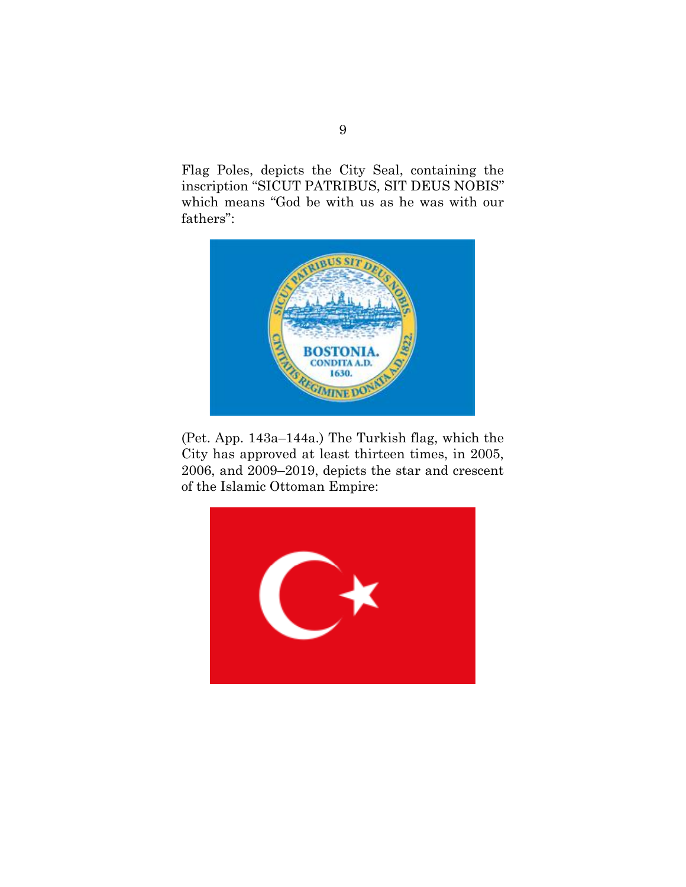Flag Poles, depicts the City Seal, containing the inscription "SICUT PATRIBUS, SIT DEUS NOBIS" which means "God be with us as he was with our fathers":

(Pet. App. 143a–144a.) The Turkish flag, which the City has approved at least thirteen times, in 2005, 2006, and 2009–2019, depicts the star and crescent of the Islamic Ottoman Empire: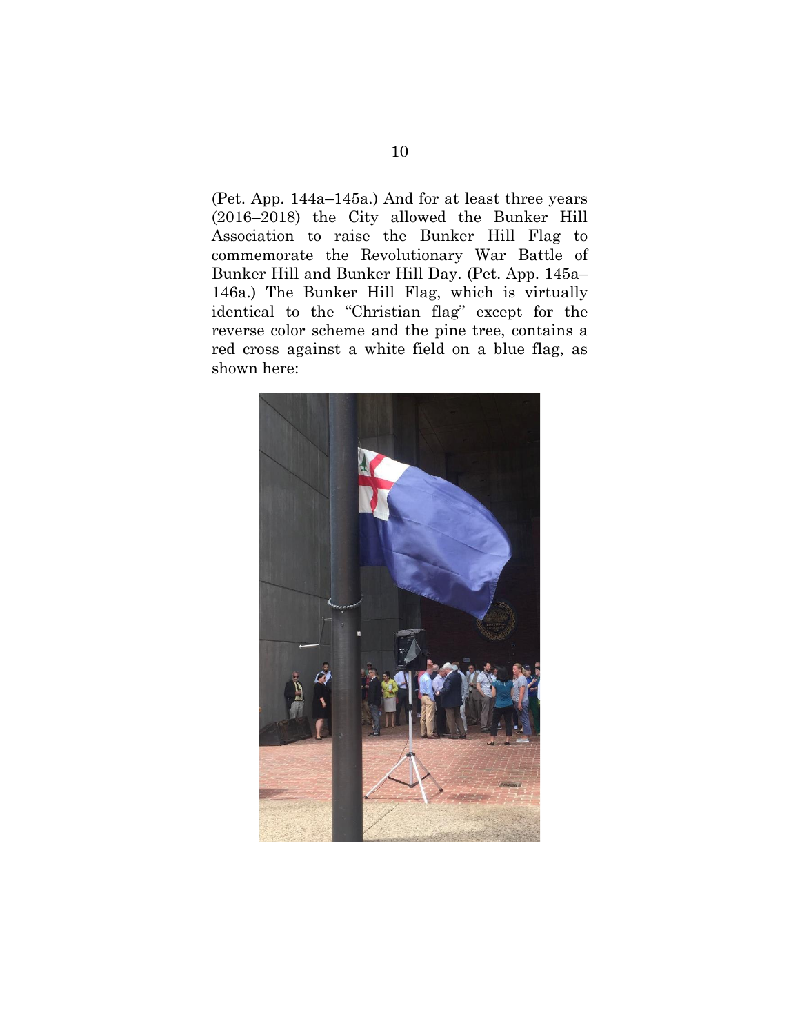(Pet. App. 144a–145a.) And for at least three years (2016–2018) the City allowed the Bunker Hill Association to raise the Bunker Hill Flag to commemorate the Revolutionary War Battle of Bunker Hill and Bunker Hill Day. (Pet. App. 145a–146a.) The Bunker Hill Flag, which is virtually identical to the "Christian flag" except for the reverse color scheme and the pine tree, contains a red cross against a white field on a blue flag, as shown here: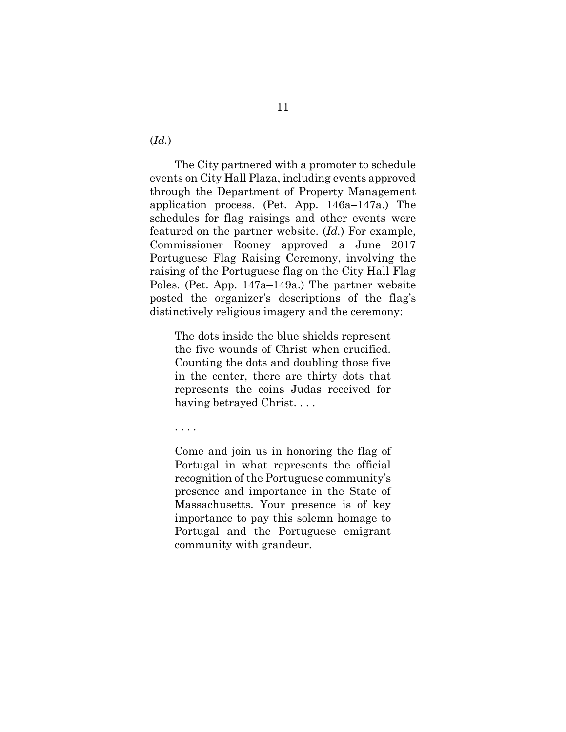(*Id.*)

The City partnered with a promoter to schedule events on City Hall Plaza, including events approved through the Department of Property Management application process. (Pet. App. 146a–147a.) The schedules for flag raisings and other events were featured on the partner website. (*Id.*) For example, Commissioner Rooney approved a June 2017 Portuguese Flag Raising Ceremony, involving the raising of the Portuguese flag on the City Hall Flag Poles. (Pet. App. 147a–149a.) The partner website posted the organizer's descriptions of the flag's distinctively religious imagery and the ceremony:

> The dots inside the blue shields represent the five wounds of Christ when crucified. Counting the dots and doubling those five in the center, there are thirty dots that represents the coins Judas received for having betrayed Christ. . . .
>
> . . . .
>
> Come and join us in honoring the flag of Portugal in what represents the official recognition of the Portuguese community's presence and importance in the State of Massachusetts. Your presence is of key importance to pay this solemn homage to Portugal and the Portuguese emigrant community with grandeur.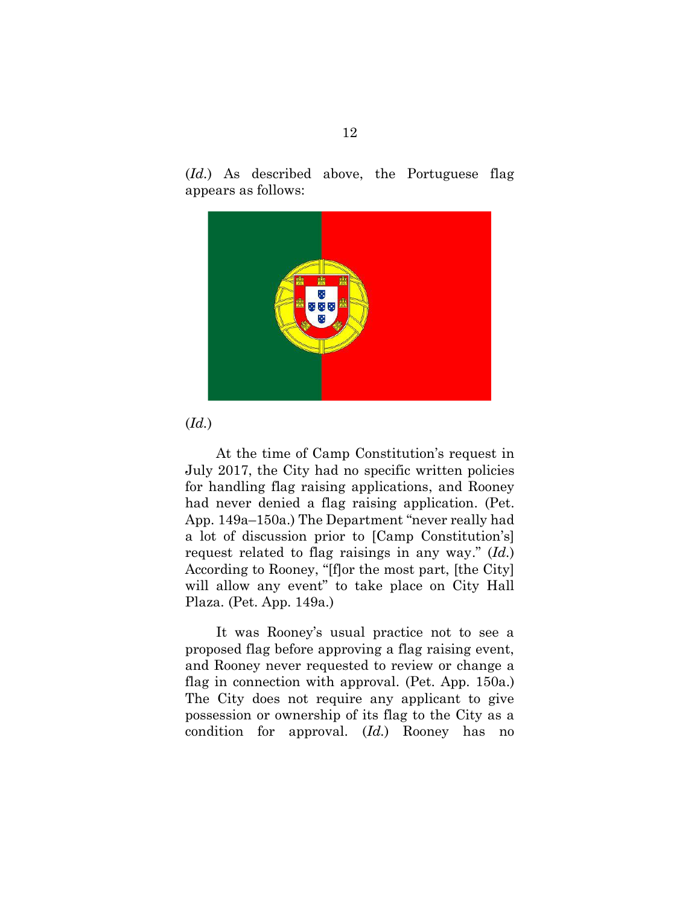(*Id.*) As described above, the Portuguese flag appears as follows:

(*Id.*)

At the time of Camp Constitution's request in July 2017, the City had no specific written policies for handling flag raising applications, and Rooney had never denied a flag raising application. (Pet. App. 149a–150a.) The Department "never really had a lot of discussion prior to [Camp Constitution's] request related to flag raisings in any way." (*Id.*) According to Rooney, "[f]or the most part, [the City] will allow any event" to take place on City Hall Plaza. (Pet. App. 149a.)

It was Rooney's usual practice not to see a proposed flag before approving a flag raising event, and Rooney never requested to review or change a flag in connection with approval. (Pet. App. 150a.) The City does not require any applicant to give possession or ownership of its flag to the City as a condition for approval. (*Id.*) Rooney has no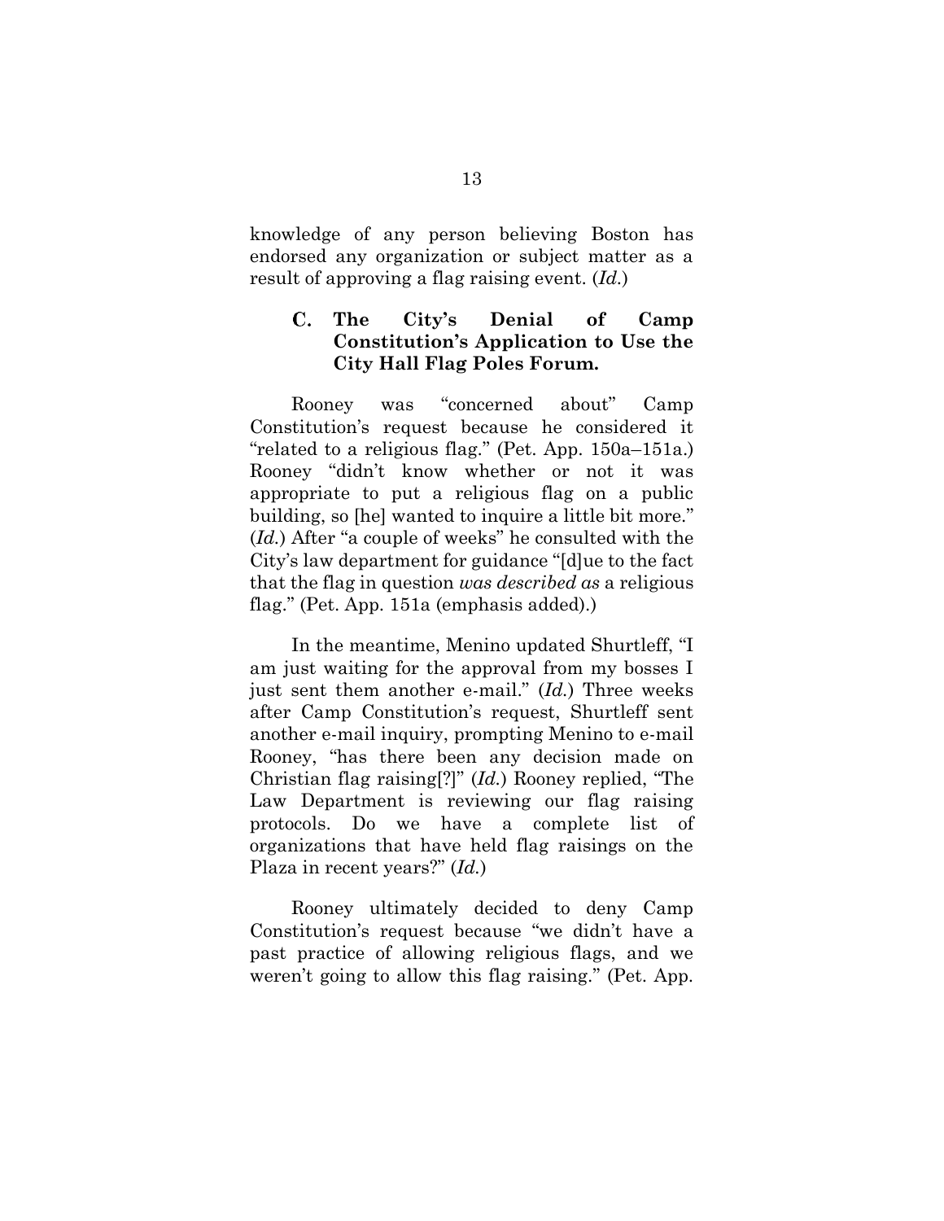knowledge of any person believing Boston has endorsed any organization or subject matter as a result of approving a flag raising event. (*Id.*)

### C. The City's Denial of Camp Constitution's Application to Use the City Hall Flag Poles Forum.

Rooney was "concerned about" Camp Constitution's request because he considered it "related to a religious flag." (Pet. App. 150a–151a.) Rooney "didn't know whether or not it was appropriate to put a religious flag on a public building, so [he] wanted to inquire a little bit more." (*Id.*) After "a couple of weeks" he consulted with the City's law department for guidance "[d]ue to the fact that the flag in question *was described as* a religious flag." (Pet. App. 151a (emphasis added).)

In the meantime, Menino updated Shurtleff, "I am just waiting for the approval from my bosses I just sent them another e-mail." (*Id.*) Three weeks after Camp Constitution's request, Shurtleff sent another e-mail inquiry, prompting Menino to e-mail Rooney, "has there been any decision made on Christian flag raising[?]" (*Id.*) Rooney replied, "The Law Department is reviewing our flag raising protocols. Do we have a complete list of organizations that have held flag raisings on the Plaza in recent years?" (*Id.*)

Rooney ultimately decided to deny Camp Constitution's request because "we didn't have a past practice of allowing religious flags, and we weren't going to allow this flag raising." (Pet. App.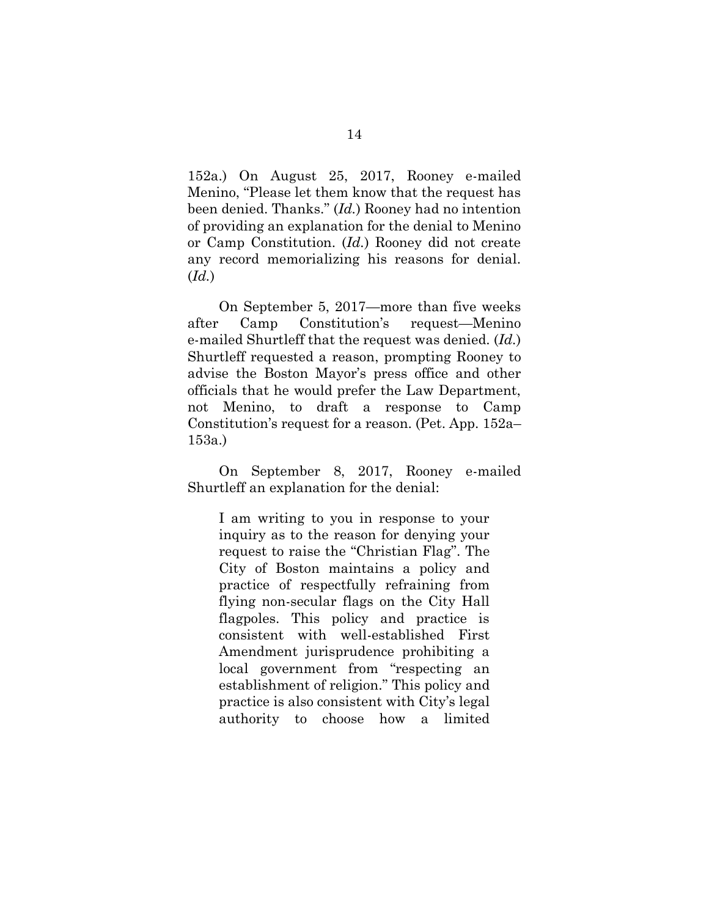152a.) On August 25, 2017, Rooney e-mailed Menino, "Please let them know that the request has been denied. Thanks." (*Id.*) Rooney had no intention of providing an explanation for the denial to Menino or Camp Constitution. (*Id.*) Rooney did not create any record memorializing his reasons for denial. (*Id.*)

On September 5, 2017—more than five weeks after Camp Constitution's request—Menino e-mailed Shurtleff that the request was denied. (*Id.*) Shurtleff requested a reason, prompting Rooney to advise the Boston Mayor's press office and other officials that he would prefer the Law Department, not Menino, to draft a response to Camp Constitution's request for a reason. (Pet. App. 152a–153a.)

On September 8, 2017, Rooney e-mailed Shurtleff an explanation for the denial:

> I am writing to you in response to your inquiry as to the reason for denying your request to raise the "Christian Flag". The City of Boston maintains a policy and practice of respectfully refraining from flying non-secular flags on the City Hall flagpoles. This policy and practice is consistent with well-established First Amendment jurisprudence prohibiting a local government from "respecting an establishment of religion." This policy and practice is also consistent with City's legal authority to choose how a limited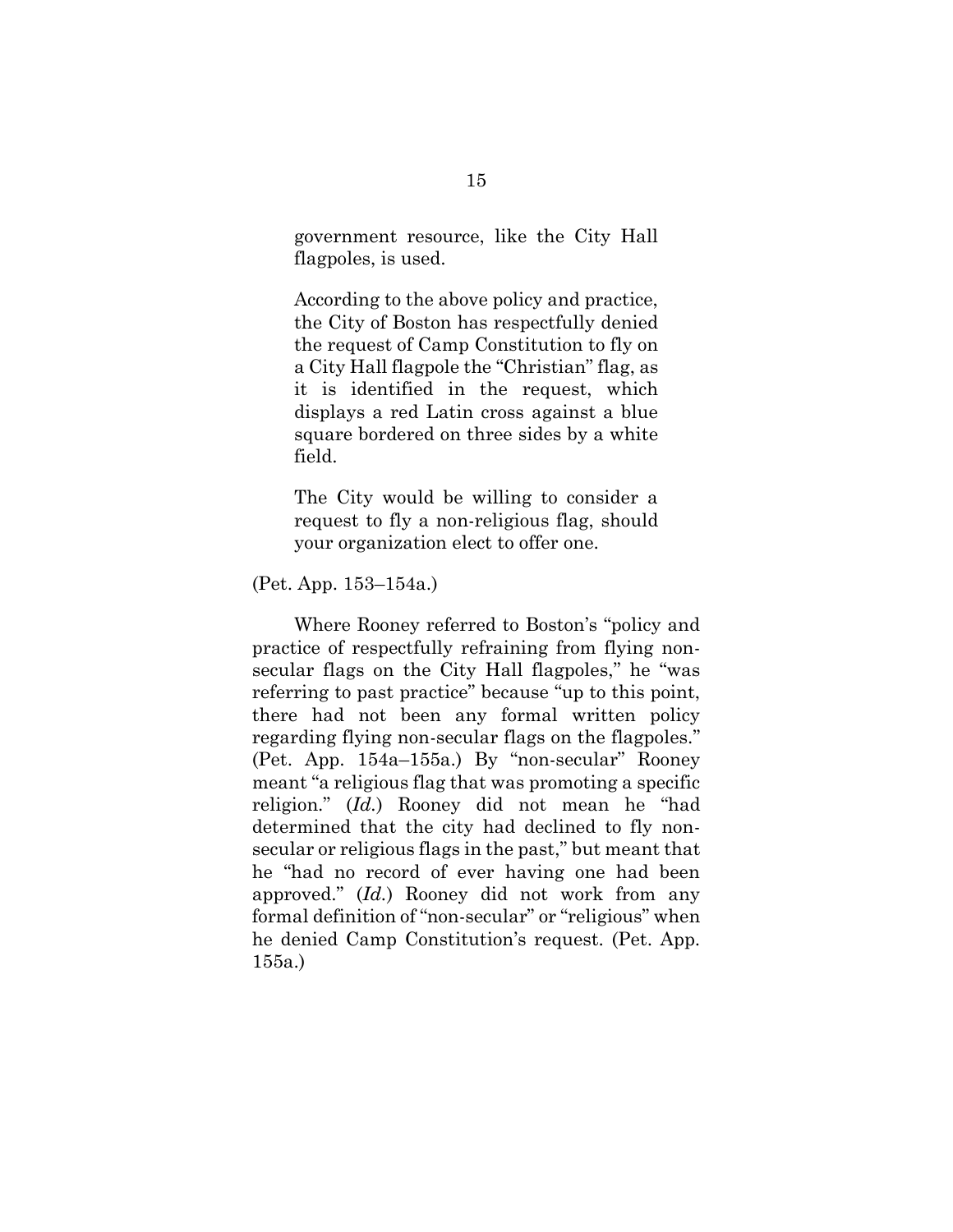> government resource, like the City Hall flagpoles, is used.
>
> According to the above policy and practice, the City of Boston has respectfully denied the request of Camp Constitution to fly on a City Hall flagpole the "Christian" flag, as it is identified in the request, which displays a red Latin cross against a blue square bordered on three sides by a white field.
>
> The City would be willing to consider a request to fly a non-religious flag, should your organization elect to offer one.

(Pet. App. 153–154a.)

Where Rooney referred to Boston's "policy and practice of respectfully refraining from flying non-secular flags on the City Hall flagpoles," he "was referring to past practice" because "up to this point, there had not been any formal written policy regarding flying non-secular flags on the flagpoles." (Pet. App. 154a–155a.) By "non-secular" Rooney meant "a religious flag that was promoting a specific religion." (*Id.*) Rooney did not mean he "had determined that the city had declined to fly non-secular or religious flags in the past," but meant that he "had no record of ever having one had been approved." (*Id.*) Rooney did not work from any formal definition of "non-secular" or "religious" when he denied Camp Constitution's request. (Pet. App. 155a.)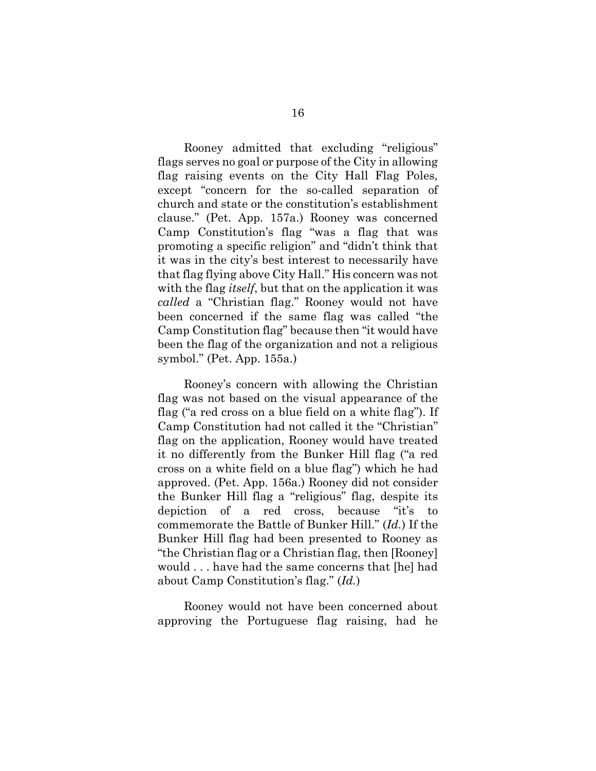Rooney admitted that excluding "religious" flags serves no goal or purpose of the City in allowing flag raising events on the City Hall Flag Poles, except "concern for the so-called separation of church and state or the constitution's establishment clause." (Pet. App. 157a.) Rooney was concerned Camp Constitution's flag "was a flag that was promoting a specific religion" and "didn't think that it was in the city's best interest to necessarily have that flag flying above City Hall." His concern was not with the flag *itself*, but that on the application it was *called* a "Christian flag." Rooney would not have been concerned if the same flag was called "the Camp Constitution flag" because then "it would have been the flag of the organization and not a religious symbol." (Pet. App. 155a.)

Rooney's concern with allowing the Christian flag was not based on the visual appearance of the flag ("a red cross on a blue field on a white flag"). If Camp Constitution had not called it the "Christian" flag on the application, Rooney would have treated it no differently from the Bunker Hill flag ("a red cross on a white field on a blue flag") which he had approved. (Pet. App. 156a.) Rooney did not consider the Bunker Hill flag a "religious" flag, despite its depiction of a red cross, because "it's to commemorate the Battle of Bunker Hill." (*Id.*) If the Bunker Hill flag had been presented to Rooney as "the Christian flag or a Christian flag, then [Rooney] would . . . have had the same concerns that [he] had about Camp Constitution's flag." (*Id.*)

Rooney would not have been concerned about approving the Portuguese flag raising, had he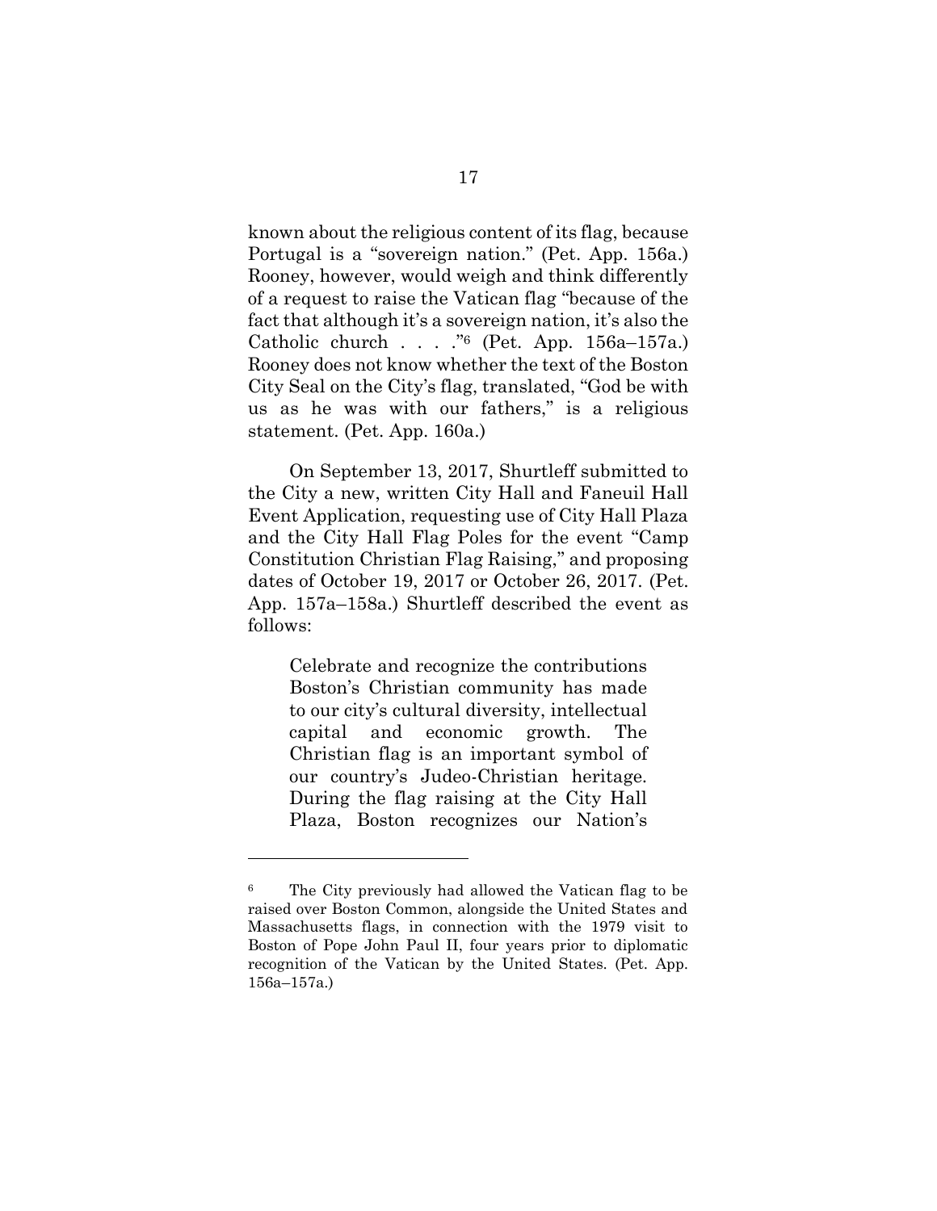known about the religious content of its flag, because Portugal is a "sovereign nation." (Pet. App. 156a.) Rooney, however, would weigh and think differently of a request to raise the Vatican flag "because of the fact that although it's a sovereign nation, it's also the Catholic church . . . ."[6] (Pet. App. 156a–157a.) Rooney does not know whether the text of the Boston City Seal on the City's flag, translated, "God be with us as he was with our fathers," is a religious statement. (Pet. App. 160a.)

On September 13, 2017, Shurtleff submitted to the City a new, written City Hall and Faneuil Hall Event Application, requesting use of City Hall Plaza and the City Hall Flag Poles for the event "Camp Constitution Christian Flag Raising," and proposing dates of October 19, 2017 or October 26, 2017. (Pet. App. 157a–158a.) Shurtleff described the event as follows:

> Celebrate and recognize the contributions Boston's Christian community has made to our city's cultural diversity, intellectual capital and economic growth. The Christian flag is an important symbol of our country's Judeo-Christian heritage. During the flag raising at the City Hall Plaza, Boston recognizes our Nation's

---

[6] The City previously had allowed the Vatican flag to be raised over Boston Common, alongside the United States and Massachusetts flags, in connection with the 1979 visit to Boston of Pope John Paul II, four years prior to diplomatic recognition of the Vatican by the United States. (Pet. App. 156a–157a.)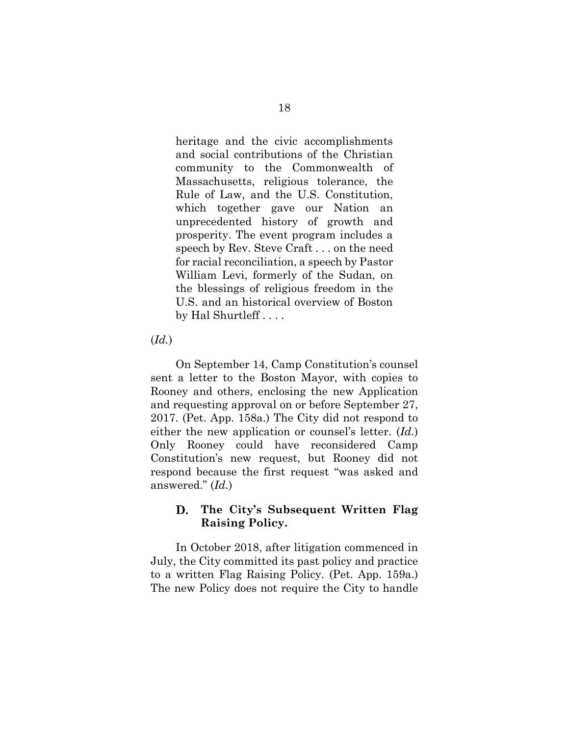> heritage and the civic accomplishments and social contributions of the Christian community to the Commonwealth of Massachusetts, religious tolerance, the Rule of Law, and the U.S. Constitution, which together gave our Nation an unprecedented history of growth and prosperity. The event program includes a speech by Rev. Steve Craft . . . on the need for racial reconciliation, a speech by Pastor William Levi, formerly of the Sudan, on the blessings of religious freedom in the U.S. and an historical overview of Boston by Hal Shurtleff . . . .

(*Id.*)

On September 14, Camp Constitution's counsel sent a letter to the Boston Mayor, with copies to Rooney and others, enclosing the new Application and requesting approval on or before September 27, 2017. (Pet. App. 158a.) The City did not respond to either the new application or counsel's letter. (*Id.*) Only Rooney could have reconsidered Camp Constitution's new request, but Rooney did not respond because the first request "was asked and answered." (*Id.*)

### D. The City's Subsequent Written Flag Raising Policy.

In October 2018, after litigation commenced in July, the City committed its past policy and practice to a written Flag Raising Policy. (Pet. App. 159a.) The new Policy does not require the City to handle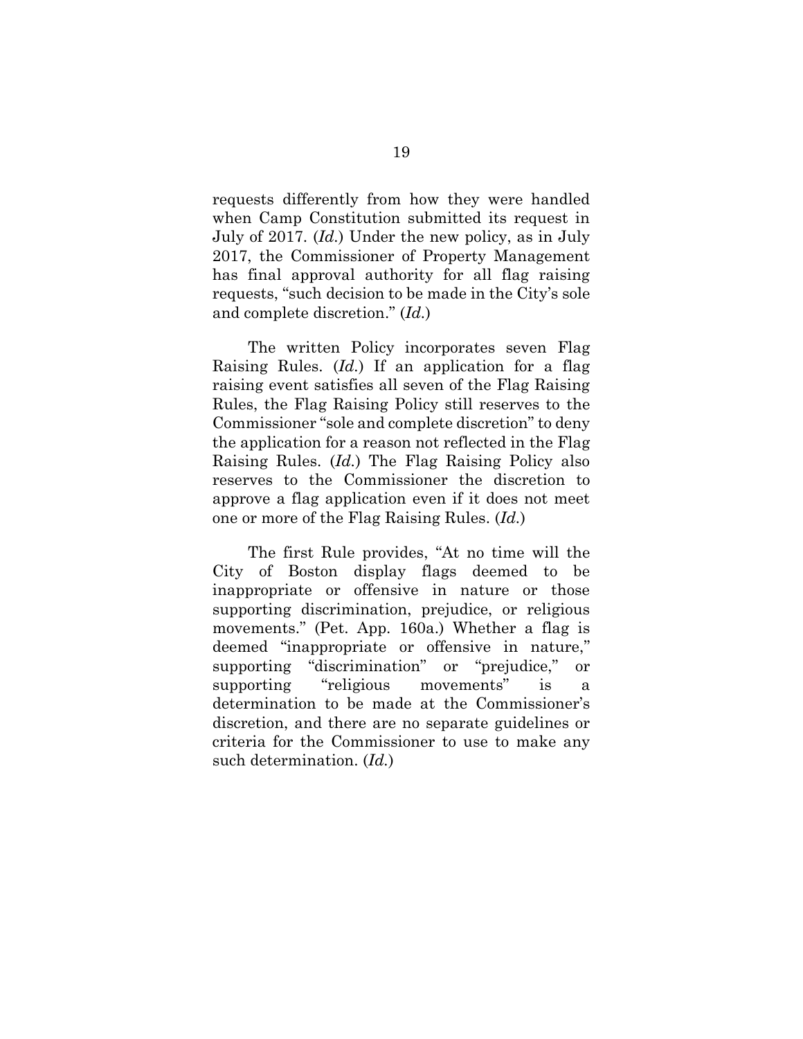requests differently from how they were handled when Camp Constitution submitted its request in July of 2017. (*Id.*) Under the new policy, as in July 2017, the Commissioner of Property Management has final approval authority for all flag raising requests, "such decision to be made in the City's sole and complete discretion." (*Id.*)

The written Policy incorporates seven Flag Raising Rules. (*Id.*) If an application for a flag raising event satisfies all seven of the Flag Raising Rules, the Flag Raising Policy still reserves to the Commissioner "sole and complete discretion" to deny the application for a reason not reflected in the Flag Raising Rules. (*Id.*) The Flag Raising Policy also reserves to the Commissioner the discretion to approve a flag application even if it does not meet one or more of the Flag Raising Rules. (*Id.*)

The first Rule provides, "At no time will the City of Boston display flags deemed to be inappropriate or offensive in nature or those supporting discrimination, prejudice, or religious movements." (Pet. App. 160a.) Whether a flag is deemed "inappropriate or offensive in nature," supporting "discrimination" or "prejudice," or supporting "religious movements" is a determination to be made at the Commissioner's discretion, and there are no separate guidelines or criteria for the Commissioner to use to make any such determination. (*Id.*)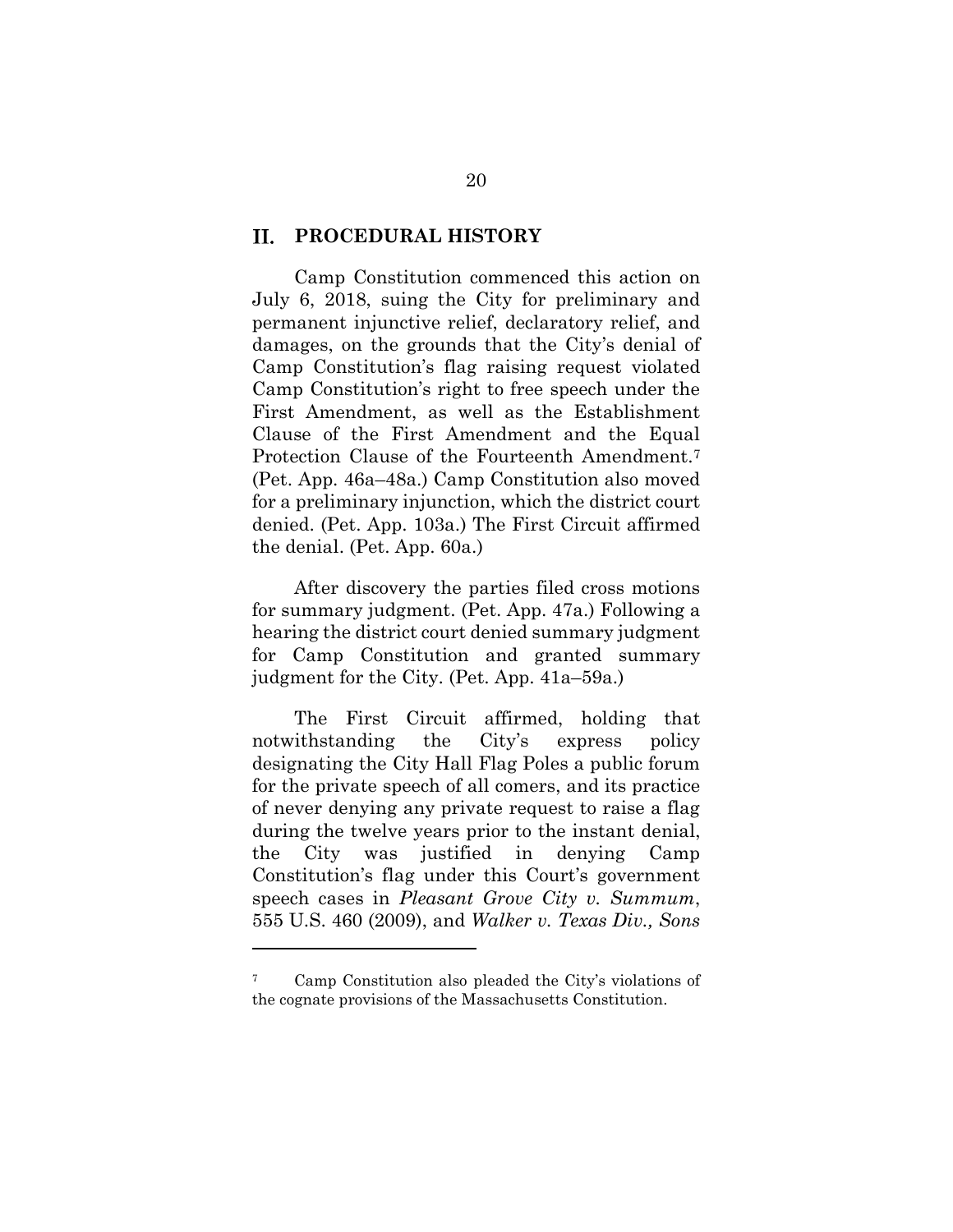## II. PROCEDURAL HISTORY

Camp Constitution commenced this action on July 6, 2018, suing the City for preliminary and permanent injunctive relief, declaratory relief, and damages, on the grounds that the City's denial of Camp Constitution's flag raising request violated Camp Constitution's right to free speech under the First Amendment, as well as the Establishment Clause of the First Amendment and the Equal Protection Clause of the Fourteenth Amendment.[7] (Pet. App. 46a–48a.) Camp Constitution also moved for a preliminary injunction, which the district court denied. (Pet. App. 103a.) The First Circuit affirmed the denial. (Pet. App. 60a.)

After discovery the parties filed cross motions for summary judgment. (Pet. App. 47a.) Following a hearing the district court denied summary judgment for Camp Constitution and granted summary judgment for the City. (Pet. App. 41a–59a.)

The First Circuit affirmed, holding that notwithstanding the City's express policy designating the City Hall Flag Poles a public forum for the private speech of all comers, and its practice of never denying any private request to raise a flag during the twelve years prior to the instant denial, the City was justified in denying Camp Constitution's flag under this Court's government speech cases in *Pleasant Grove City v. Summum*, 555 U.S. 460 (2009), and *Walker v. Texas Div., Sons*

---

[7] Camp Constitution also pleaded the City's violations of the cognate provisions of the Massachusetts Constitution.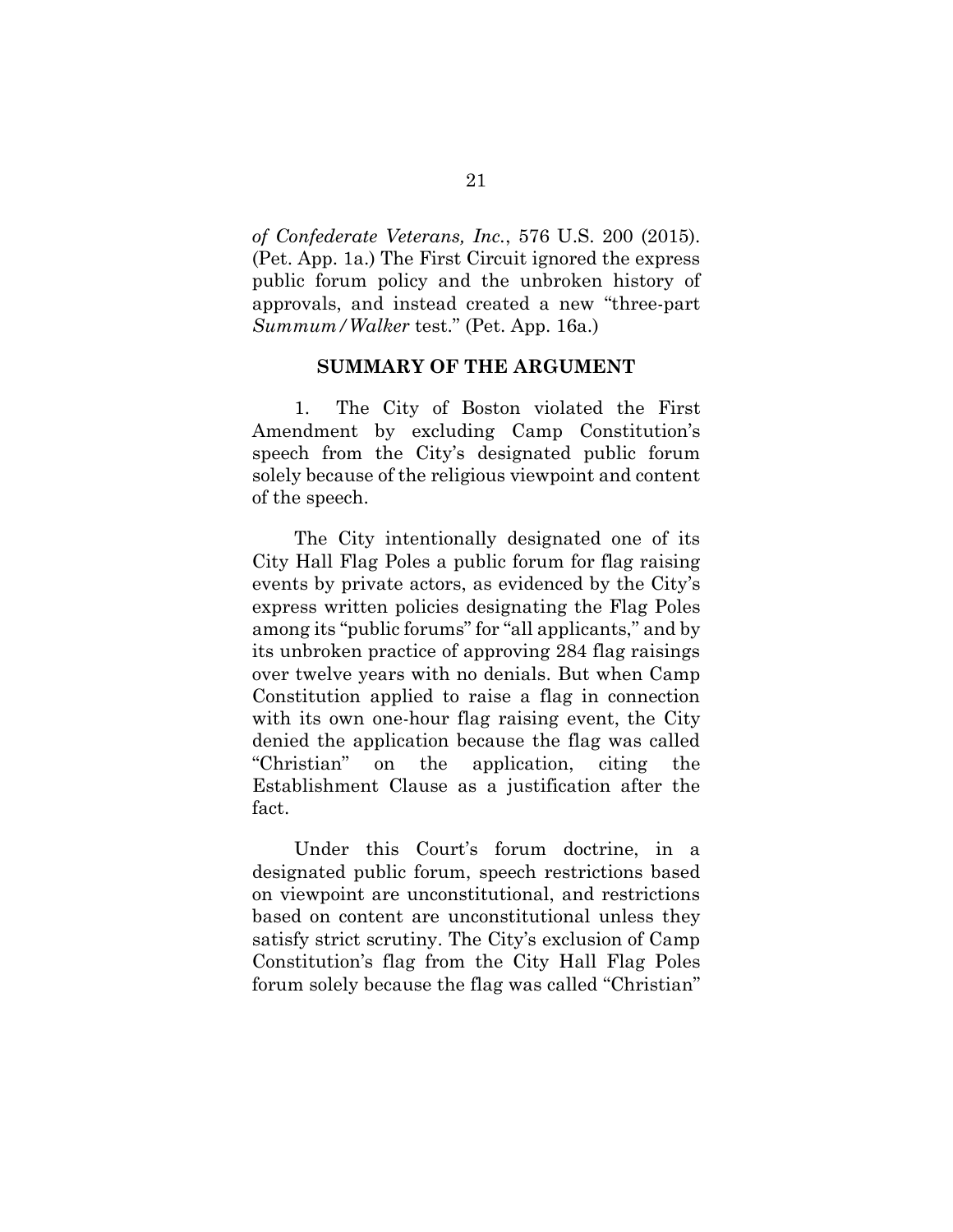*of Confederate Veterans, Inc.*, 576 U.S. 200 (2015). (Pet. App. 1a.) The First Circuit ignored the express public forum policy and the unbroken history of approvals, and instead created a new "three-part *Summum/Walker* test." (Pet. App. 16a.)

## SUMMARY OF THE ARGUMENT

1. The City of Boston violated the First Amendment by excluding Camp Constitution's speech from the City's designated public forum solely because of the religious viewpoint and content of the speech.

The City intentionally designated one of its City Hall Flag Poles a public forum for flag raising events by private actors, as evidenced by the City's express written policies designating the Flag Poles among its "public forums" for "all applicants," and by its unbroken practice of approving 284 flag raisings over twelve years with no denials. But when Camp Constitution applied to raise a flag in connection with its own one-hour flag raising event, the City denied the application because the flag was called "Christian" on the application, citing the Establishment Clause as a justification after the fact.

Under this Court's forum doctrine, in a designated public forum, speech restrictions based on viewpoint are unconstitutional, and restrictions based on content are unconstitutional unless they satisfy strict scrutiny. The City's exclusion of Camp Constitution's flag from the City Hall Flag Poles forum solely because the flag was called "Christian"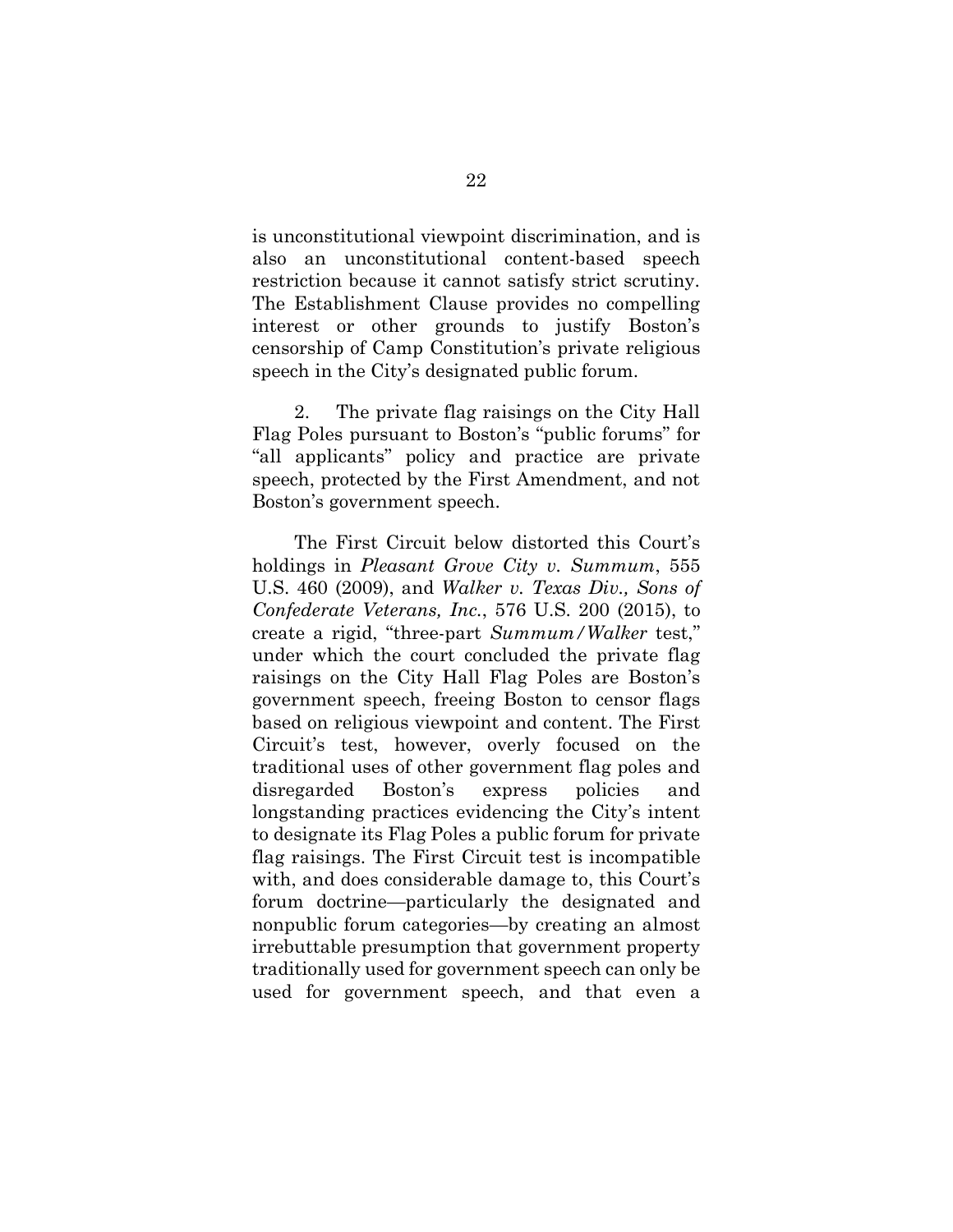is unconstitutional viewpoint discrimination, and is also an unconstitutional content-based speech restriction because it cannot satisfy strict scrutiny. The Establishment Clause provides no compelling interest or other grounds to justify Boston's censorship of Camp Constitution's private religious speech in the City's designated public forum.

2. The private flag raisings on the City Hall Flag Poles pursuant to Boston's "public forums" for "all applicants" policy and practice are private speech, protected by the First Amendment, and not Boston's government speech.

The First Circuit below distorted this Court's holdings in *Pleasant Grove City v. Summum*, 555 U.S. 460 (2009), and *Walker v. Texas Div., Sons of Confederate Veterans, Inc.*, 576 U.S. 200 (2015), to create a rigid, "three-part *Summum/Walker* test," under which the court concluded the private flag raisings on the City Hall Flag Poles are Boston's government speech, freeing Boston to censor flags based on religious viewpoint and content. The First Circuit's test, however, overly focused on the traditional uses of other government flag poles and disregarded Boston's express policies and longstanding practices evidencing the City's intent to designate its Flag Poles a public forum for private flag raisings. The First Circuit test is incompatible with, and does considerable damage to, this Court's forum doctrine—particularly the designated and nonpublic forum categories—by creating an almost irrebuttable presumption that government property traditionally used for government speech can only be used for government speech, and that even a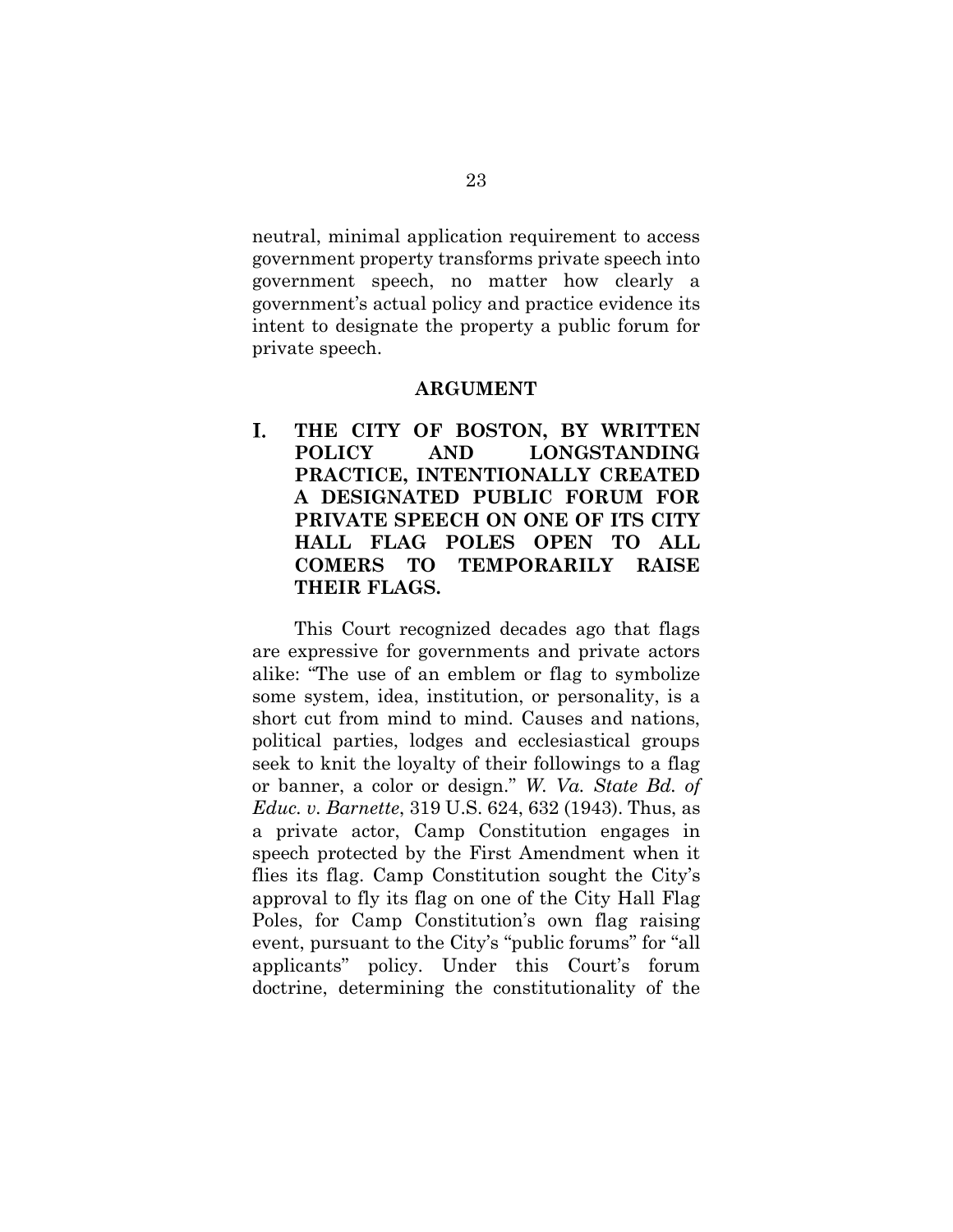neutral, minimal application requirement to access government property transforms private speech into government speech, no matter how clearly a government's actual policy and practice evidence its intent to designate the property a public forum for private speech.

## ARGUMENT

### I. THE CITY OF BOSTON, BY WRITTEN POLICY AND LONGSTANDING PRACTICE, INTENTIONALLY CREATED A DESIGNATED PUBLIC FORUM FOR PRIVATE SPEECH ON ONE OF ITS CITY HALL FLAG POLES OPEN TO ALL COMERS TO TEMPORARILY RAISE THEIR FLAGS.

This Court recognized decades ago that flags are expressive for governments and private actors alike: "The use of an emblem or flag to symbolize some system, idea, institution, or personality, is a short cut from mind to mind. Causes and nations, political parties, lodges and ecclesiastical groups seek to knit the loyalty of their followings to a flag or banner, a color or design." *W. Va. State Bd. of Educ. v. Barnette*, 319 U.S. 624, 632 (1943). Thus, as a private actor, Camp Constitution engages in speech protected by the First Amendment when it flies its flag. Camp Constitution sought the City's approval to fly its flag on one of the City Hall Flag Poles, for Camp Constitution's own flag raising event, pursuant to the City's "public forums" for "all applicants" policy. Under this Court's forum doctrine, determining the constitutionality of the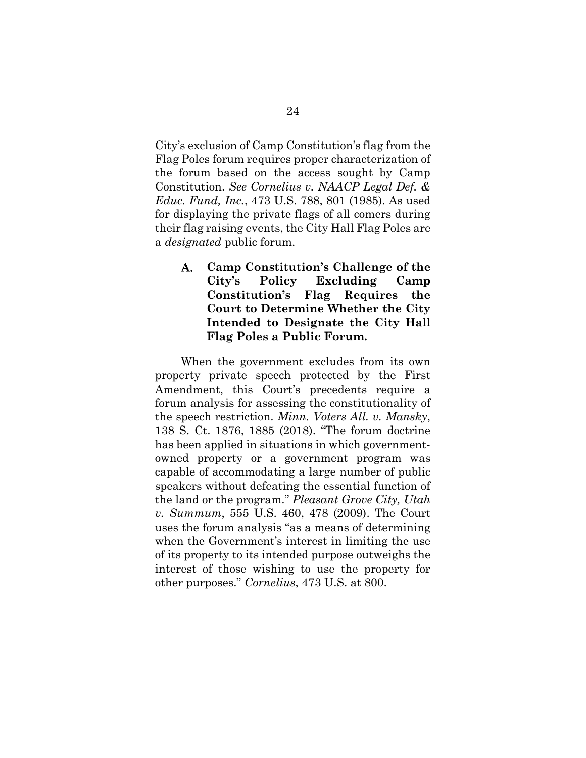City's exclusion of Camp Constitution's flag from the Flag Poles forum requires proper characterization of the forum based on the access sought by Camp Constitution. *See Cornelius v. NAACP Legal Def. & Educ. Fund, Inc.*, 473 U.S. 788, 801 (1985). As used for displaying the private flags of all comers during their flag raising events, the City Hall Flag Poles are a *designated* public forum.

### A. Camp Constitution's Challenge of the City's Policy Excluding Camp Constitution's Flag Requires the Court to Determine Whether the City Intended to Designate the City Hall Flag Poles a Public Forum.

When the government excludes from its own property private speech protected by the First Amendment, this Court's precedents require a forum analysis for assessing the constitutionality of the speech restriction. *Minn. Voters All. v. Mansky*, 138 S. Ct. 1876, 1885 (2018). "The forum doctrine has been applied in situations in which government-owned property or a government program was capable of accommodating a large number of public speakers without defeating the essential function of the land or the program." *Pleasant Grove City, Utah v. Summum*, 555 U.S. 460, 478 (2009). The Court uses the forum analysis "as a means of determining when the Government's interest in limiting the use of its property to its intended purpose outweighs the interest of those wishing to use the property for other purposes." *Cornelius*, 473 U.S. at 800.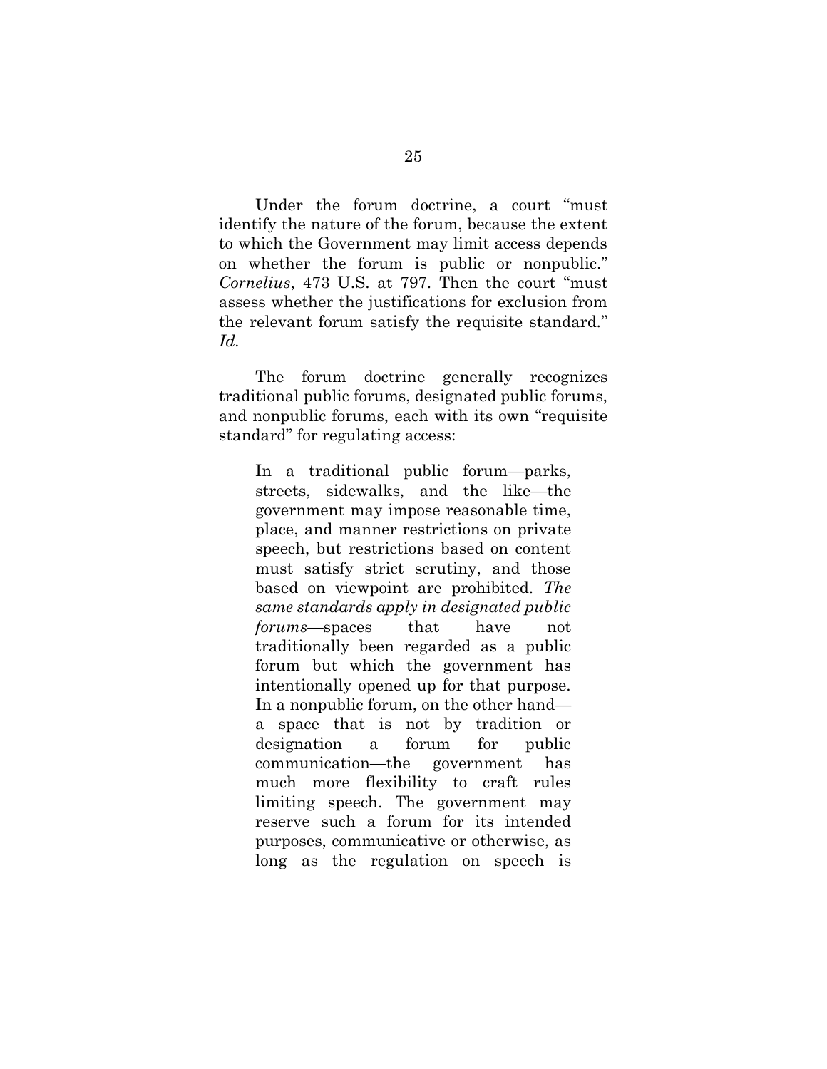Under the forum doctrine, a court "must identify the nature of the forum, because the extent to which the Government may limit access depends on whether the forum is public or nonpublic." *Cornelius*, 473 U.S. at 797. Then the court "must assess whether the justifications for exclusion from the relevant forum satisfy the requisite standard." *Id.*

The forum doctrine generally recognizes traditional public forums, designated public forums, and nonpublic forums, each with its own "requisite standard" for regulating access:

> In a traditional public forum—parks, streets, sidewalks, and the like—the government may impose reasonable time, place, and manner restrictions on private speech, but restrictions based on content must satisfy strict scrutiny, and those based on viewpoint are prohibited. *The same standards apply in designated public forums*—spaces that have not traditionally been regarded as a public forum but which the government has intentionally opened up for that purpose. In a nonpublic forum, on the other hand—a space that is not by tradition or designation a forum for public communication—the government has much more flexibility to craft rules limiting speech. The government may reserve such a forum for its intended purposes, communicative or otherwise, as long as the regulation on speech is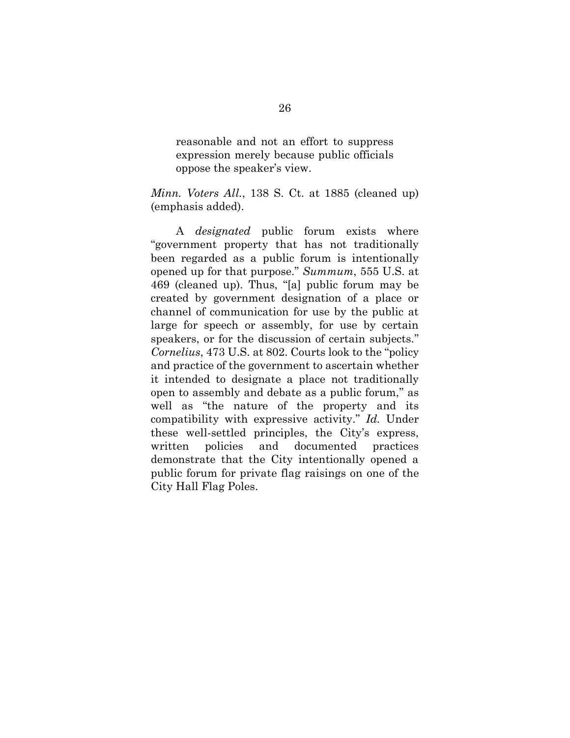> reasonable and not an effort to suppress expression merely because public officials oppose the speaker's view.

*Minn. Voters All.*, 138 S. Ct. at 1885 (cleaned up) (emphasis added).

A *designated* public forum exists where "government property that has not traditionally been regarded as a public forum is intentionally opened up for that purpose." *Summum*, 555 U.S. at 469 (cleaned up). Thus, "[a] public forum may be created by government designation of a place or channel of communication for use by the public at large for speech or assembly, for use by certain speakers, or for the discussion of certain subjects." *Cornelius*, 473 U.S. at 802. Courts look to the "policy and practice of the government to ascertain whether it intended to designate a place not traditionally open to assembly and debate as a public forum," as well as "the nature of the property and its compatibility with expressive activity." *Id.* Under these well-settled principles, the City's express, written policies and documented practices demonstrate that the City intentionally opened a public forum for private flag raisings on one of the City Hall Flag Poles.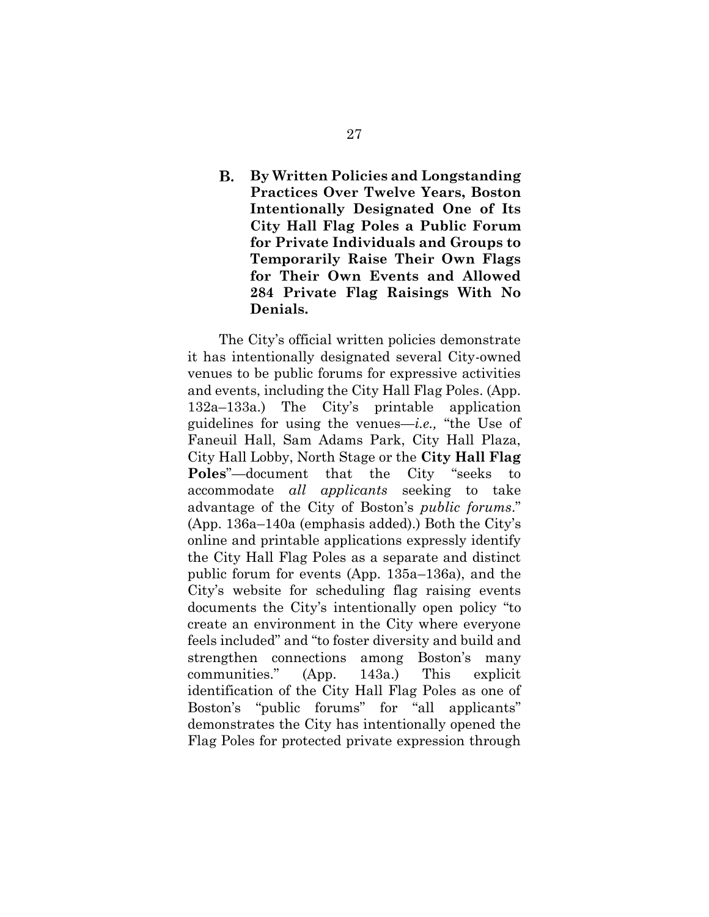### B. By Written Policies and Longstanding Practices Over Twelve Years, Boston Intentionally Designated One of Its City Hall Flag Poles a Public Forum for Private Individuals and Groups to Temporarily Raise Their Own Flags for Their Own Events and Allowed 284 Private Flag Raisings With No Denials.

The City's official written policies demonstrate it has intentionally designated several City-owned venues to be public forums for expressive activities and events, including the City Hall Flag Poles. (App. 132a–133a.) The City's printable application guidelines for using the venues—*i.e.,* "the Use of Faneuil Hall, Sam Adams Park, City Hall Plaza, City Hall Lobby, North Stage or the **City Hall Flag Poles**"—document that the City "seeks to accommodate *all applicants* seeking to take advantage of the City of Boston's *public forums*." (App. 136a–140a (emphasis added).) Both the City's online and printable applications expressly identify the City Hall Flag Poles as a separate and distinct public forum for events (App. 135a–136a), and the City's website for scheduling flag raising events documents the City's intentionally open policy "to create an environment in the City where everyone feels included" and "to foster diversity and build and strengthen connections among Boston's many communities." (App. 143a.) This explicit identification of the City Hall Flag Poles as one of Boston's "public forums" for "all applicants" demonstrates the City has intentionally opened the Flag Poles for protected private expression through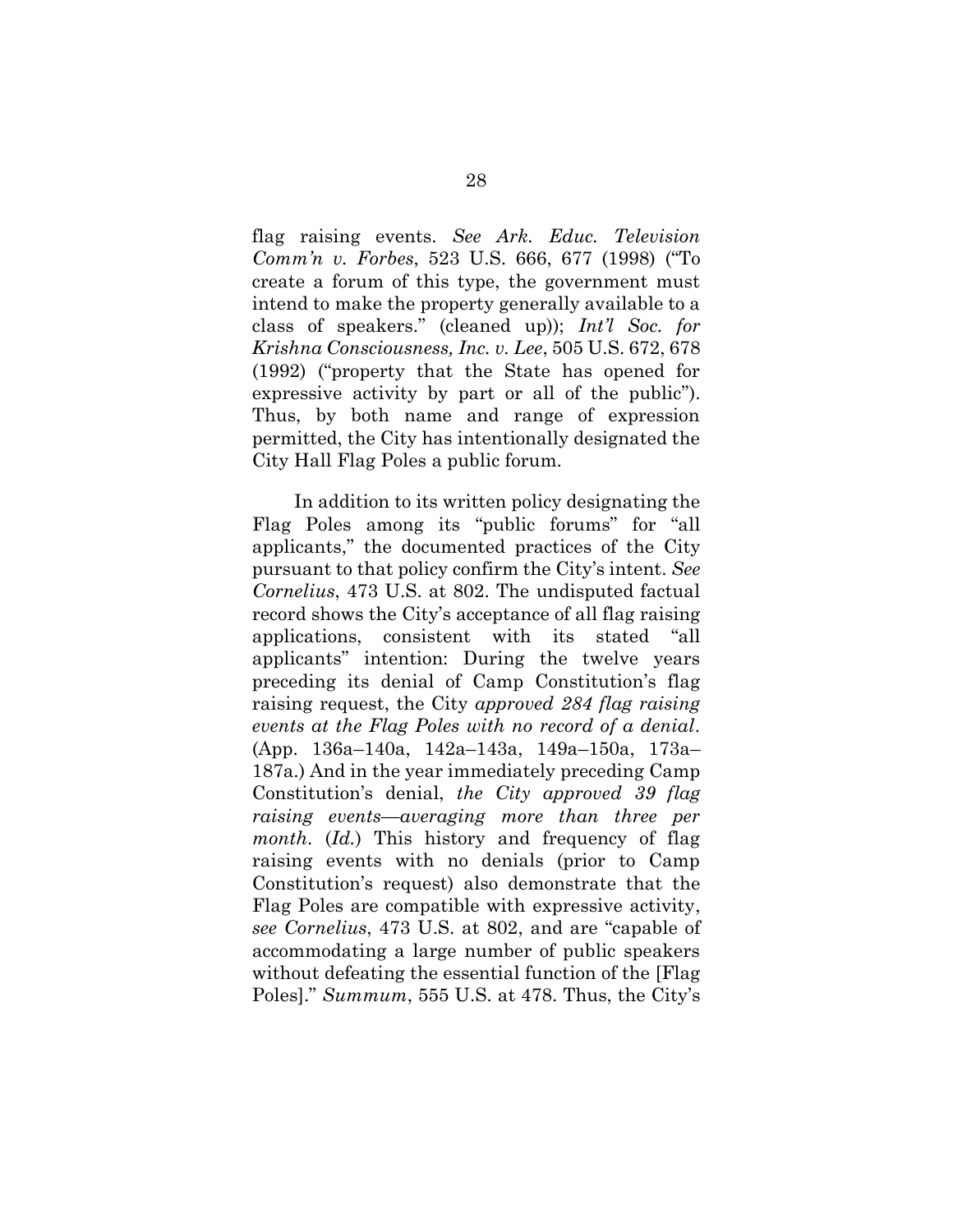flag raising events. *See Ark. Educ. Television Comm'n v. Forbes*, 523 U.S. 666, 677 (1998) ("To create a forum of this type, the government must intend to make the property generally available to a class of speakers." (cleaned up)); *Int'l Soc. for Krishna Consciousness, Inc. v. Lee*, 505 U.S. 672, 678 (1992) ("property that the State has opened for expressive activity by part or all of the public"). Thus, by both name and range of expression permitted, the City has intentionally designated the City Hall Flag Poles a public forum.

In addition to its written policy designating the Flag Poles among its "public forums" for "all applicants," the documented practices of the City pursuant to that policy confirm the City's intent. *See Cornelius*, 473 U.S. at 802. The undisputed factual record shows the City's acceptance of all flag raising applications, consistent with its stated "all applicants" intention: During the twelve years preceding its denial of Camp Constitution's flag raising request, the City *approved 284 flag raising events at the Flag Poles with no record of a denial*. (App. 136a–140a, 142a–143a, 149a–150a, 173a–187a.) And in the year immediately preceding Camp Constitution's denial, *the City approved 39 flag raising events—averaging more than three per month*. (*Id.*) This history and frequency of flag raising events with no denials (prior to Camp Constitution's request) also demonstrate that the Flag Poles are compatible with expressive activity, *see Cornelius*, 473 U.S. at 802, and are "capable of accommodating a large number of public speakers without defeating the essential function of the [Flag Poles]." *Summum*, 555 U.S. at 478. Thus, the City's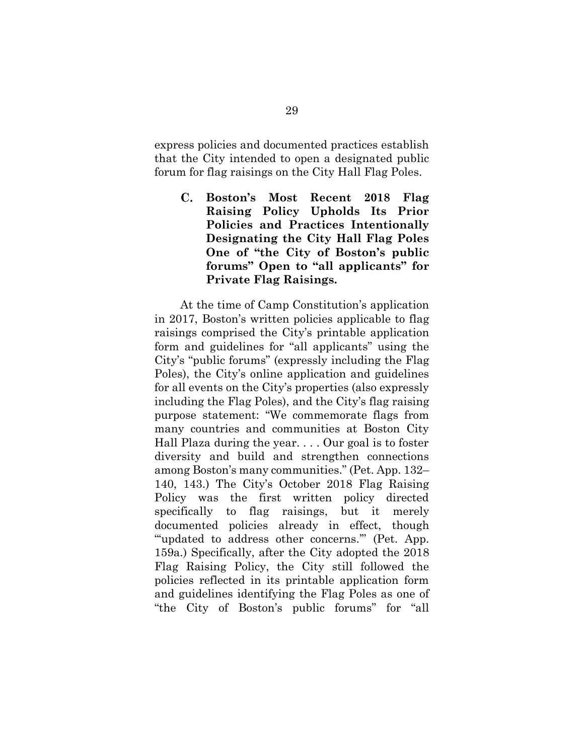express policies and documented practices establish that the City intended to open a designated public forum for flag raisings on the City Hall Flag Poles.

### C. Boston's Most Recent 2018 Flag Raising Policy Upholds Its Prior Policies and Practices Intentionally Designating the City Hall Flag Poles One of "the City of Boston's public forums" Open to "all applicants" for Private Flag Raisings.

At the time of Camp Constitution's application in 2017, Boston's written policies applicable to flag raisings comprised the City's printable application form and guidelines for "all applicants" using the City's "public forums" (expressly including the Flag Poles), the City's online application and guidelines for all events on the City's properties (also expressly including the Flag Poles), and the City's flag raising purpose statement: "We commemorate flags from many countries and communities at Boston City Hall Plaza during the year. . . . Our goal is to foster diversity and build and strengthen connections among Boston's many communities." (Pet. App. 132–140, 143.) The City's October 2018 Flag Raising Policy was the first written policy directed specifically to flag raisings, but it merely documented policies already in effect, though "'updated to address other concerns.'" (Pet. App. 159a.) Specifically, after the City adopted the 2018 Flag Raising Policy, the City still followed the policies reflected in its printable application form and guidelines identifying the Flag Poles as one of "the City of Boston's public forums" for "all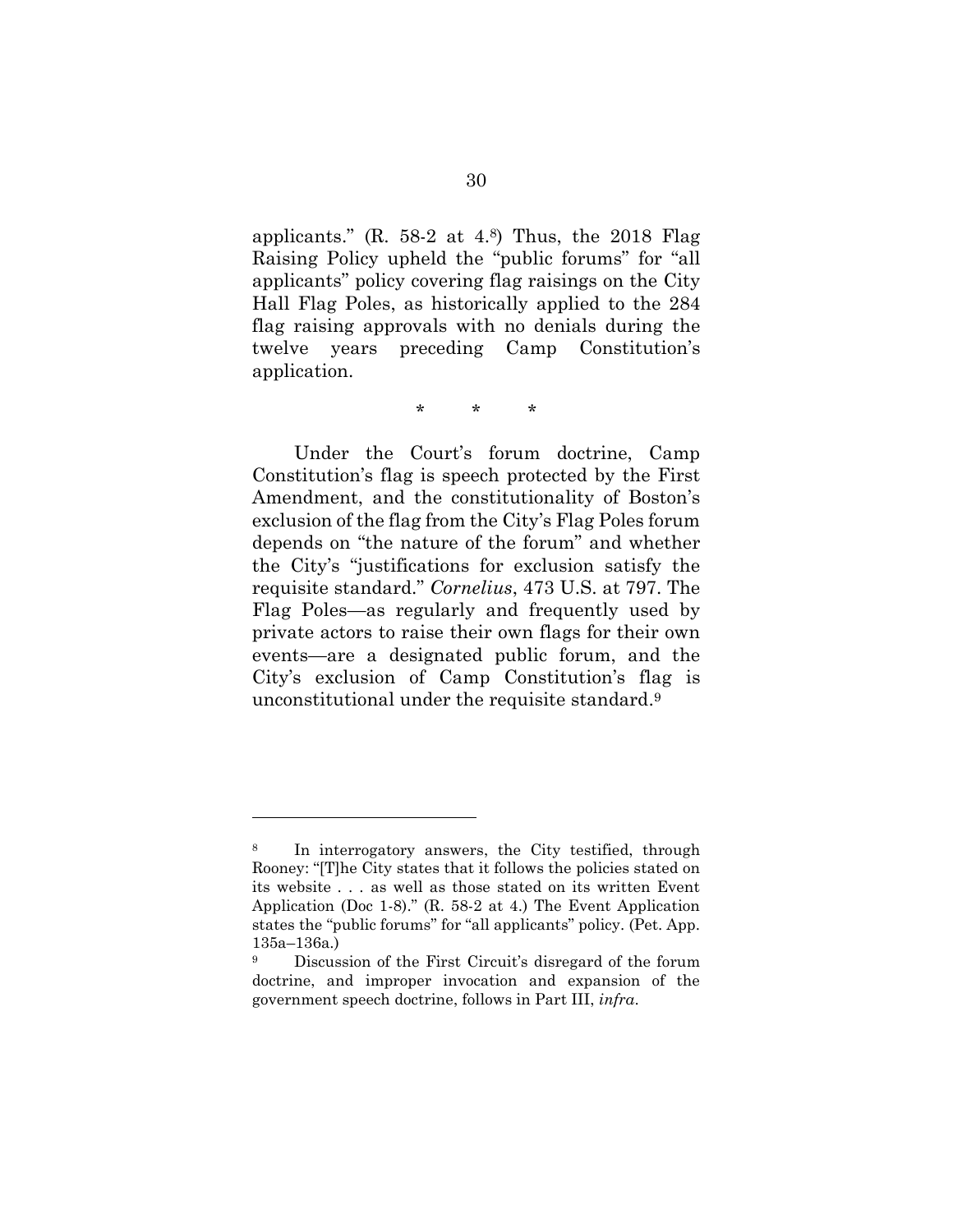applicants." (R. 58-2 at 4.[8]) Thus, the 2018 Flag Raising Policy upheld the "public forums" for "all applicants" policy covering flag raisings on the City Hall Flag Poles, as historically applied to the 284 flag raising approvals with no denials during the twelve years preceding Camp Constitution's application.

\* \* \*

Under the Court's forum doctrine, Camp Constitution's flag is speech protected by the First Amendment, and the constitutionality of Boston's exclusion of the flag from the City's Flag Poles forum depends on "the nature of the forum" and whether the City's "justifications for exclusion satisfy the requisite standard." *Cornelius*, 473 U.S. at 797. The Flag Poles—as regularly and frequently used by private actors to raise their own flags for their own events—are a designated public forum, and the City's exclusion of Camp Constitution's flag is unconstitutional under the requisite standard.[9]

---

[8] In interrogatory answers, the City testified, through Rooney: "[T]he City states that it follows the policies stated on its website . . . as well as those stated on its written Event Application (Doc 1-8)." (R. 58-2 at 4.) The Event Application states the "public forums" for "all applicants" policy. (Pet. App. 135a–136a.)

[9] Discussion of the First Circuit's disregard of the forum doctrine, and improper invocation and expansion of the government speech doctrine, follows in Part III, *infra*.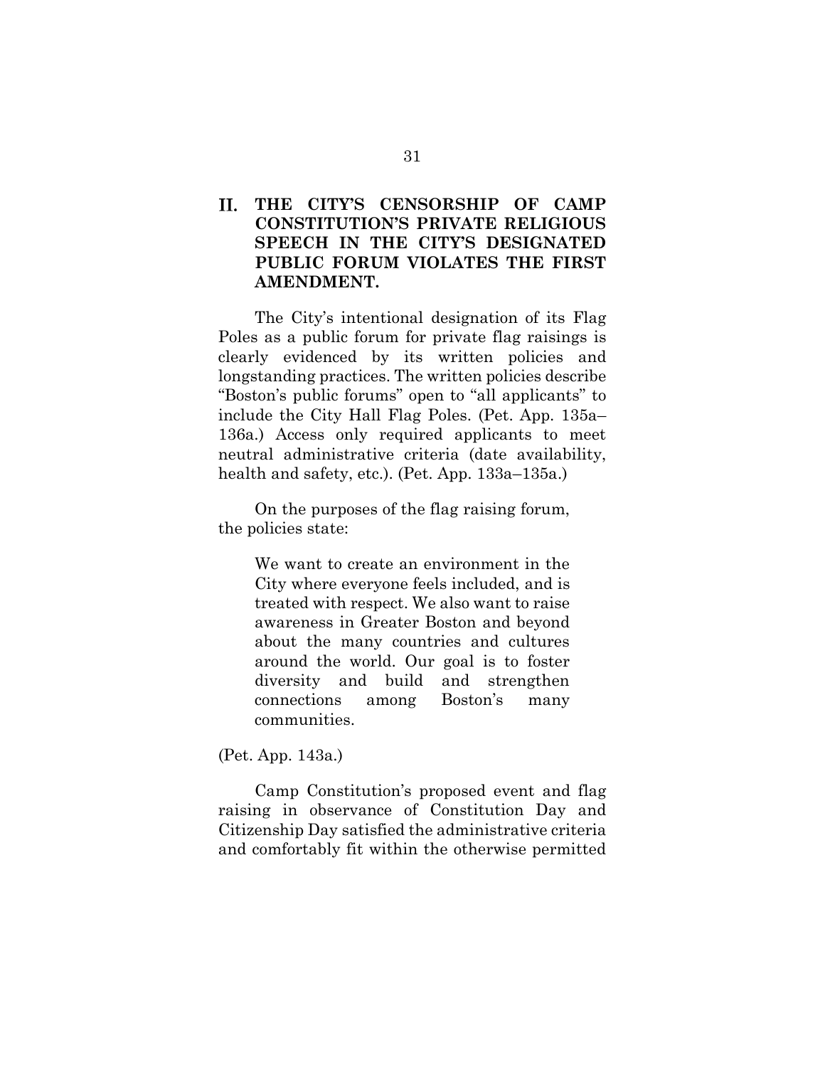## II. THE CITY'S CENSORSHIP OF CAMP CONSTITUTION'S PRIVATE RELIGIOUS SPEECH IN THE CITY'S DESIGNATED PUBLIC FORUM VIOLATES THE FIRST AMENDMENT.

The City's intentional designation of its Flag Poles as a public forum for private flag raisings is clearly evidenced by its written policies and longstanding practices. The written policies describe "Boston's public forums" open to "all applicants" to include the City Hall Flag Poles. (Pet. App. 135a–136a.) Access only required applicants to meet neutral administrative criteria (date availability, health and safety, etc.). (Pet. App. 133a–135a.)

On the purposes of the flag raising forum, the policies state:

> We want to create an environment in the City where everyone feels included, and is treated with respect. We also want to raise awareness in Greater Boston and beyond about the many countries and cultures around the world. Our goal is to foster diversity and build and strengthen connections among Boston's many communities.

(Pet. App. 143a.)

Camp Constitution's proposed event and flag raising in observance of Constitution Day and Citizenship Day satisfied the administrative criteria and comfortably fit within the otherwise permitted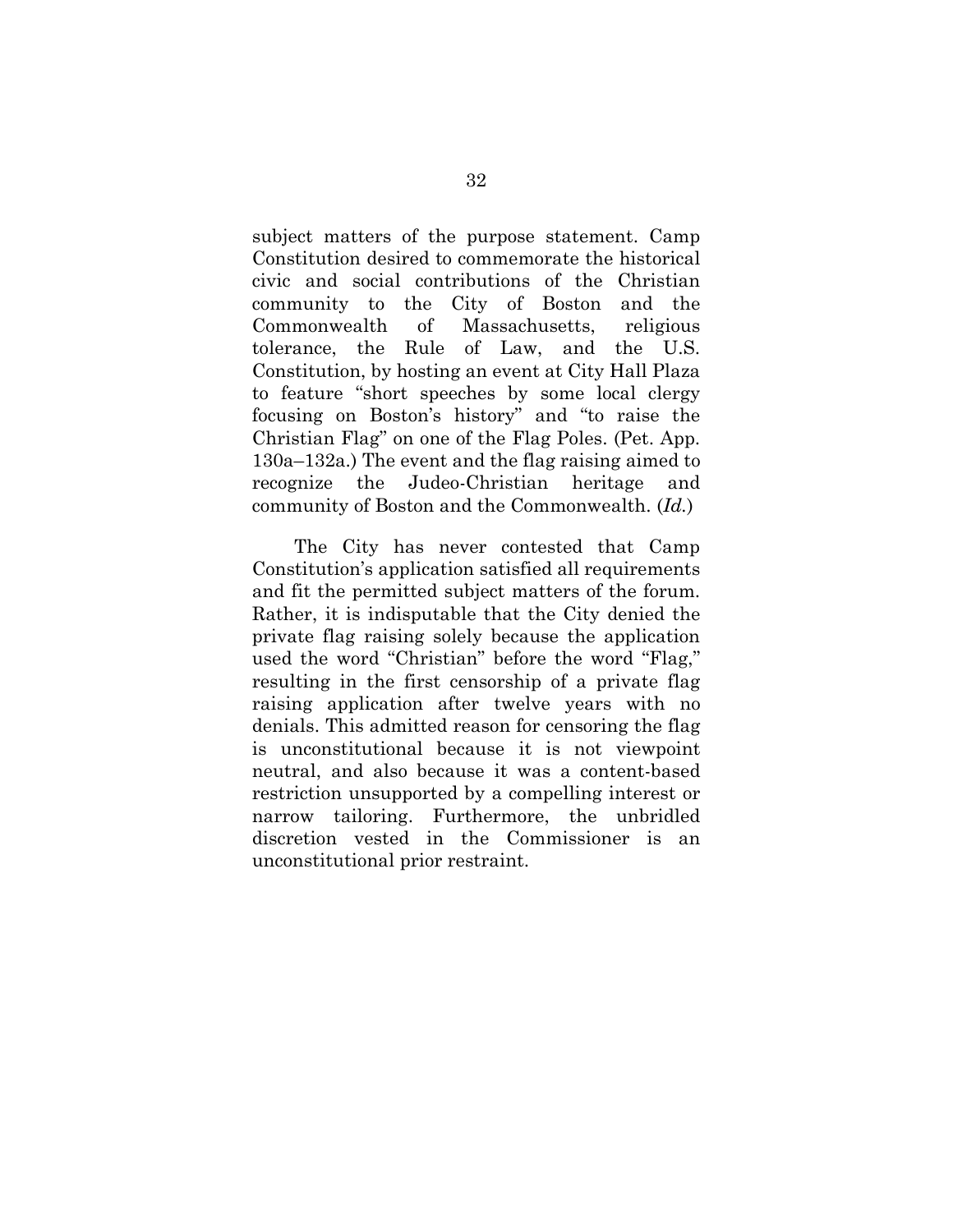subject matters of the purpose statement. Camp Constitution desired to commemorate the historical civic and social contributions of the Christian community to the City of Boston and the Commonwealth of Massachusetts, religious tolerance, the Rule of Law, and the U.S. Constitution, by hosting an event at City Hall Plaza to feature "short speeches by some local clergy focusing on Boston's history" and "to raise the Christian Flag" on one of the Flag Poles. (Pet. App. 130a–132a.) The event and the flag raising aimed to recognize the Judeo-Christian heritage and community of Boston and the Commonwealth. (*Id.*)

The City has never contested that Camp Constitution's application satisfied all requirements and fit the permitted subject matters of the forum. Rather, it is indisputable that the City denied the private flag raising solely because the application used the word "Christian" before the word "Flag," resulting in the first censorship of a private flag raising application after twelve years with no denials. This admitted reason for censoring the flag is unconstitutional because it is not viewpoint neutral, and also because it was a content-based restriction unsupported by a compelling interest or narrow tailoring. Furthermore, the unbridled discretion vested in the Commissioner is an unconstitutional prior restraint.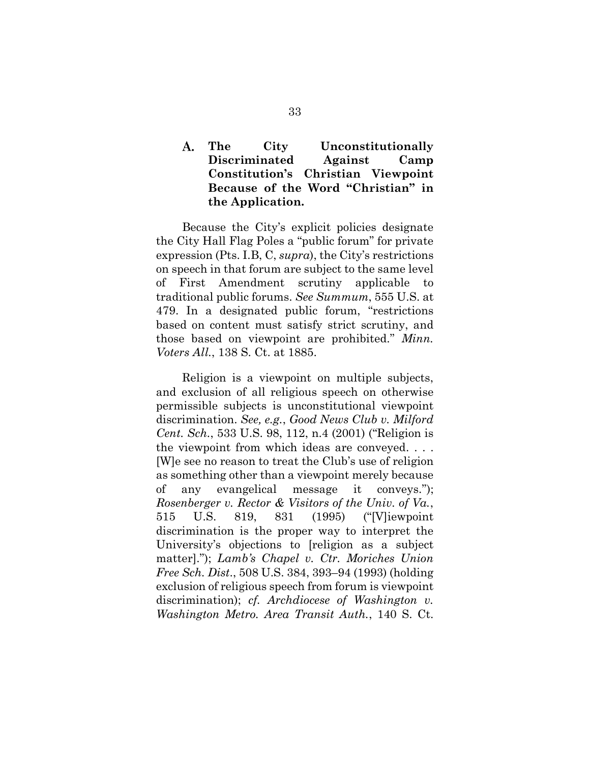### A. The City Unconstitutionally Discriminated Against Camp Constitution's Christian Viewpoint Because of the Word "Christian" in the Application.

Because the City's explicit policies designate the City Hall Flag Poles a "public forum" for private expression (Pts. I.B, C, *supra*), the City's restrictions on speech in that forum are subject to the same level of First Amendment scrutiny applicable to traditional public forums. *See Summum*, 555 U.S. at 479. In a designated public forum, "restrictions based on content must satisfy strict scrutiny, and those based on viewpoint are prohibited." *Minn. Voters All.*, 138 S. Ct. at 1885.

Religion is a viewpoint on multiple subjects, and exclusion of all religious speech on otherwise permissible subjects is unconstitutional viewpoint discrimination. *See, e.g.*, *Good News Club v. Milford Cent. Sch.*, 533 U.S. 98, 112, n.4 (2001) ("Religion is the viewpoint from which ideas are conveyed. . . . [W]e see no reason to treat the Club's use of religion as something other than a viewpoint merely because of any evangelical message it conveys."); *Rosenberger v. Rector & Visitors of the Univ. of Va.*, 515 U.S. 819, 831 (1995) ("[V]iewpoint discrimination is the proper way to interpret the University's objections to [religion as a subject matter]."); *Lamb's Chapel v. Ctr. Moriches Union Free Sch. Dist.*, 508 U.S. 384, 393–94 (1993) (holding exclusion of religious speech from forum is viewpoint discrimination); *cf. Archdiocese of Washington v. Washington Metro. Area Transit Auth.*, 140 S. Ct.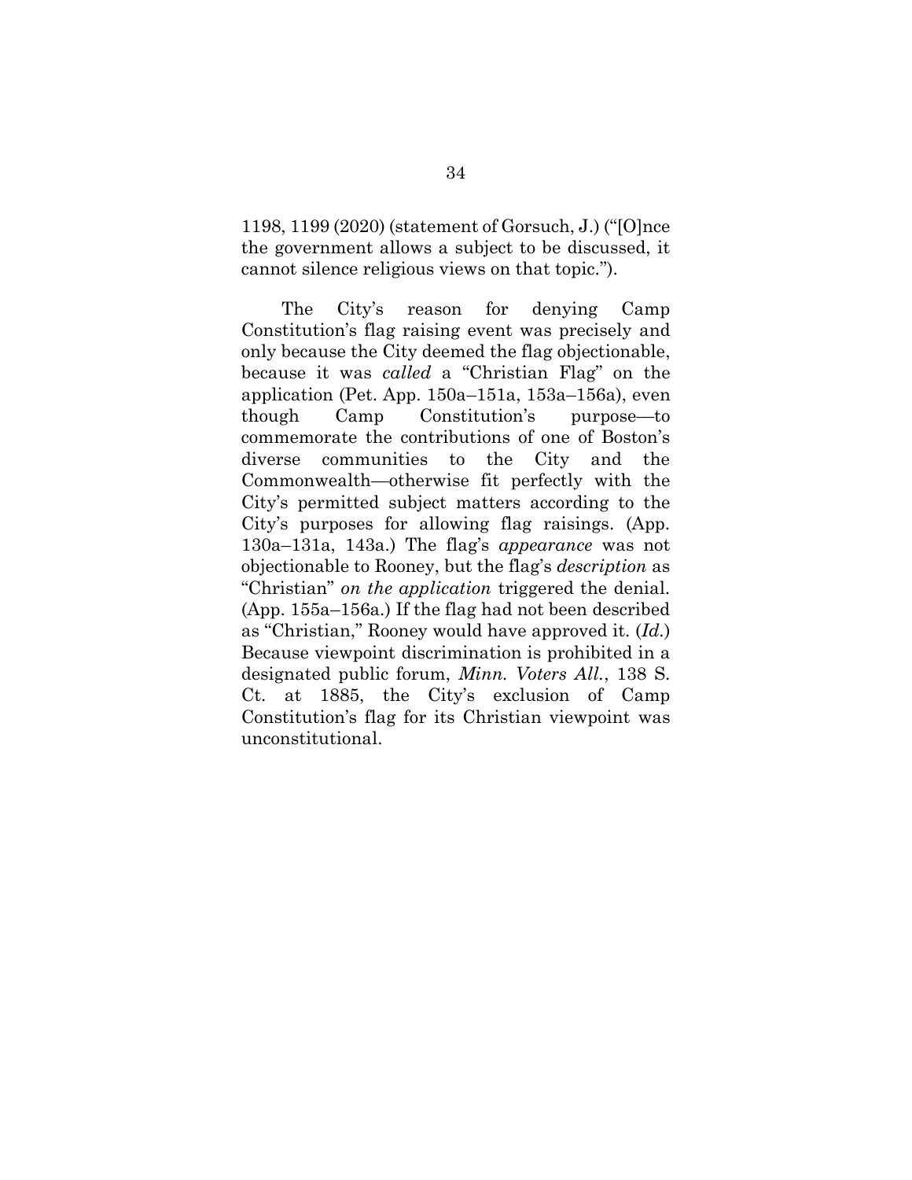1198, 1199 (2020) (statement of Gorsuch, J.) ("[O]nce the government allows a subject to be discussed, it cannot silence religious views on that topic.").

The City's reason for denying Camp Constitution's flag raising event was precisely and only because the City deemed the flag objectionable, because it was *called* a "Christian Flag" on the application (Pet. App. 150a–151a, 153a–156a), even though Camp Constitution's purpose—to commemorate the contributions of one of Boston's diverse communities to the City and the Commonwealth—otherwise fit perfectly with the City's permitted subject matters according to the City's purposes for allowing flag raisings. (App. 130a–131a, 143a.) The flag's *appearance* was not objectionable to Rooney, but the flag's *description* as "Christian" *on the application* triggered the denial. (App. 155a–156a.) If the flag had not been described as "Christian," Rooney would have approved it. (*Id.*) Because viewpoint discrimination is prohibited in a designated public forum, *Minn. Voters All.*, 138 S. Ct. at 1885, the City's exclusion of Camp Constitution's flag for its Christian viewpoint was unconstitutional.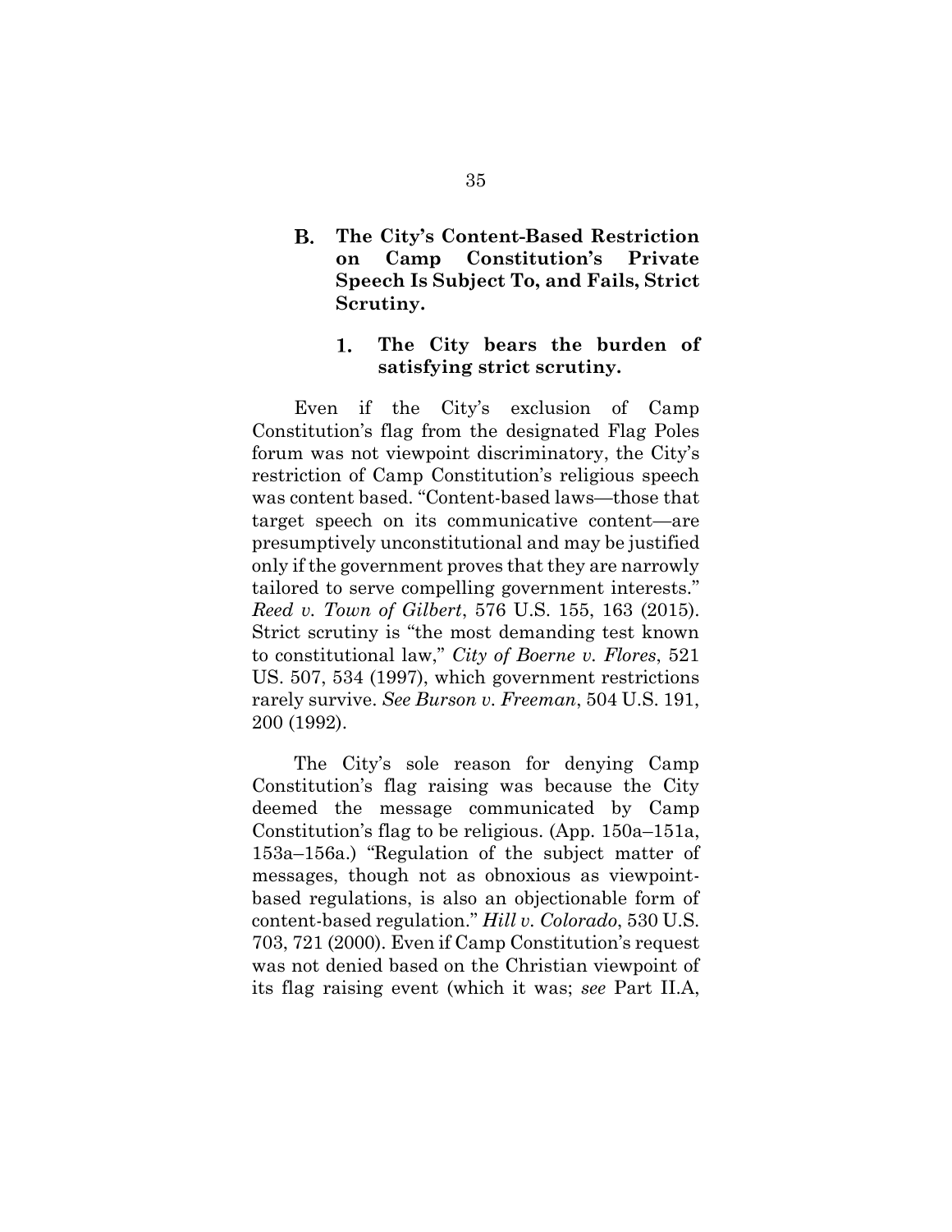### B. The City's Content-Based Restriction on Camp Constitution's Private Speech Is Subject To, and Fails, Strict Scrutiny.

#### 1. The City bears the burden of satisfying strict scrutiny.

Even if the City's exclusion of Camp Constitution's flag from the designated Flag Poles forum was not viewpoint discriminatory, the City's restriction of Camp Constitution's religious speech was content based. "Content-based laws—those that target speech on its communicative content—are presumptively unconstitutional and may be justified only if the government proves that they are narrowly tailored to serve compelling government interests." *Reed v. Town of Gilbert*, 576 U.S. 155, 163 (2015). Strict scrutiny is "the most demanding test known to constitutional law," *City of Boerne v. Flores*, 521 US. 507, 534 (1997), which government restrictions rarely survive. *See Burson v. Freeman*, 504 U.S. 191, 200 (1992).

The City's sole reason for denying Camp Constitution's flag raising was because the City deemed the message communicated by Camp Constitution's flag to be religious. (App. 150a–151a, 153a–156a.) "Regulation of the subject matter of messages, though not as obnoxious as viewpoint-based regulations, is also an objectionable form of content-based regulation." *Hill v. Colorado*, 530 U.S. 703, 721 (2000). Even if Camp Constitution's request was not denied based on the Christian viewpoint of its flag raising event (which it was; *see* Part II.A,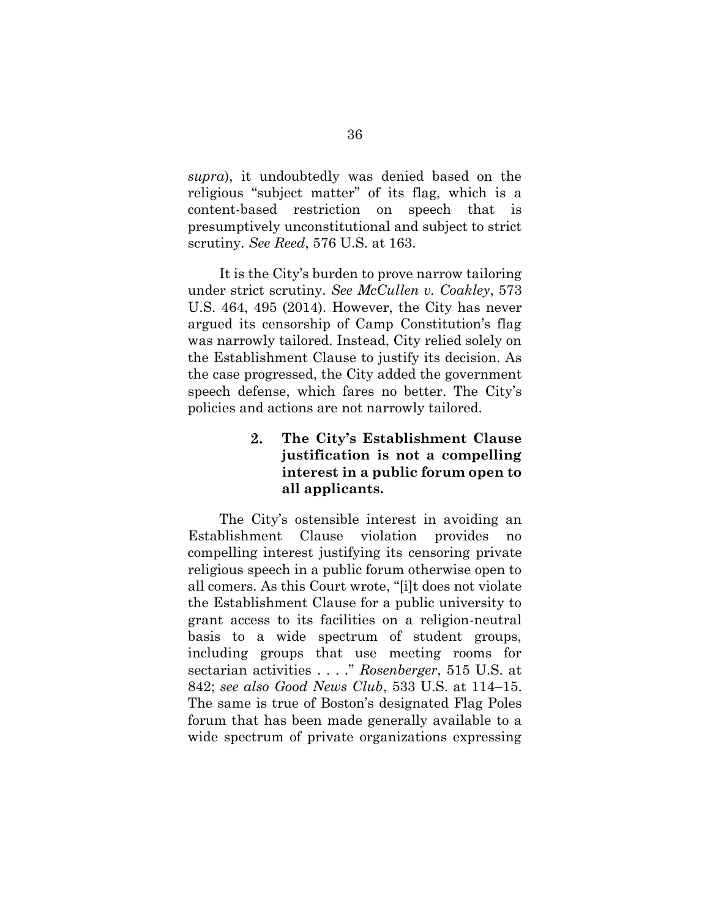*supra*), it undoubtedly was denied based on the religious "subject matter" of its flag, which is a content-based restriction on speech that is presumptively unconstitutional and subject to strict scrutiny. *See Reed*, 576 U.S. at 163.

It is the City's burden to prove narrow tailoring under strict scrutiny. *See McCullen v. Coakley*, 573 U.S. 464, 495 (2014). However, the City has never argued its censorship of Camp Constitution's flag was narrowly tailored. Instead, City relied solely on the Establishment Clause to justify its decision. As the case progressed, the City added the government speech defense, which fares no better. The City's policies and actions are not narrowly tailored.

#### 2. The City's Establishment Clause justification is not a compelling interest in a public forum open to all applicants.

The City's ostensible interest in avoiding an Establishment Clause violation provides no compelling interest justifying its censoring private religious speech in a public forum otherwise open to all comers. As this Court wrote, "[i]t does not violate the Establishment Clause for a public university to grant access to its facilities on a religion-neutral basis to a wide spectrum of student groups, including groups that use meeting rooms for sectarian activities . . . ." *Rosenberger*, 515 U.S. at 842; *see also Good News Club*, 533 U.S. at 114–15. The same is true of Boston's designated Flag Poles forum that has been made generally available to a wide spectrum of private organizations expressing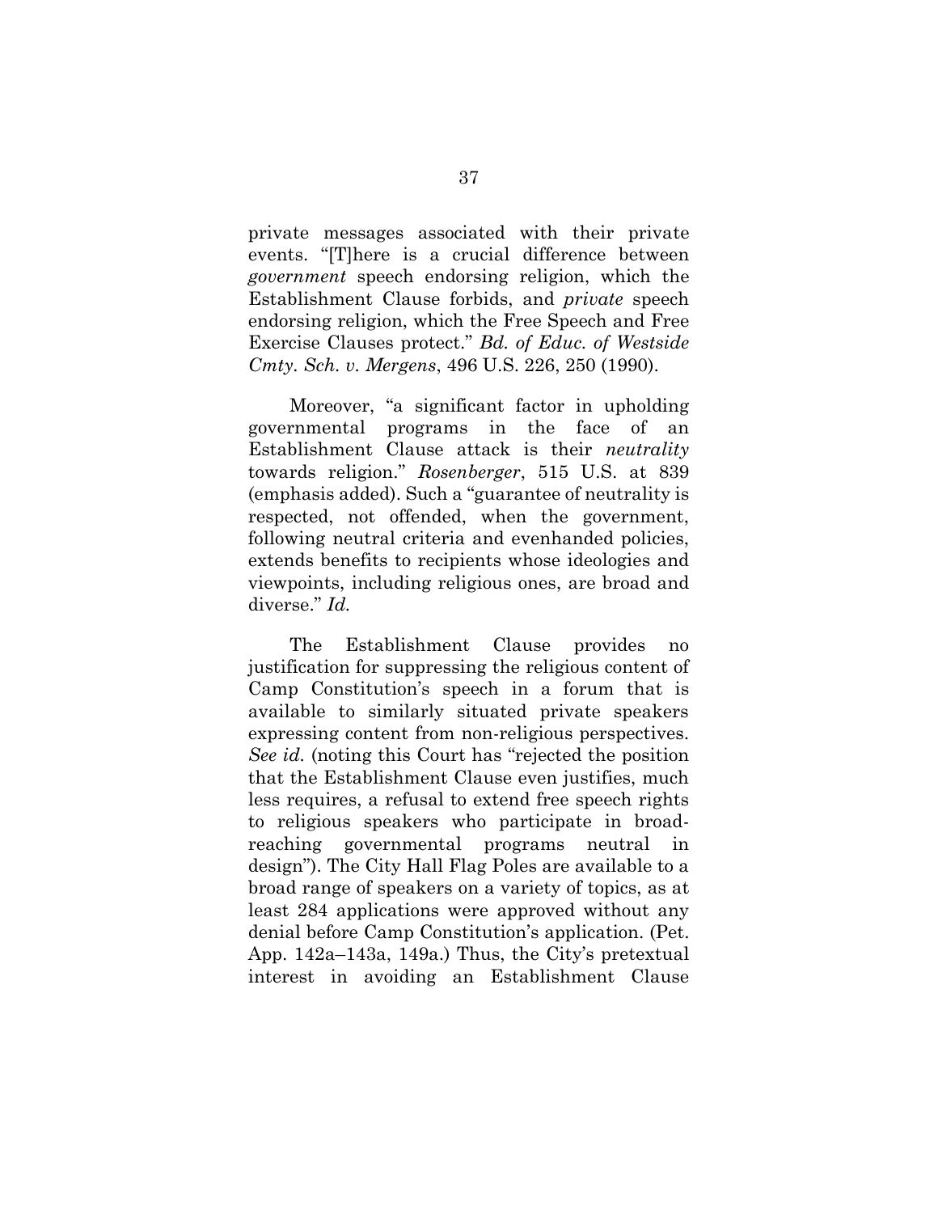private messages associated with their private events. "[T]here is a crucial difference between *government* speech endorsing religion, which the Establishment Clause forbids, and *private* speech endorsing religion, which the Free Speech and Free Exercise Clauses protect." *Bd. of Educ. of Westside Cmty. Sch. v. Mergens*, 496 U.S. 226, 250 (1990).

Moreover, "a significant factor in upholding governmental programs in the face of an Establishment Clause attack is their *neutrality* towards religion." *Rosenberger*, 515 U.S. at 839 (emphasis added). Such a "guarantee of neutrality is respected, not offended, when the government, following neutral criteria and evenhanded policies, extends benefits to recipients whose ideologies and viewpoints, including religious ones, are broad and diverse." *Id.*

The Establishment Clause provides no justification for suppressing the religious content of Camp Constitution's speech in a forum that is available to similarly situated private speakers expressing content from non-religious perspectives. *See id.* (noting this Court has "rejected the position that the Establishment Clause even justifies, much less requires, a refusal to extend free speech rights to religious speakers who participate in broad-reaching governmental programs neutral in design"). The City Hall Flag Poles are available to a broad range of speakers on a variety of topics, as at least 284 applications were approved without any denial before Camp Constitution's application. (Pet. App. 142a–143a, 149a.) Thus, the City's pretextual interest in avoiding an Establishment Clause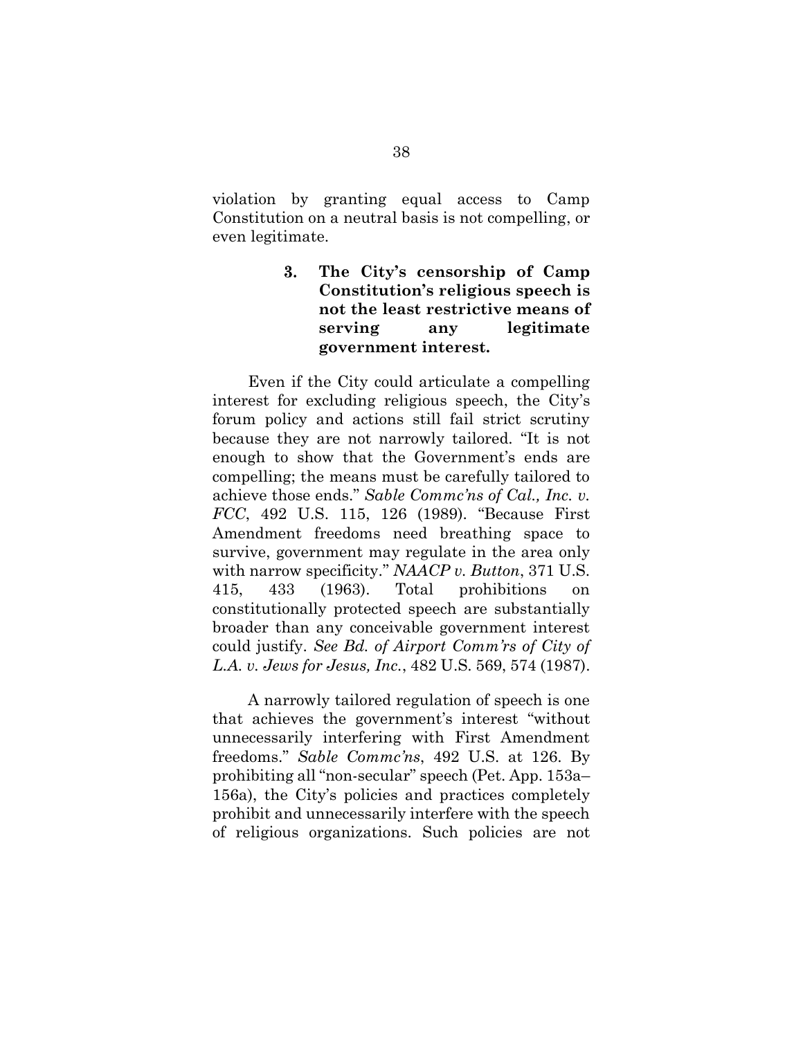violation by granting equal access to Camp Constitution on a neutral basis is not compelling, or even legitimate.

### 3. The City's censorship of Camp Constitution's religious speech is not the least restrictive means of serving any legitimate government interest.

Even if the City could articulate a compelling interest for excluding religious speech, the City's forum policy and actions still fail strict scrutiny because they are not narrowly tailored. "It is not enough to show that the Government's ends are compelling; the means must be carefully tailored to achieve those ends." *Sable Commc'ns of Cal., Inc. v. FCC*, 492 U.S. 115, 126 (1989). "Because First Amendment freedoms need breathing space to survive, government may regulate in the area only with narrow specificity." *NAACP v. Button*, 371 U.S. 415, 433 (1963). Total prohibitions on constitutionally protected speech are substantially broader than any conceivable government interest could justify. *See Bd. of Airport Comm'rs of City of L.A. v. Jews for Jesus, Inc.*, 482 U.S. 569, 574 (1987).

A narrowly tailored regulation of speech is one that achieves the government's interest "without unnecessarily interfering with First Amendment freedoms." *Sable Commc'ns*, 492 U.S. at 126. By prohibiting all "non-secular" speech (Pet. App. 153a–156a), the City's policies and practices completely prohibit and unnecessarily interfere with the speech of religious organizations. Such policies are not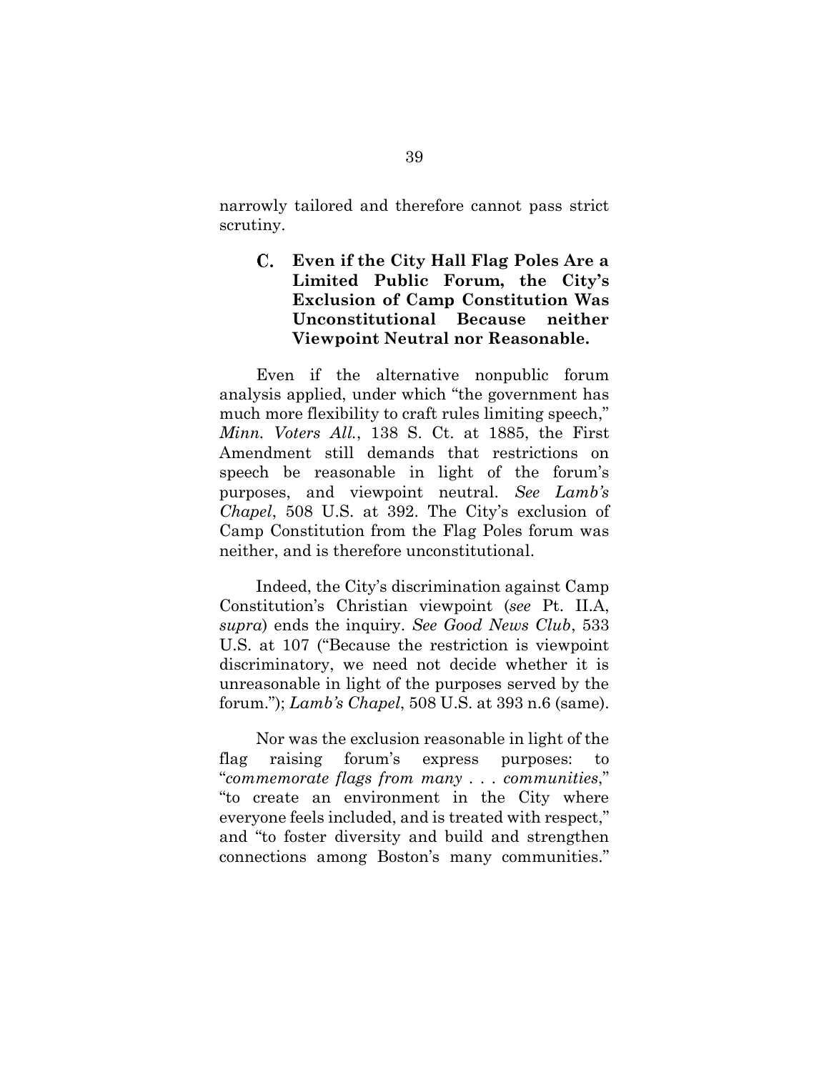narrowly tailored and therefore cannot pass strict scrutiny.

### C. Even if the City Hall Flag Poles Are a Limited Public Forum, the City's Exclusion of Camp Constitution Was Unconstitutional Because neither Viewpoint Neutral nor Reasonable.

Even if the alternative nonpublic forum analysis applied, under which "the government has much more flexibility to craft rules limiting speech," *Minn. Voters All.*, 138 S. Ct. at 1885, the First Amendment still demands that restrictions on speech be reasonable in light of the forum's purposes, and viewpoint neutral. *See Lamb's Chapel*, 508 U.S. at 392. The City's exclusion of Camp Constitution from the Flag Poles forum was neither, and is therefore unconstitutional.

Indeed, the City's discrimination against Camp Constitution's Christian viewpoint (*see* Pt. II.A, *supra*) ends the inquiry. *See Good News Club*, 533 U.S. at 107 ("Because the restriction is viewpoint discriminatory, we need not decide whether it is unreasonable in light of the purposes served by the forum."); *Lamb's Chapel*, 508 U.S. at 393 n.6 (same).

Nor was the exclusion reasonable in light of the flag raising forum's express purposes: to "*commemorate flags from many . . . communities*," "to create an environment in the City where everyone feels included, and is treated with respect," and "to foster diversity and build and strengthen connections among Boston's many communities."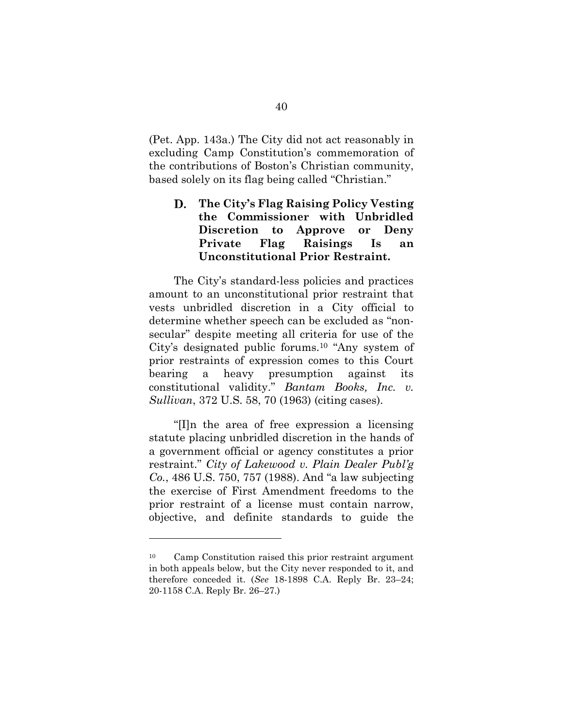(Pet. App. 143a.) The City did not act reasonably in excluding Camp Constitution's commemoration of the contributions of Boston's Christian community, based solely on its flag being called "Christian."

### D. The City's Flag Raising Policy Vesting the Commissioner with Unbridled Discretion to Approve or Deny Private Flag Raisings Is an Unconstitutional Prior Restraint.

The City's standard-less policies and practices amount to an unconstitutional prior restraint that vests unbridled discretion in a City official to determine whether speech can be excluded as "non-secular" despite meeting all criteria for use of the City's designated public forums.[10] "Any system of prior restraints of expression comes to this Court bearing a heavy presumption against its constitutional validity." *Bantam Books, Inc. v. Sullivan*, 372 U.S. 58, 70 (1963) (citing cases).

"[I]n the area of free expression a licensing statute placing unbridled discretion in the hands of a government official or agency constitutes a prior restraint." *City of Lakewood v. Plain Dealer Publ'g Co.*, 486 U.S. 750, 757 (1988). And "a law subjecting the exercise of First Amendment freedoms to the prior restraint of a license must contain narrow, objective, and definite standards to guide the

---

[10] Camp Constitution raised this prior restraint argument in both appeals below, but the City never responded to it, and therefore conceded it. (*See* 18-1898 C.A. Reply Br. 23–24; 20-1158 C.A. Reply Br. 26–27.)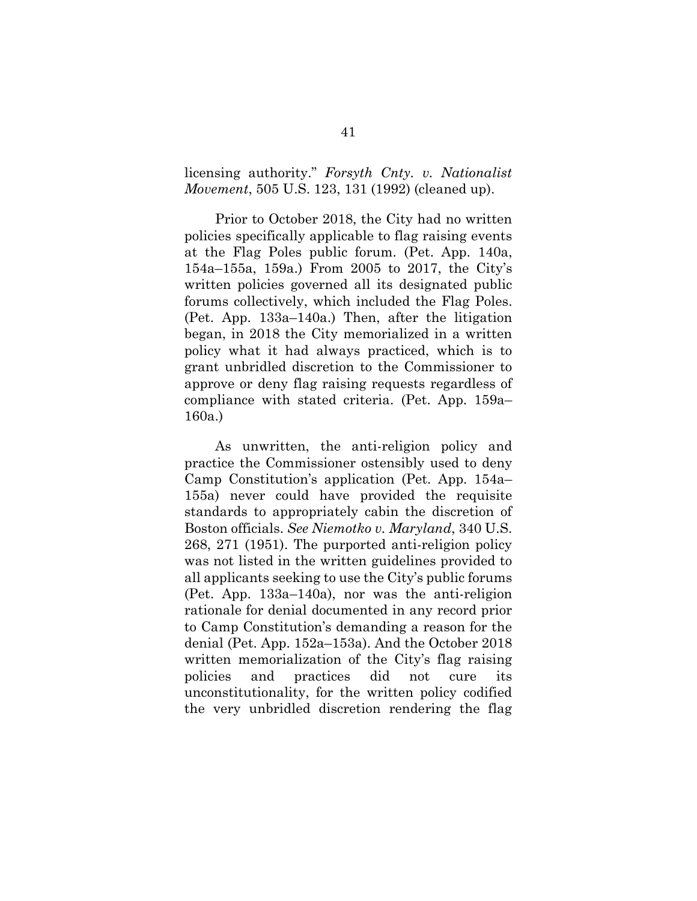licensing authority." *Forsyth Cnty. v. Nationalist Movement*, 505 U.S. 123, 131 (1992) (cleaned up).

Prior to October 2018, the City had no written policies specifically applicable to flag raising events at the Flag Poles public forum. (Pet. App. 140a, 154a–155a, 159a.) From 2005 to 2017, the City's written policies governed all its designated public forums collectively, which included the Flag Poles. (Pet. App. 133a–140a.) Then, after the litigation began, in 2018 the City memorialized in a written policy what it had always practiced, which is to grant unbridled discretion to the Commissioner to approve or deny flag raising requests regardless of compliance with stated criteria. (Pet. App. 159a–160a.)

As unwritten, the anti-religion policy and practice the Commissioner ostensibly used to deny Camp Constitution's application (Pet. App. 154a–155a) never could have provided the requisite standards to appropriately cabin the discretion of Boston officials. *See Niemotko v. Maryland*, 340 U.S. 268, 271 (1951). The purported anti-religion policy was not listed in the written guidelines provided to all applicants seeking to use the City's public forums (Pet. App. 133a–140a), nor was the anti-religion rationale for denial documented in any record prior to Camp Constitution's demanding a reason for the denial (Pet. App. 152a–153a). And the October 2018 written memorialization of the City's flag raising policies and practices did not cure its unconstitutionality, for the written policy codified the very unbridled discretion rendering the flag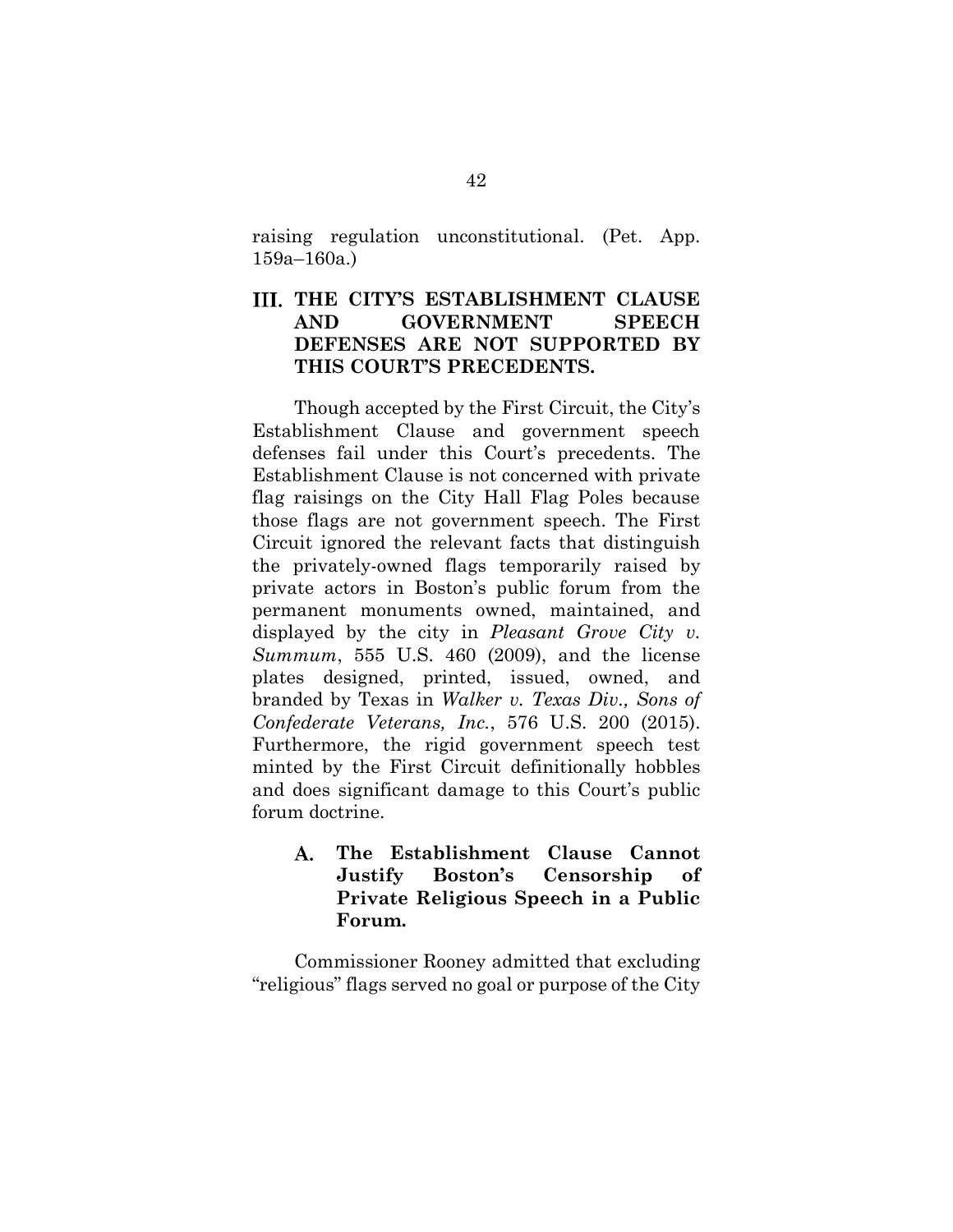raising regulation unconstitutional. (Pet. App. 159a–160a.)

## III. THE CITY'S ESTABLISHMENT CLAUSE AND GOVERNMENT SPEECH DEFENSES ARE NOT SUPPORTED BY THIS COURT'S PRECEDENTS.

Though accepted by the First Circuit, the City's Establishment Clause and government speech defenses fail under this Court's precedents. The Establishment Clause is not concerned with private flag raisings on the City Hall Flag Poles because those flags are not government speech. The First Circuit ignored the relevant facts that distinguish the privately-owned flags temporarily raised by private actors in Boston's public forum from the permanent monuments owned, maintained, and displayed by the city in *Pleasant Grove City v. Summum*, 555 U.S. 460 (2009), and the license plates designed, printed, issued, owned, and branded by Texas in *Walker v. Texas Div., Sons of Confederate Veterans, Inc.*, 576 U.S. 200 (2015). Furthermore, the rigid government speech test minted by the First Circuit definitionally hobbles and does significant damage to this Court's public forum doctrine.

### A. The Establishment Clause Cannot Justify Boston's Censorship of Private Religious Speech in a Public Forum.

Commissioner Rooney admitted that excluding "religious" flags served no goal or purpose of the City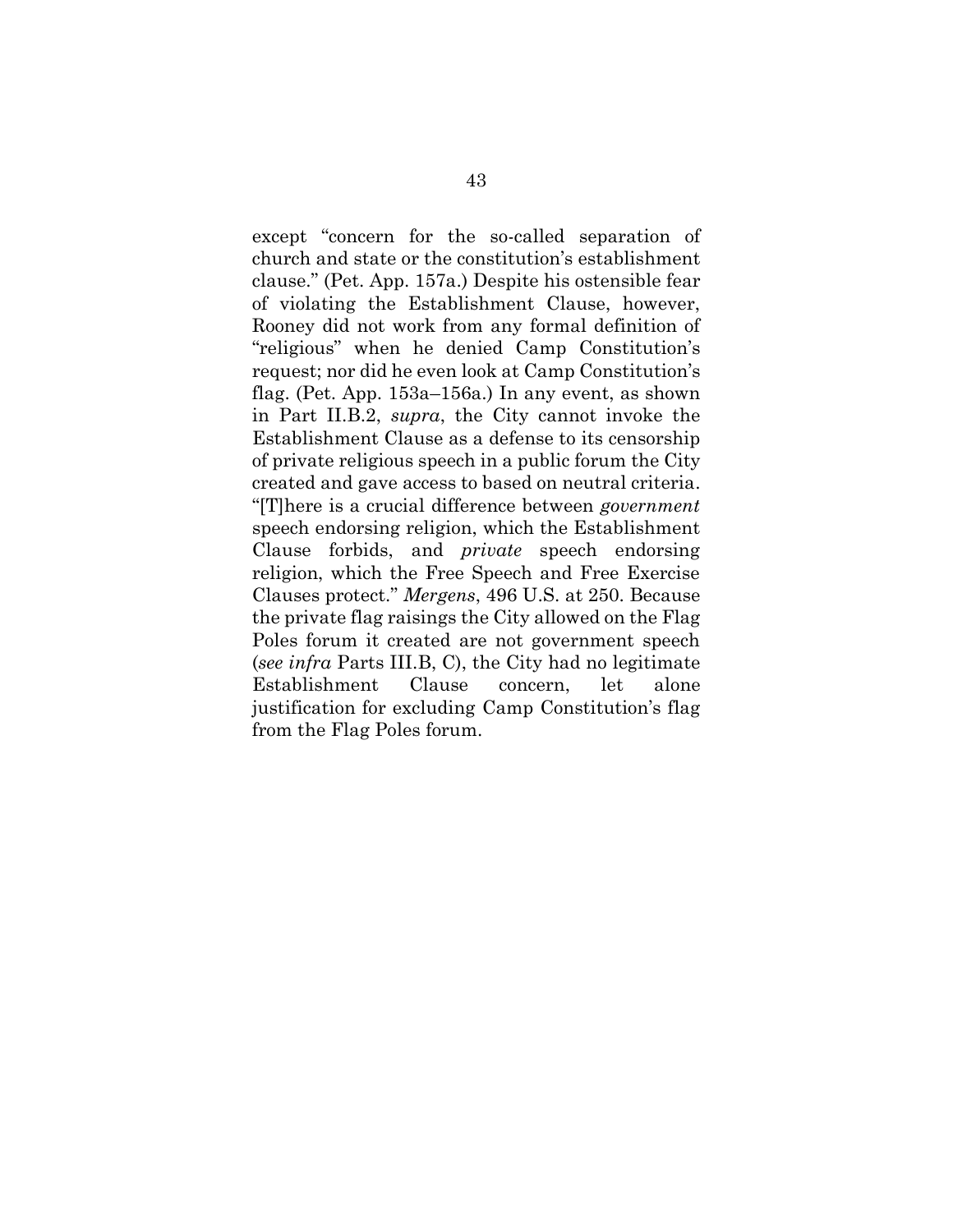except "concern for the so-called separation of church and state or the constitution's establishment clause." (Pet. App. 157a.) Despite his ostensible fear of violating the Establishment Clause, however, Rooney did not work from any formal definition of "religious" when he denied Camp Constitution's request; nor did he even look at Camp Constitution's flag. (Pet. App. 153a–156a.) In any event, as shown in Part II.B.2, *supra*, the City cannot invoke the Establishment Clause as a defense to its censorship of private religious speech in a public forum the City created and gave access to based on neutral criteria. "[T]here is a crucial difference between *government* speech endorsing religion, which the Establishment Clause forbids, and *private* speech endorsing religion, which the Free Speech and Free Exercise Clauses protect." *Mergens*, 496 U.S. at 250. Because the private flag raisings the City allowed on the Flag Poles forum it created are not government speech (*see infra* Parts III.B, C), the City had no legitimate Establishment Clause concern, let alone justification for excluding Camp Constitution's flag from the Flag Poles forum.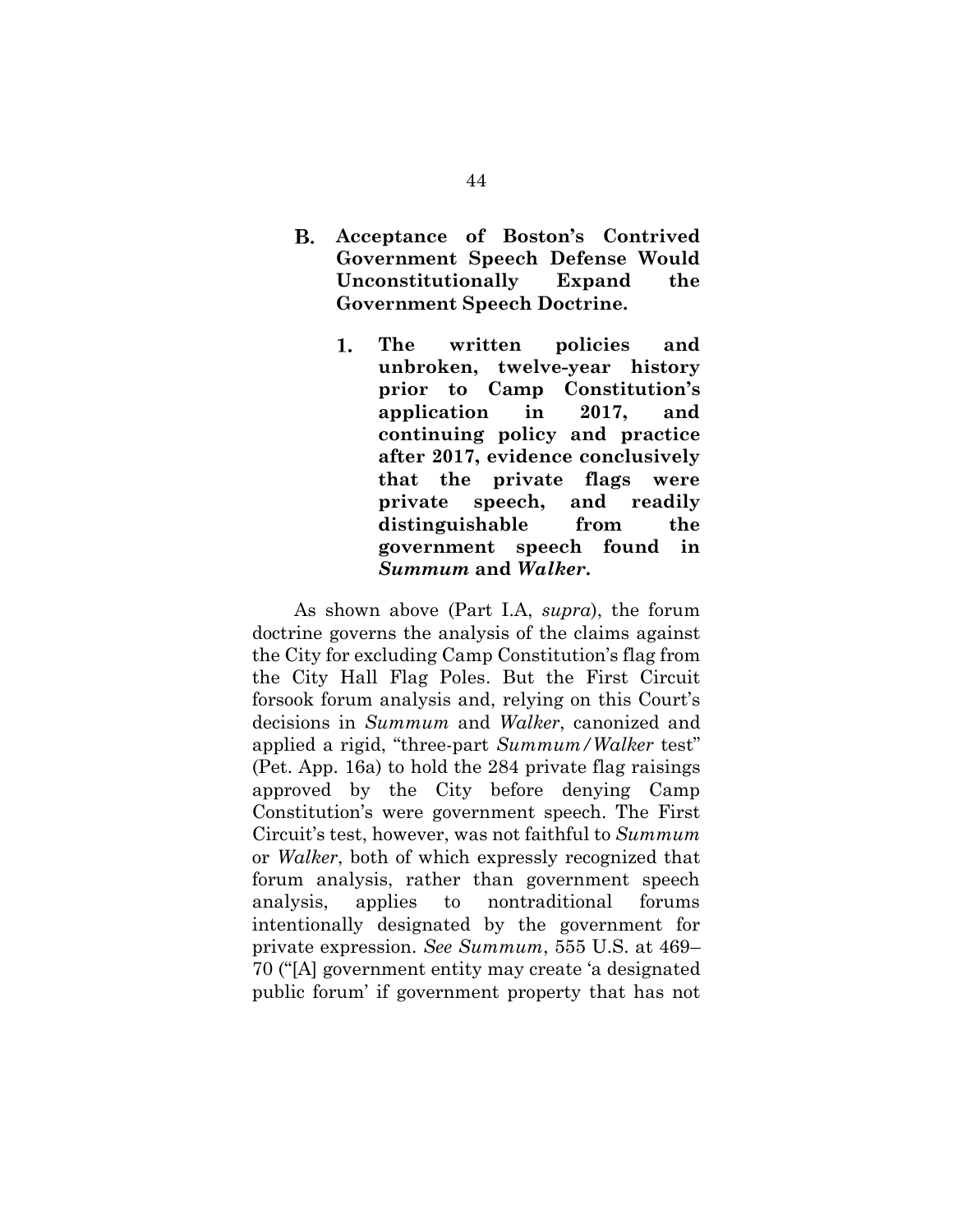## B. Acceptance of Boston's Contrived Government Speech Defense Would Unconstitutionally Expand the Government Speech Doctrine.

### 1. The written policies and unbroken, twelve-year history prior to Camp Constitution's application in 2017, and continuing policy and practice after 2017, evidence conclusively that the private flags were private speech, and readily distinguishable from the government speech found in *Summum* and *Walker*.

As shown above (Part I.A, *supra*), the forum doctrine governs the analysis of the claims against the City for excluding Camp Constitution's flag from the City Hall Flag Poles. But the First Circuit forsook forum analysis and, relying on this Court's decisions in *Summum* and *Walker*, canonized and applied a rigid, "three-part *Summum/Walker* test" (Pet. App. 16a) to hold the 284 private flag raisings approved by the City before denying Camp Constitution's were government speech. The First Circuit's test, however, was not faithful to *Summum* or *Walker*, both of which expressly recognized that forum analysis, rather than government speech analysis, applies to nontraditional forums intentionally designated by the government for private expression. *See Summum*, 555 U.S. at 469–70 ("[A] government entity may create 'a designated public forum' if government property that has not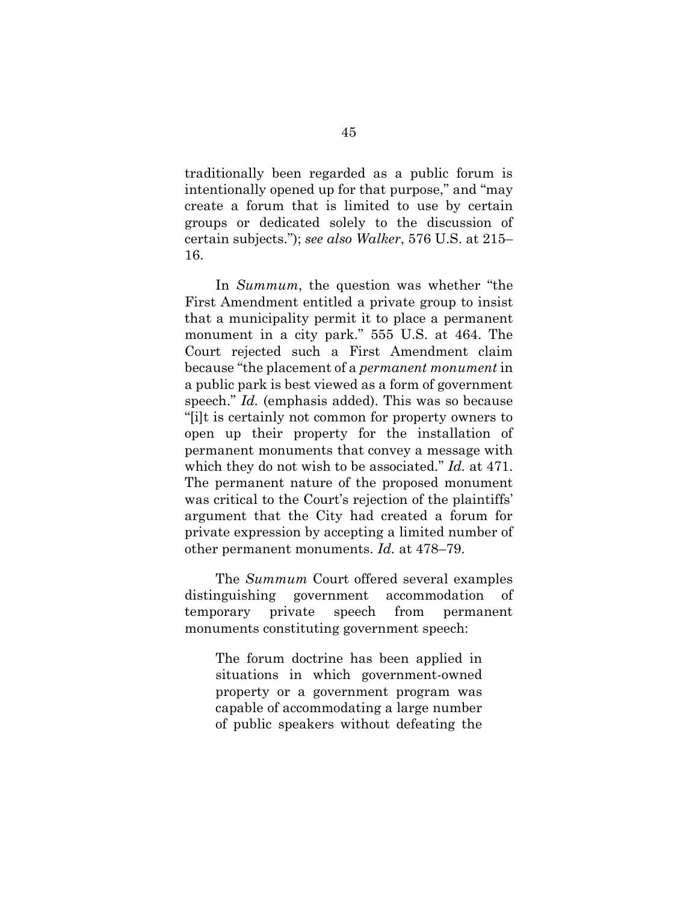traditionally been regarded as a public forum is intentionally opened up for that purpose," and "may create a forum that is limited to use by certain groups or dedicated solely to the discussion of certain subjects."); *see also Walker*, 576 U.S. at 215–16.

In *Summum*, the question was whether "the First Amendment entitled a private group to insist that a municipality permit it to place a permanent monument in a city park." 555 U.S. at 464. The Court rejected such a First Amendment claim because "the placement of a *permanent monument* in a public park is best viewed as a form of government speech." *Id.* (emphasis added). This was so because "[i]t is certainly not common for property owners to open up their property for the installation of permanent monuments that convey a message with which they do not wish to be associated." *Id.* at 471. The permanent nature of the proposed monument was critical to the Court's rejection of the plaintiffs' argument that the City had created a forum for private expression by accepting a limited number of other permanent monuments. *Id.* at 478–79.

The *Summum* Court offered several examples distinguishing government accommodation of temporary private speech from permanent monuments constituting government speech:

> The forum doctrine has been applied in situations in which government-owned property or a government program was capable of accommodating a large number of public speakers without defeating the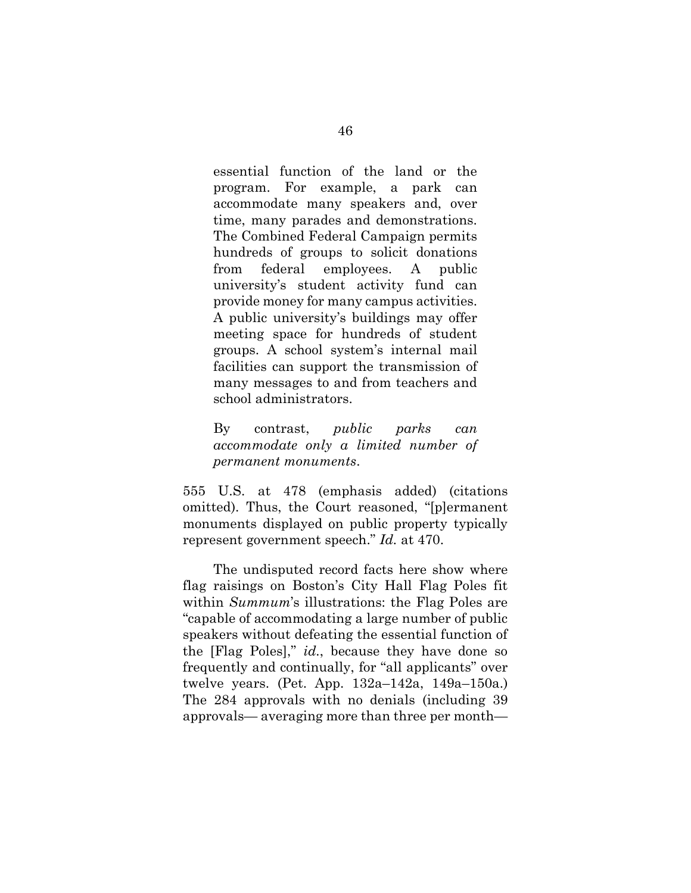> essential function of the land or the program. For example, a park can accommodate many speakers and, over time, many parades and demonstrations. The Combined Federal Campaign permits hundreds of groups to solicit donations from federal employees. A public university's student activity fund can provide money for many campus activities. A public university's buildings may offer meeting space for hundreds of student groups. A school system's internal mail facilities can support the transmission of many messages to and from teachers and school administrators.
>
> By contrast, *public parks can accommodate only a limited number of permanent monuments*.

555 U.S. at 478 (emphasis added) (citations omitted). Thus, the Court reasoned, "[p]ermanent monuments displayed on public property typically represent government speech." *Id.* at 470.

The undisputed record facts here show where flag raisings on Boston's City Hall Flag Poles fit within *Summum*'s illustrations: the Flag Poles are "capable of accommodating a large number of public speakers without defeating the essential function of the [Flag Poles]," *id.*, because they have done so frequently and continually, for "all applicants" over twelve years. (Pet. App. 132a–142a, 149a–150a.) The 284 approvals with no denials (including 39 approvals— averaging more than three per month—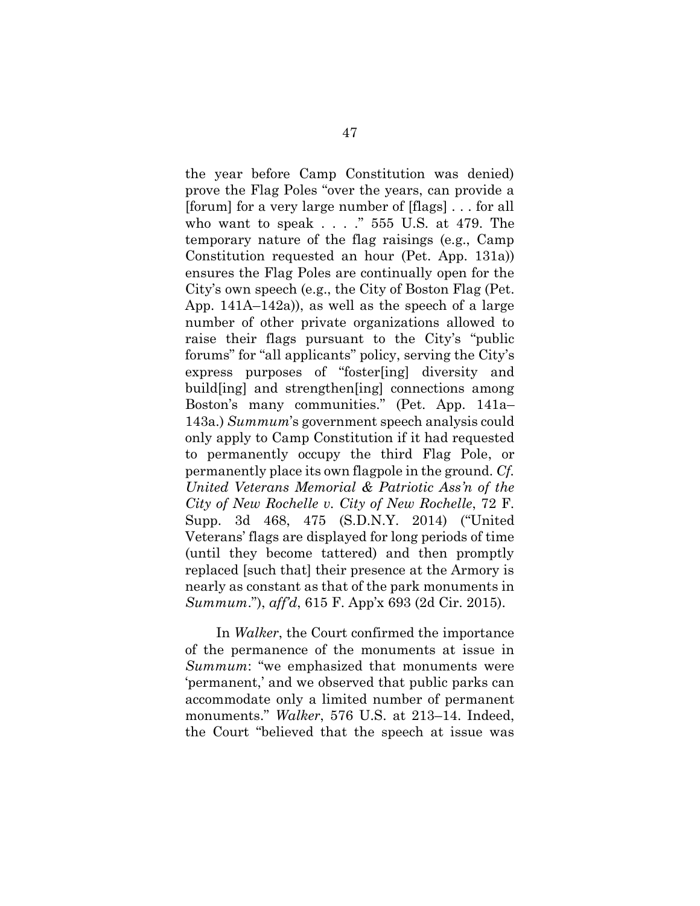the year before Camp Constitution was denied) prove the Flag Poles "over the years, can provide a [forum] for a very large number of [flags] . . . for all who want to speak . . . ." 555 U.S. at 479. The temporary nature of the flag raisings (e.g., Camp Constitution requested an hour (Pet. App. 131a)) ensures the Flag Poles are continually open for the City's own speech (e.g., the City of Boston Flag (Pet. App. 141A–142a)), as well as the speech of a large number of other private organizations allowed to raise their flags pursuant to the City's "public forums" for "all applicants" policy, serving the City's express purposes of "foster[ing] diversity and build[ing] and strengthen[ing] connections among Boston's many communities." (Pet. App. 141a–143a.) *Summum*'s government speech analysis could only apply to Camp Constitution if it had requested to permanently occupy the third Flag Pole, or permanently place its own flagpole in the ground. *Cf. United Veterans Memorial & Patriotic Ass'n of the City of New Rochelle v. City of New Rochelle*, 72 F. Supp. 3d 468, 475 (S.D.N.Y. 2014) ("United Veterans' flags are displayed for long periods of time (until they become tattered) and then promptly replaced [such that] their presence at the Armory is nearly as constant as that of the park monuments in *Summum*."), *aff'd*, 615 F. App'x 693 (2d Cir. 2015).

In *Walker*, the Court confirmed the importance of the permanence of the monuments at issue in *Summum*: "we emphasized that monuments were 'permanent,' and we observed that public parks can accommodate only a limited number of permanent monuments." *Walker*, 576 U.S. at 213–14. Indeed, the Court "believed that the speech at issue was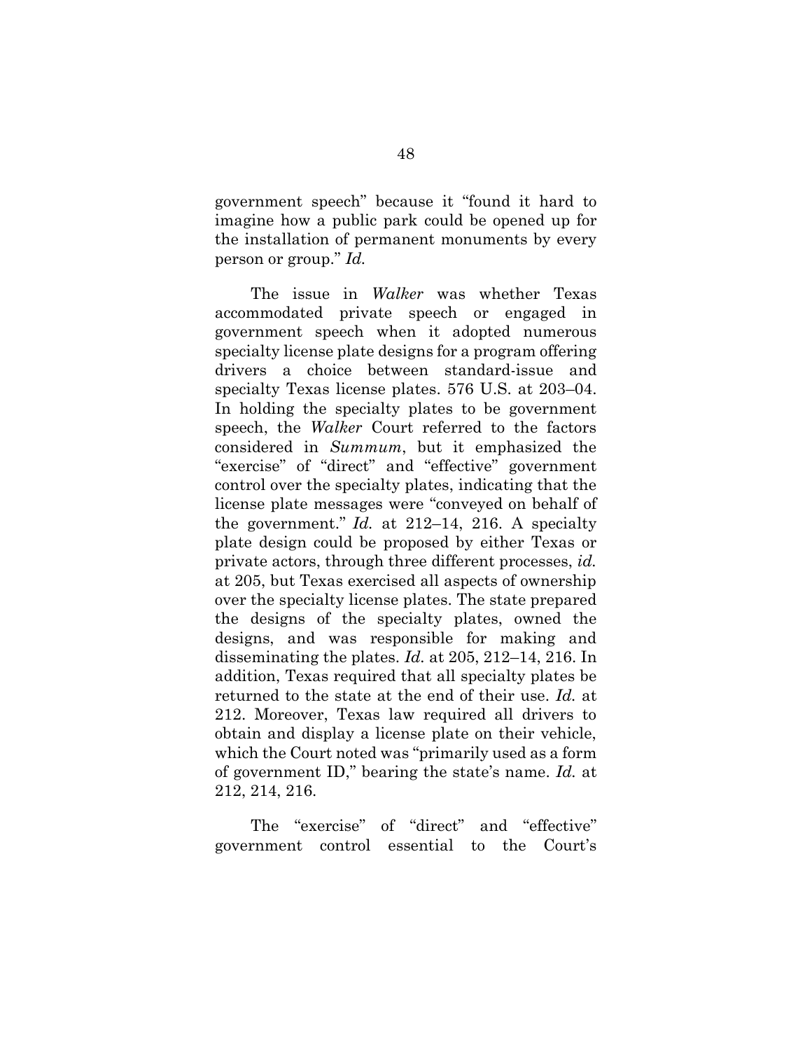government speech" because it "found it hard to imagine how a public park could be opened up for the installation of permanent monuments by every person or group." *Id.*

The issue in *Walker* was whether Texas accommodated private speech or engaged in government speech when it adopted numerous specialty license plate designs for a program offering drivers a choice between standard-issue and specialty Texas license plates. 576 U.S. at 203–04. In holding the specialty plates to be government speech, the *Walker* Court referred to the factors considered in *Summum*, but it emphasized the "exercise" of "direct" and "effective" government control over the specialty plates, indicating that the license plate messages were "conveyed on behalf of the government." *Id.* at 212–14, 216. A specialty plate design could be proposed by either Texas or private actors, through three different processes, *id.* at 205, but Texas exercised all aspects of ownership over the specialty license plates. The state prepared the designs of the specialty plates, owned the designs, and was responsible for making and disseminating the plates. *Id.* at 205, 212–14, 216. In addition, Texas required that all specialty plates be returned to the state at the end of their use. *Id.* at 212. Moreover, Texas law required all drivers to obtain and display a license plate on their vehicle, which the Court noted was "primarily used as a form of government ID," bearing the state's name. *Id.* at 212, 214, 216.

The "exercise" of "direct" and "effective" government control essential to the Court's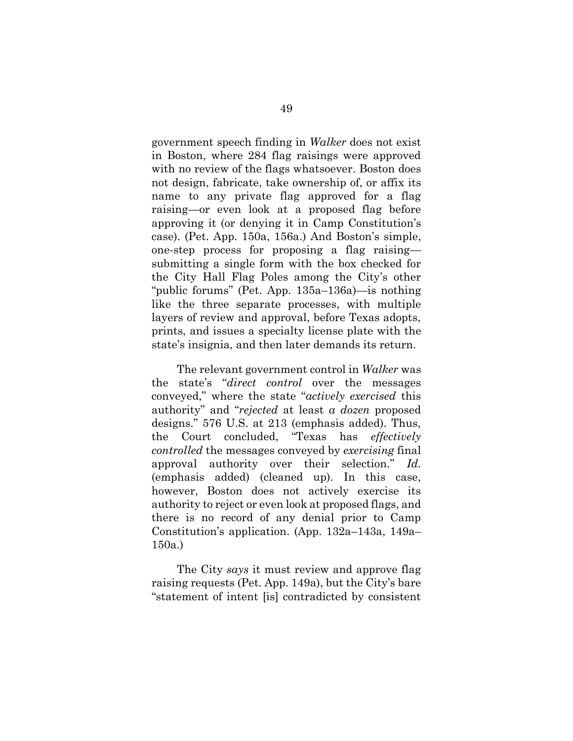government speech finding in *Walker* does not exist in Boston, where 284 flag raisings were approved with no review of the flags whatsoever. Boston does not design, fabricate, take ownership of, or affix its name to any private flag approved for a flag raising—or even look at a proposed flag before approving it (or denying it in Camp Constitution's case). (Pet. App. 150a, 156a.) And Boston's simple, one-step process for proposing a flag raising—submitting a single form with the box checked for the City Hall Flag Poles among the City's other "public forums" (Pet. App. 135a–136a)—is nothing like the three separate processes, with multiple layers of review and approval, before Texas adopts, prints, and issues a specialty license plate with the state's insignia, and then later demands its return.

The relevant government control in *Walker* was the state's "*direct control* over the messages conveyed," where the state "*actively exercised* this authority" and "*rejected* at least *a dozen* proposed designs." 576 U.S. at 213 (emphasis added). Thus, the Court concluded, "Texas has *effectively controlled* the messages conveyed by *exercising* final approval authority over their selection." *Id.* (emphasis added) (cleaned up). In this case, however, Boston does not actively exercise its authority to reject or even look at proposed flags, and there is no record of any denial prior to Camp Constitution's application. (App. 132a–143a, 149a–150a.)

The City *says* it must review and approve flag raising requests (Pet. App. 149a), but the City's bare "statement of intent [is] contradicted by consistent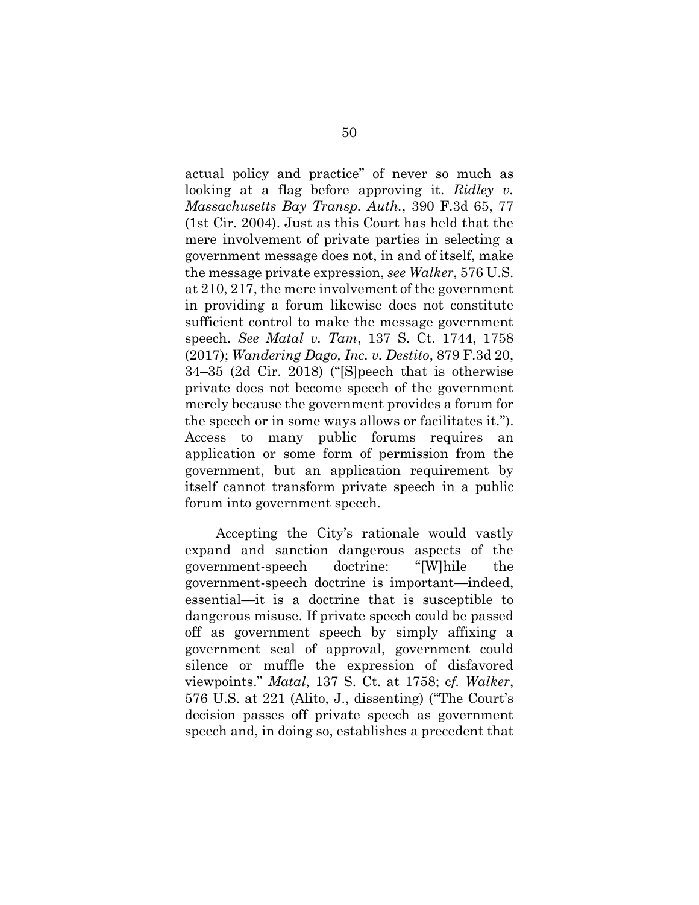actual policy and practice" of never so much as looking at a flag before approving it. *Ridley v. Massachusetts Bay Transp. Auth.*, 390 F.3d 65, 77 (1st Cir. 2004). Just as this Court has held that the mere involvement of private parties in selecting a government message does not, in and of itself, make the message private expression, *see Walker*, 576 U.S. at 210, 217, the mere involvement of the government in providing a forum likewise does not constitute sufficient control to make the message government speech. *See Matal v. Tam*, 137 S. Ct. 1744, 1758 (2017); *Wandering Dago, Inc. v. Destito*, 879 F.3d 20, 34–35 (2d Cir. 2018) ("[S]peech that is otherwise private does not become speech of the government merely because the government provides a forum for the speech or in some ways allows or facilitates it."). Access to many public forums requires an application or some form of permission from the government, but an application requirement by itself cannot transform private speech in a public forum into government speech.

Accepting the City's rationale would vastly expand and sanction dangerous aspects of the government-speech doctrine: "[W]hile the government-speech doctrine is important—indeed, essential—it is a doctrine that is susceptible to dangerous misuse. If private speech could be passed off as government speech by simply affixing a government seal of approval, government could silence or muffle the expression of disfavored viewpoints." *Matal*, 137 S. Ct. at 1758; *cf. Walker*, 576 U.S. at 221 (Alito, J., dissenting) ("The Court's decision passes off private speech as government speech and, in doing so, establishes a precedent that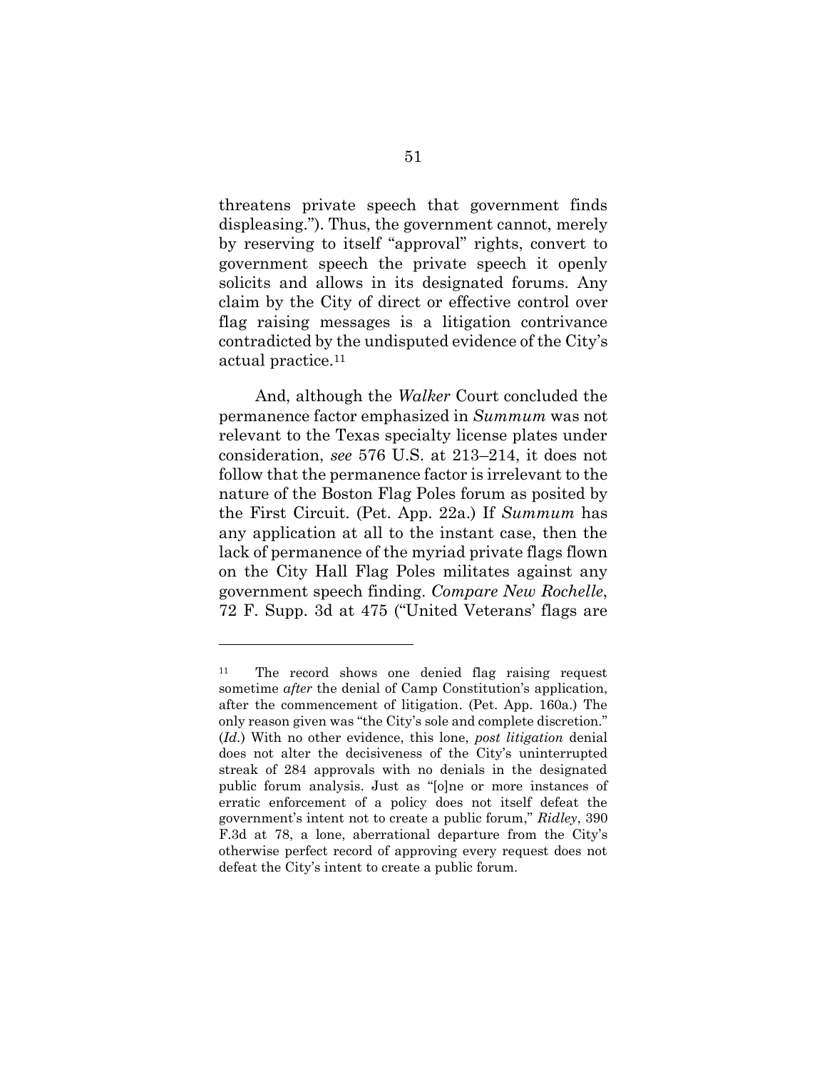threatens private speech that government finds displeasing."). Thus, the government cannot, merely by reserving to itself "approval" rights, convert to government speech the private speech it openly solicits and allows in its designated forums. Any claim by the City of direct or effective control over flag raising messages is a litigation contrivance contradicted by the undisputed evidence of the City's actual practice.[11]

And, although the *Walker* Court concluded the permanence factor emphasized in *Summum* was not relevant to the Texas specialty license plates under consideration, *see* 576 U.S. at 213–214, it does not follow that the permanence factor is irrelevant to the nature of the Boston Flag Poles forum as posited by the First Circuit. (Pet. App. 22a.) If *Summum* has any application at all to the instant case, then the lack of permanence of the myriad private flags flown on the City Hall Flag Poles militates against any government speech finding. *Compare New Rochelle*, 72 F. Supp. 3d at 475 ("United Veterans' flags are

---

[11] The record shows one denied flag raising request sometime *after* the denial of Camp Constitution's application, after the commencement of litigation. (Pet. App. 160a.) The only reason given was "the City's sole and complete discretion." (*Id.*) With no other evidence, this lone, *post litigation* denial does not alter the decisiveness of the City's uninterrupted streak of 284 approvals with no denials in the designated public forum analysis. Just as "[o]ne or more instances of erratic enforcement of a policy does not itself defeat the government's intent not to create a public forum," *Ridley*, 390 F.3d at 78, a lone, aberrational departure from the City's otherwise perfect record of approving every request does not defeat the City's intent to create a public forum.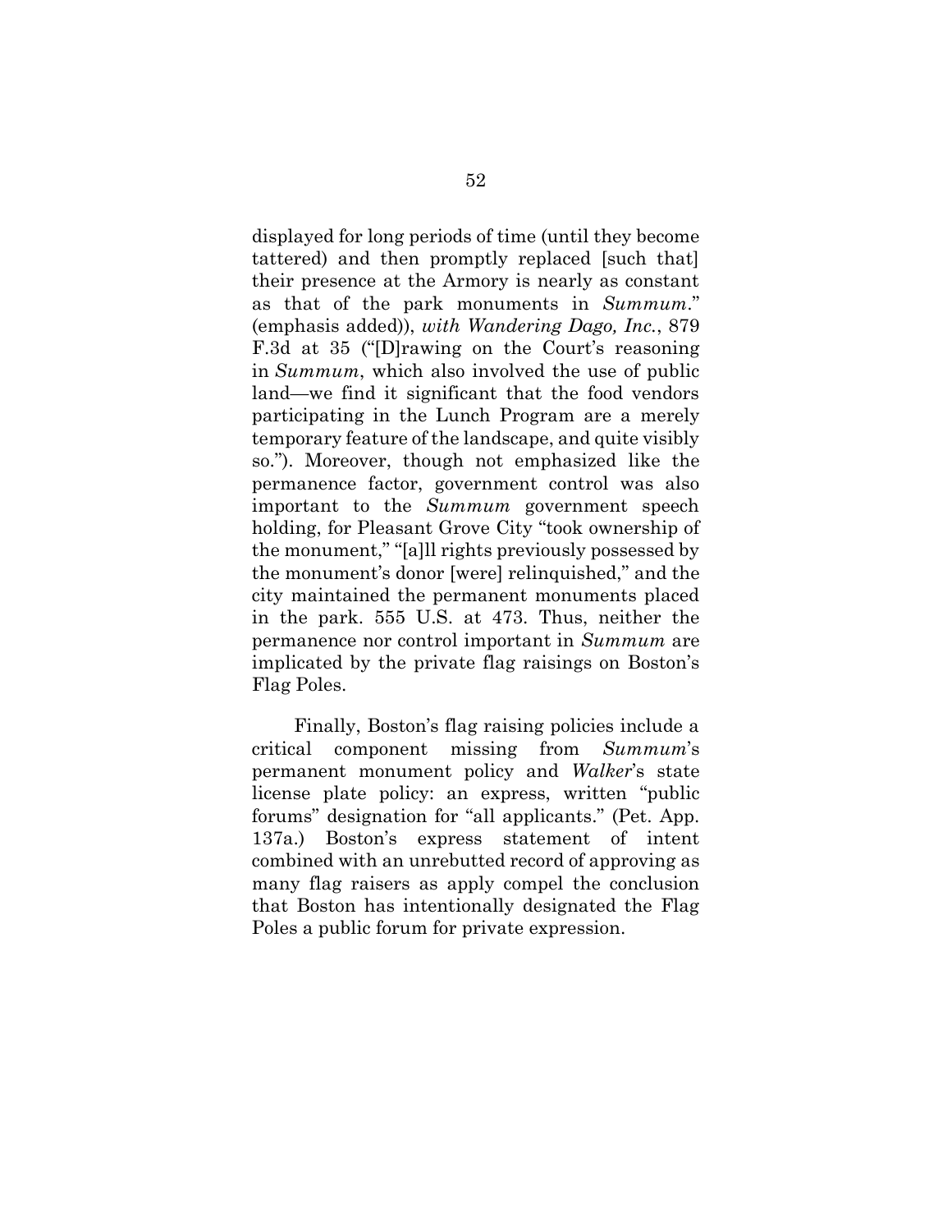displayed for long periods of time (until they become tattered) and then promptly replaced [such that] their presence at the Armory is nearly as constant as that of the park monuments in *Summum*." (emphasis added)), *with Wandering Dago, Inc.*, 879 F.3d at 35 ("[D]rawing on the Court's reasoning in *Summum*, which also involved the use of public land—we find it significant that the food vendors participating in the Lunch Program are a merely temporary feature of the landscape, and quite visibly so."). Moreover, though not emphasized like the permanence factor, government control was also important to the *Summum* government speech holding, for Pleasant Grove City "took ownership of the monument," "[a]ll rights previously possessed by the monument's donor [were] relinquished," and the city maintained the permanent monuments placed in the park. 555 U.S. at 473. Thus, neither the permanence nor control important in *Summum* are implicated by the private flag raisings on Boston's Flag Poles.

Finally, Boston's flag raising policies include a critical component missing from *Summum*'s permanent monument policy and *Walker*'s state license plate policy: an express, written "public forums" designation for "all applicants." (Pet. App. 137a.) Boston's express statement of intent combined with an unrebutted record of approving as many flag raisers as apply compel the conclusion that Boston has intentionally designated the Flag Poles a public forum for private expression.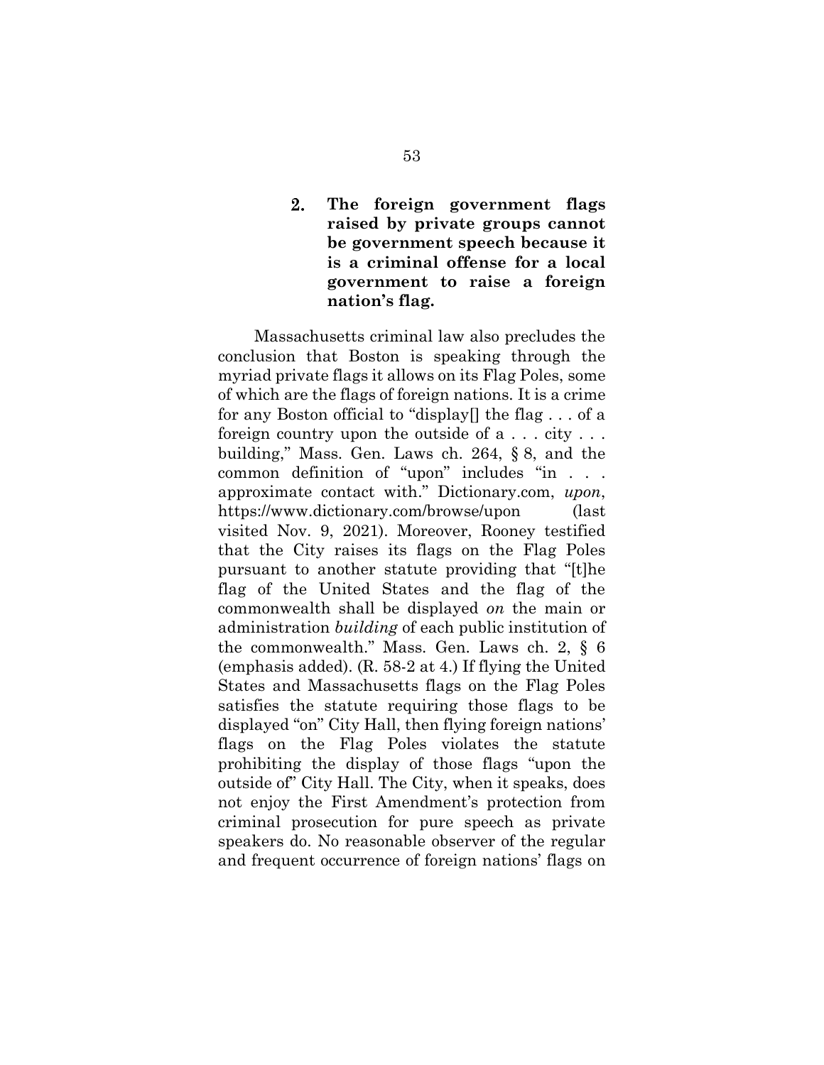### 2. The foreign government flags raised by private groups cannot be government speech because it is a criminal offense for a local government to raise a foreign nation's flag.

Massachusetts criminal law also precludes the conclusion that Boston is speaking through the myriad private flags it allows on its Flag Poles, some of which are the flags of foreign nations. It is a crime for any Boston official to "display[] the flag . . . of a foreign country upon the outside of a . . . city . . . building," Mass. Gen. Laws ch. 264, § 8, and the common definition of "upon" includes "in . . . approximate contact with." Dictionary.com, *upon*, https://www.dictionary.com/browse/upon (last visited Nov. 9, 2021). Moreover, Rooney testified that the City raises its flags on the Flag Poles pursuant to another statute providing that "[t]he flag of the United States and the flag of the commonwealth shall be displayed *on* the main or administration *building* of each public institution of the commonwealth." Mass. Gen. Laws ch. 2, § 6 (emphasis added). (R. 58-2 at 4.) If flying the United States and Massachusetts flags on the Flag Poles satisfies the statute requiring those flags to be displayed "on" City Hall, then flying foreign nations' flags on the Flag Poles violates the statute prohibiting the display of those flags "upon the outside of" City Hall. The City, when it speaks, does not enjoy the First Amendment's protection from criminal prosecution for pure speech as private speakers do. No reasonable observer of the regular and frequent occurrence of foreign nations' flags on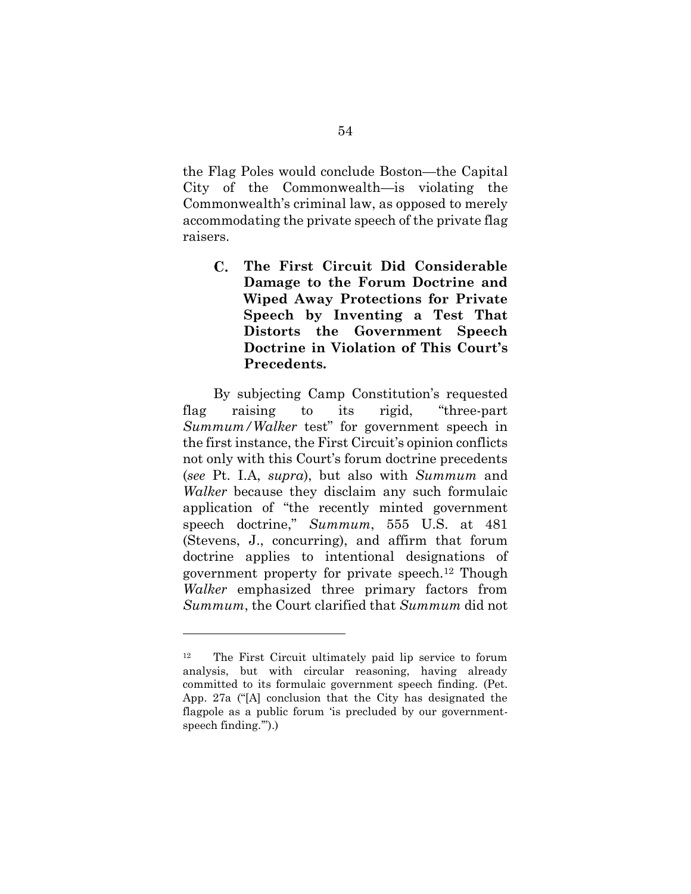the Flag Poles would conclude Boston—the Capital City of the Commonwealth—is violating the Commonwealth's criminal law, as opposed to merely accommodating the private speech of the private flag raisers.

### C. The First Circuit Did Considerable Damage to the Forum Doctrine and Wiped Away Protections for Private Speech by Inventing a Test That Distorts the Government Speech Doctrine in Violation of This Court's Precedents.

By subjecting Camp Constitution's requested flag raising to its rigid, "three-part *Summum/Walker* test" for government speech in the first instance, the First Circuit's opinion conflicts not only with this Court's forum doctrine precedents (*see* Pt. I.A, *supra*), but also with *Summum* and *Walker* because they disclaim any such formulaic application of "the recently minted government speech doctrine," *Summum*, 555 U.S. at 481 (Stevens, J., concurring), and affirm that forum doctrine applies to intentional designations of government property for private speech.[12] Though *Walker* emphasized three primary factors from *Summum*, the Court clarified that *Summum* did not

---

[12] The First Circuit ultimately paid lip service to forum analysis, but with circular reasoning, having already committed to its formulaic government speech finding. (Pet. App. 27a ("[A] conclusion that the City has designated the flagpole as a public forum 'is precluded by our government-speech finding.'").)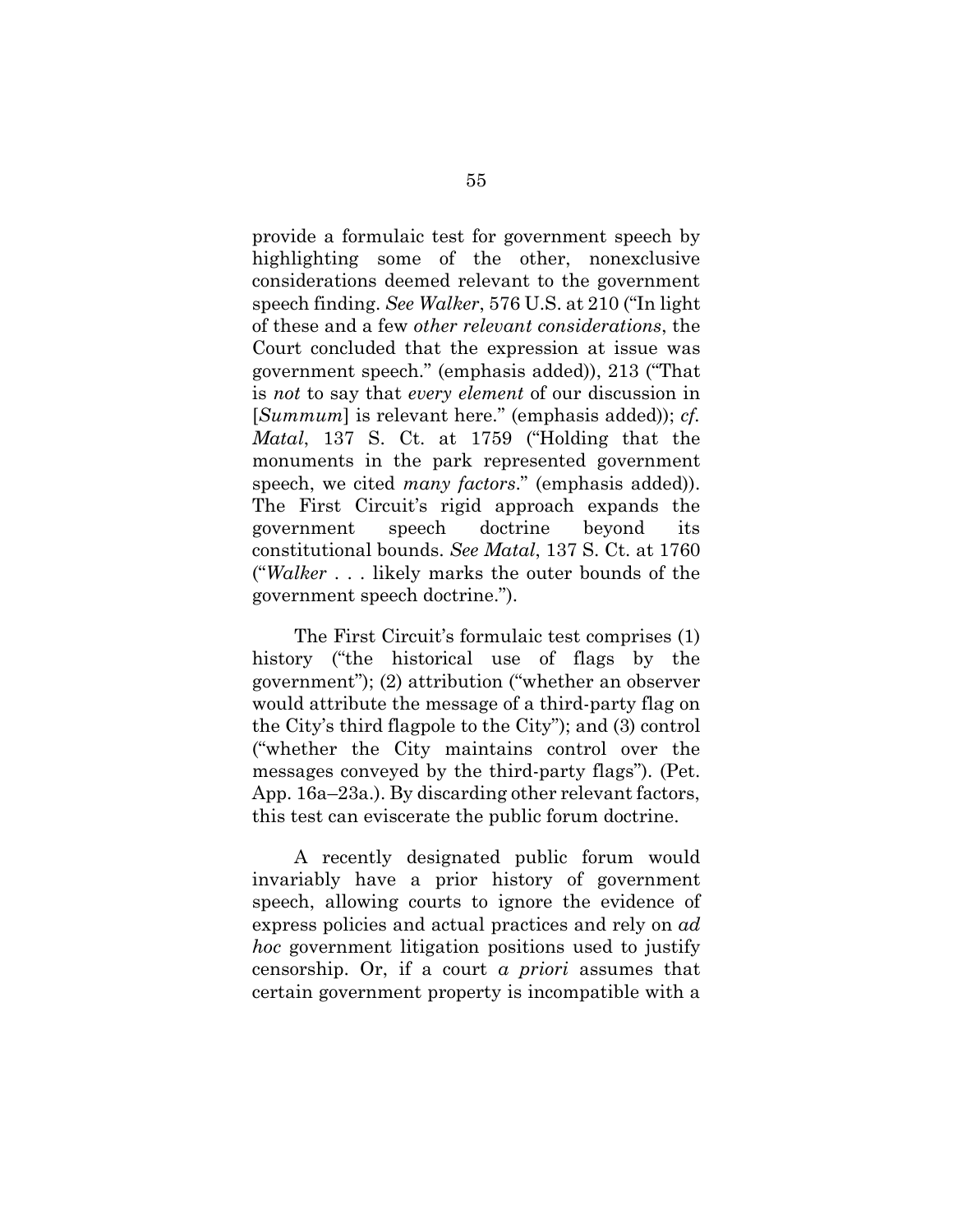provide a formulaic test for government speech by highlighting some of the other, nonexclusive considerations deemed relevant to the government speech finding. *See Walker*, 576 U.S. at 210 ("In light of these and a few *other relevant considerations*, the Court concluded that the expression at issue was government speech." (emphasis added)), 213 ("That is *not* to say that *every element* of our discussion in [*Summum*] is relevant here." (emphasis added)); *cf. Matal*, 137 S. Ct. at 1759 ("Holding that the monuments in the park represented government speech, we cited *many factors*." (emphasis added)). The First Circuit's rigid approach expands the government speech doctrine beyond its constitutional bounds. *See Matal*, 137 S. Ct. at 1760 ("*Walker* . . . likely marks the outer bounds of the government speech doctrine.").

The First Circuit's formulaic test comprises (1) history ("the historical use of flags by the government"); (2) attribution ("whether an observer would attribute the message of a third-party flag on the City's third flagpole to the City"); and (3) control ("whether the City maintains control over the messages conveyed by the third-party flags"). (Pet. App. 16a–23a.). By discarding other relevant factors, this test can eviscerate the public forum doctrine.

A recently designated public forum would invariably have a prior history of government speech, allowing courts to ignore the evidence of express policies and actual practices and rely on *ad hoc* government litigation positions used to justify censorship. Or, if a court *a priori* assumes that certain government property is incompatible with a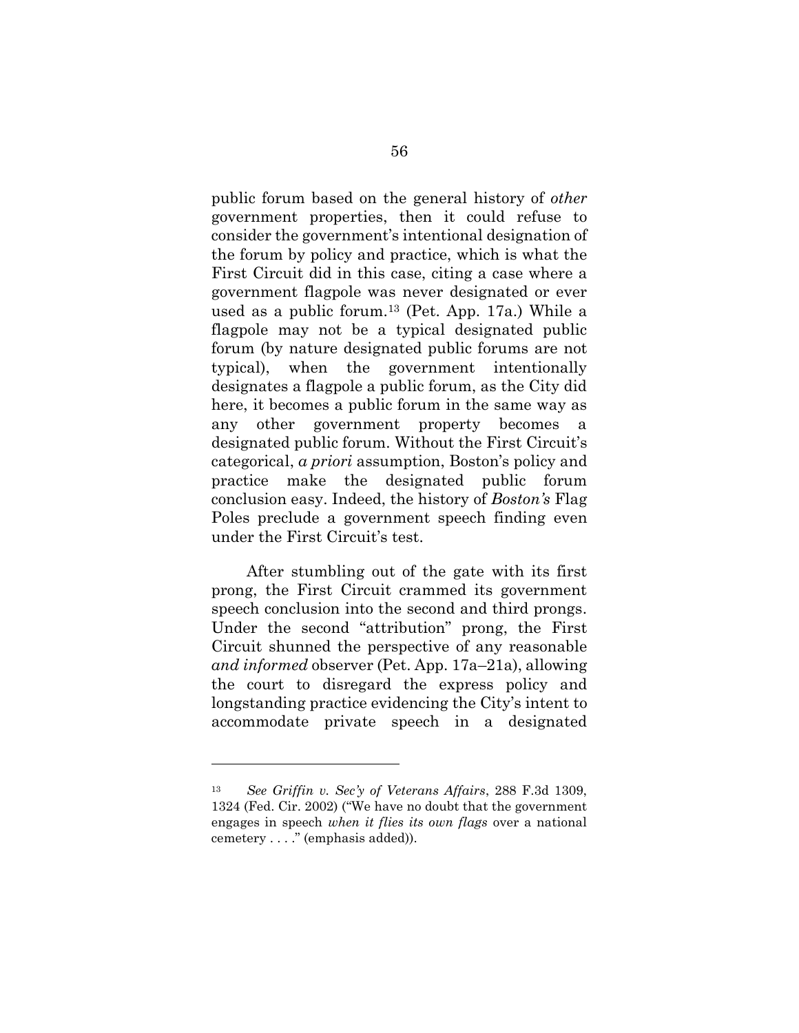public forum based on the general history of *other* government properties, then it could refuse to consider the government's intentional designation of the forum by policy and practice, which is what the First Circuit did in this case, citing a case where a government flagpole was never designated or ever used as a public forum.[13] (Pet. App. 17a.) While a flagpole may not be a typical designated public forum (by nature designated public forums are not typical), when the government intentionally designates a flagpole a public forum, as the City did here, it becomes a public forum in the same way as any other government property becomes a designated public forum. Without the First Circuit's categorical, *a priori* assumption, Boston's policy and practice make the designated public forum conclusion easy. Indeed, the history of *Boston's* Flag Poles preclude a government speech finding even under the First Circuit's test.

After stumbling out of the gate with its first prong, the First Circuit crammed its government speech conclusion into the second and third prongs. Under the second "attribution" prong, the First Circuit shunned the perspective of any reasonable *and informed* observer (Pet. App. 17a–21a), allowing the court to disregard the express policy and longstanding practice evidencing the City's intent to accommodate private speech in a designated

---

[13] *See Griffin v. Sec'y of Veterans Affairs*, 288 F.3d 1309, 1324 (Fed. Cir. 2002) ("We have no doubt that the government engages in speech *when it flies its own flags* over a national cemetery . . . ." (emphasis added)).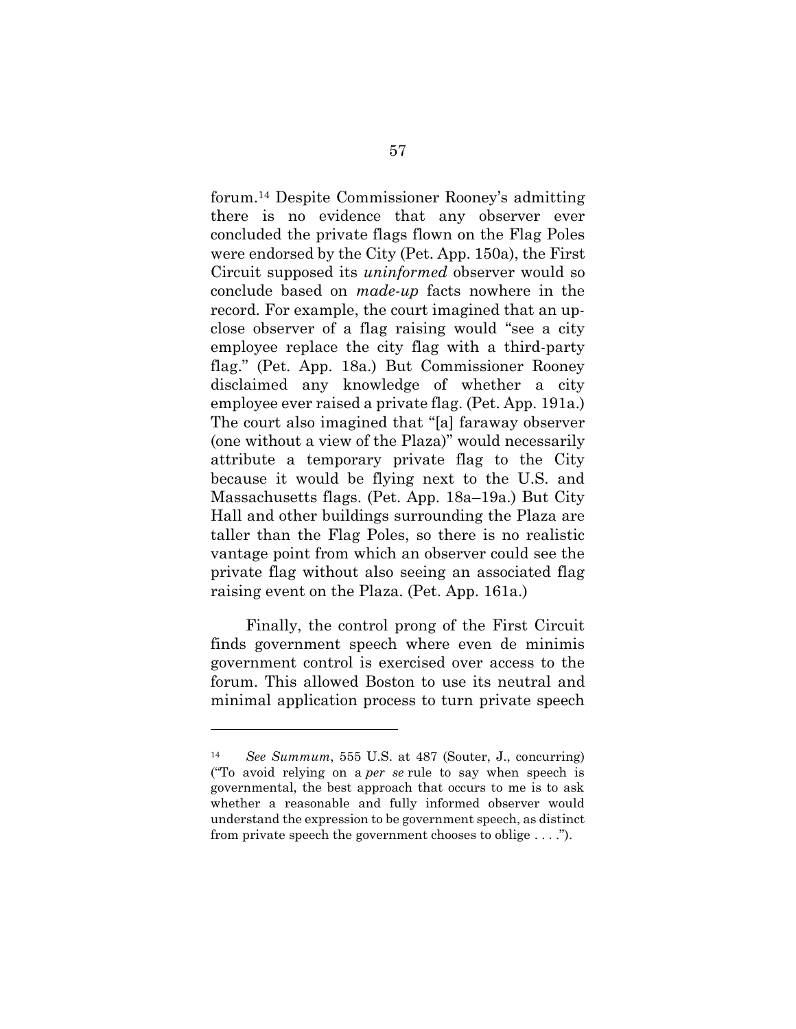forum.[14] Despite Commissioner Rooney's admitting there is no evidence that any observer ever concluded the private flags flown on the Flag Poles were endorsed by the City (Pet. App. 150a), the First Circuit supposed its *uninformed* observer would so conclude based on *made-up* facts nowhere in the record. For example, the court imagined that an up-close observer of a flag raising would "see a city employee replace the city flag with a third-party flag." (Pet. App. 18a.) But Commissioner Rooney disclaimed any knowledge of whether a city employee ever raised a private flag. (Pet. App. 191a.) The court also imagined that "[a] faraway observer (one without a view of the Plaza)" would necessarily attribute a temporary private flag to the City because it would be flying next to the U.S. and Massachusetts flags. (Pet. App. 18a–19a.) But City Hall and other buildings surrounding the Plaza are taller than the Flag Poles, so there is no realistic vantage point from which an observer could see the private flag without also seeing an associated flag raising event on the Plaza. (Pet. App. 161a.)

Finally, the control prong of the First Circuit finds government speech where even de minimis government control is exercised over access to the forum. This allowed Boston to use its neutral and minimal application process to turn private speech

---

[14] *See Summum*, 555 U.S. at 487 (Souter, J., concurring) ("To avoid relying on a *per se* rule to say when speech is governmental, the best approach that occurs to me is to ask whether a reasonable and fully informed observer would understand the expression to be government speech, as distinct from private speech the government chooses to oblige . . . .").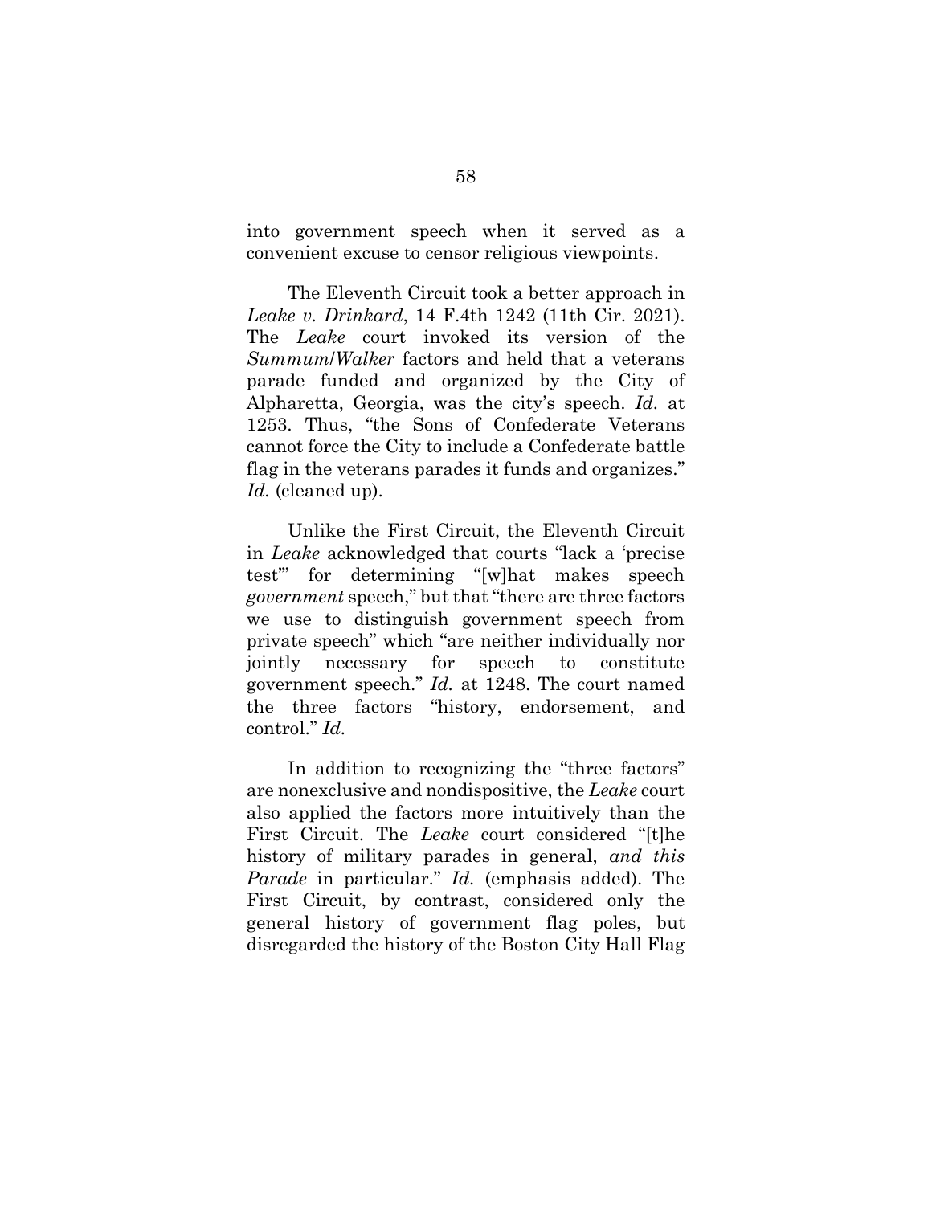into government speech when it served as a convenient excuse to censor religious viewpoints.

The Eleventh Circuit took a better approach in *Leake v. Drinkard*, 14 F.4th 1242 (11th Cir. 2021). The *Leake* court invoked its version of the *Summum*/*Walker* factors and held that a veterans parade funded and organized by the City of Alpharetta, Georgia, was the city's speech. *Id.* at 1253. Thus, "the Sons of Confederate Veterans cannot force the City to include a Confederate battle flag in the veterans parades it funds and organizes." *Id.* (cleaned up).

Unlike the First Circuit, the Eleventh Circuit in *Leake* acknowledged that courts "lack a 'precise test'" for determining "[w]hat makes speech *government* speech," but that "there are three factors we use to distinguish government speech from private speech" which "are neither individually nor jointly necessary for speech to constitute government speech." *Id.* at 1248. The court named the three factors "history, endorsement, and control." *Id.*

In addition to recognizing the "three factors" are nonexclusive and nondispositive, the *Leake* court also applied the factors more intuitively than the First Circuit. The *Leake* court considered "[t]he history of military parades in general, *and this Parade* in particular." *Id.* (emphasis added). The First Circuit, by contrast, considered only the general history of government flag poles, but disregarded the history of the Boston City Hall Flag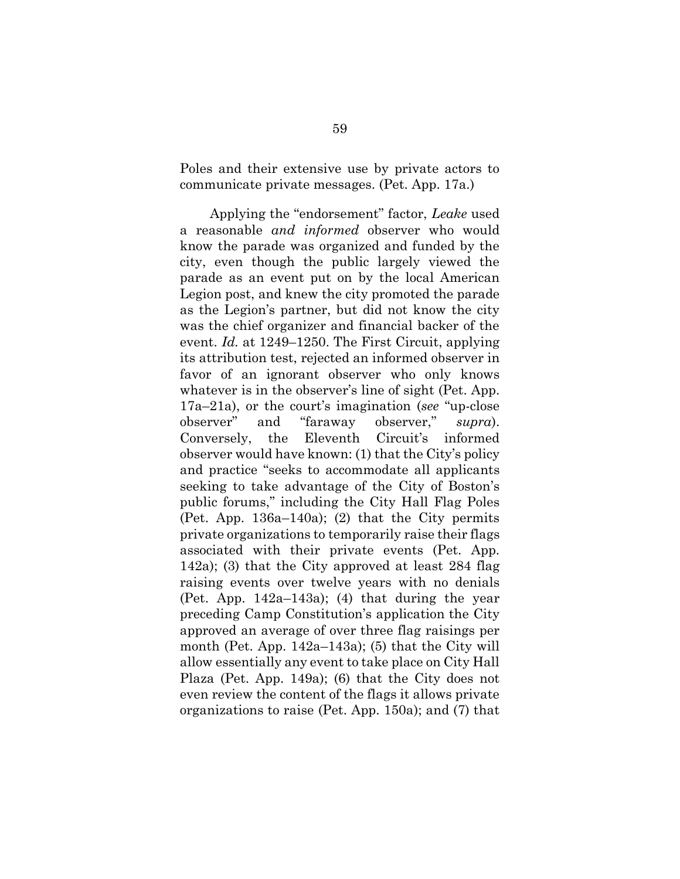Poles and their extensive use by private actors to communicate private messages. (Pet. App. 17a.)

Applying the "endorsement" factor, *Leake* used a reasonable *and informed* observer who would know the parade was organized and funded by the city, even though the public largely viewed the parade as an event put on by the local American Legion post, and knew the city promoted the parade as the Legion's partner, but did not know the city was the chief organizer and financial backer of the event. *Id.* at 1249–1250. The First Circuit, applying its attribution test, rejected an informed observer in favor of an ignorant observer who only knows whatever is in the observer's line of sight (Pet. App. 17a–21a), or the court's imagination (*see* "up-close observer" and "faraway observer," *supra*). Conversely, the Eleventh Circuit's informed observer would have known: (1) that the City's policy and practice "seeks to accommodate all applicants seeking to take advantage of the City of Boston's public forums," including the City Hall Flag Poles (Pet. App. 136a–140a); (2) that the City permits private organizations to temporarily raise their flags associated with their private events (Pet. App. 142a); (3) that the City approved at least 284 flag raising events over twelve years with no denials (Pet. App. 142a–143a); (4) that during the year preceding Camp Constitution's application the City approved an average of over three flag raisings per month (Pet. App. 142a–143a); (5) that the City will allow essentially any event to take place on City Hall Plaza (Pet. App. 149a); (6) that the City does not even review the content of the flags it allows private organizations to raise (Pet. App. 150a); and (7) that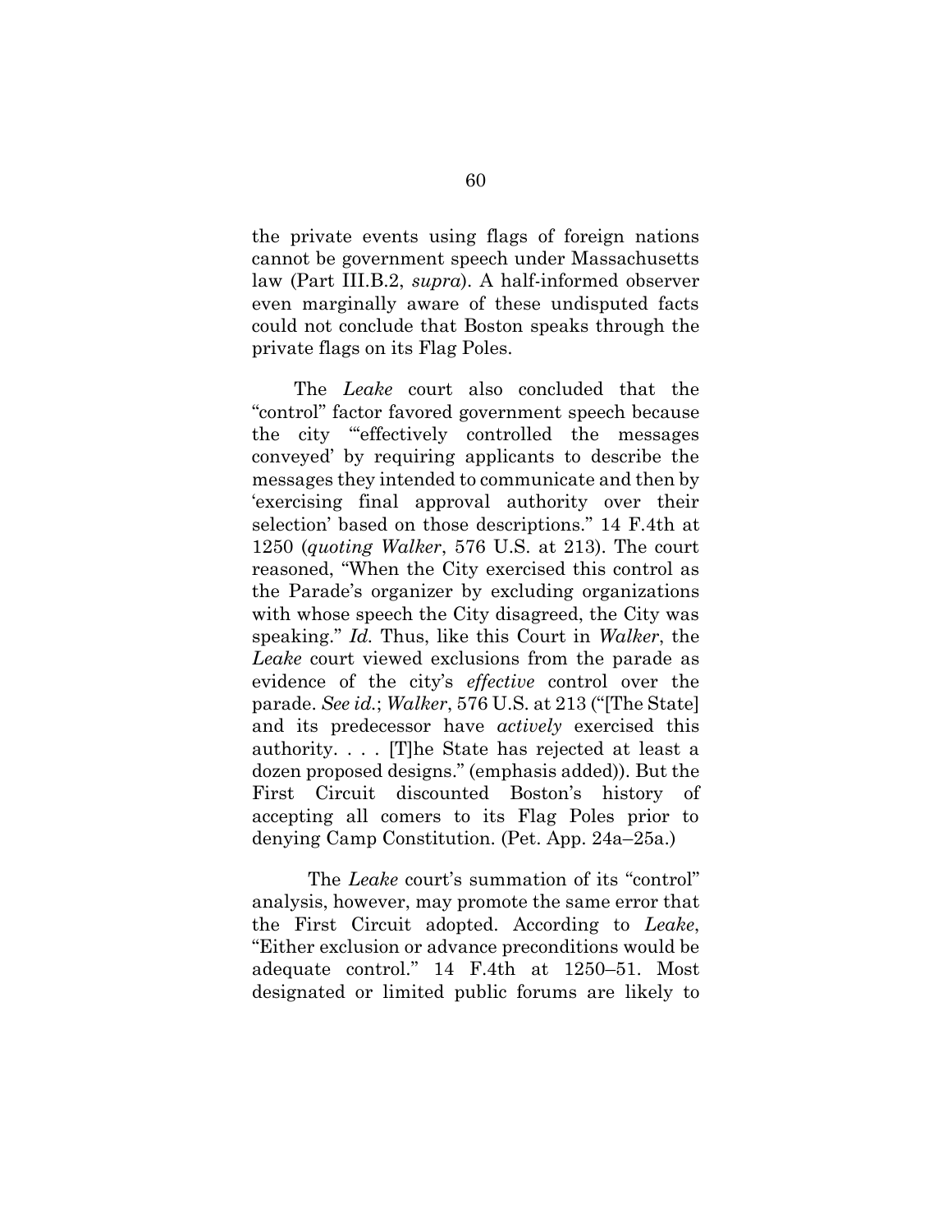the private events using flags of foreign nations cannot be government speech under Massachusetts law (Part III.B.2, *supra*). A half-informed observer even marginally aware of these undisputed facts could not conclude that Boston speaks through the private flags on its Flag Poles.

The *Leake* court also concluded that the "control" factor favored government speech because the city "'effectively controlled the messages conveyed' by requiring applicants to describe the messages they intended to communicate and then by 'exercising final approval authority over their selection' based on those descriptions." 14 F.4th at 1250 (*quoting Walker*, 576 U.S. at 213). The court reasoned, "When the City exercised this control as the Parade's organizer by excluding organizations with whose speech the City disagreed, the City was speaking." *Id.* Thus, like this Court in *Walker*, the *Leake* court viewed exclusions from the parade as evidence of the city's *effective* control over the parade. *See id.*; *Walker*, 576 U.S. at 213 ("[The State] and its predecessor have *actively* exercised this authority. . . . [T]he State has rejected at least a dozen proposed designs." (emphasis added)). But the First Circuit discounted Boston's history of accepting all comers to its Flag Poles prior to denying Camp Constitution. (Pet. App. 24a–25a.)

The *Leake* court's summation of its "control" analysis, however, may promote the same error that the First Circuit adopted. According to *Leake*, "Either exclusion or advance preconditions would be adequate control." 14 F.4th at 1250–51. Most designated or limited public forums are likely to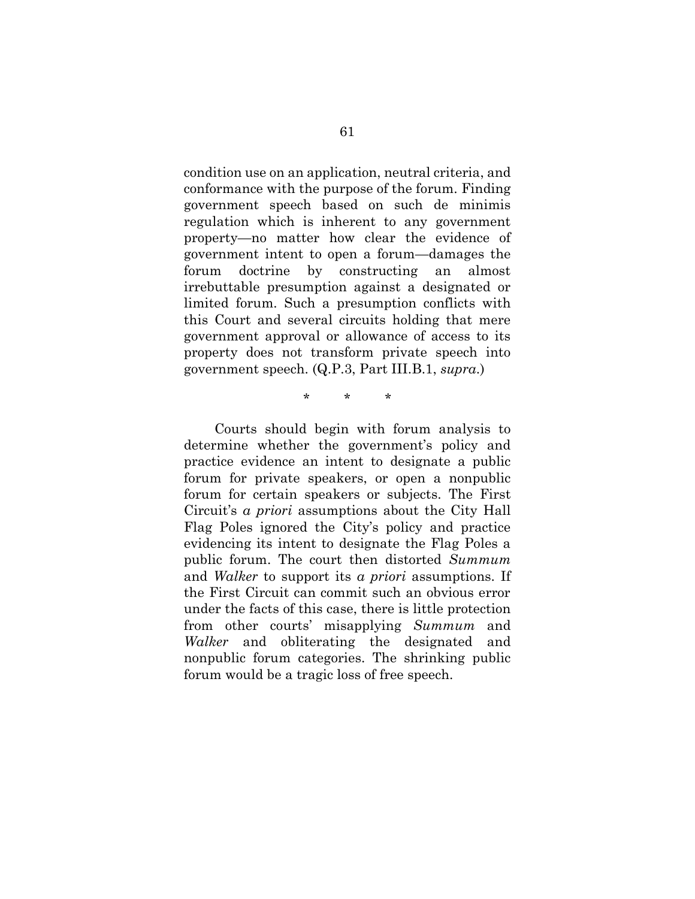condition use on an application, neutral criteria, and conformance with the purpose of the forum. Finding government speech based on such de minimis regulation which is inherent to any government property—no matter how clear the evidence of government intent to open a forum—damages the forum doctrine by constructing an almost irrebuttable presumption against a designated or limited forum. Such a presumption conflicts with this Court and several circuits holding that mere government approval or allowance of access to its property does not transform private speech into government speech. (Q.P.3, Part III.B.1, *supra*.)

\* \* \*

Courts should begin with forum analysis to determine whether the government's policy and practice evidence an intent to designate a public forum for private speakers, or open a nonpublic forum for certain speakers or subjects. The First Circuit's *a priori* assumptions about the City Hall Flag Poles ignored the City's policy and practice evidencing its intent to designate the Flag Poles a public forum. The court then distorted *Summum* and *Walker* to support its *a priori* assumptions. If the First Circuit can commit such an obvious error under the facts of this case, there is little protection from other courts' misapplying *Summum* and *Walker* and obliterating the designated and nonpublic forum categories. The shrinking public forum would be a tragic loss of free speech.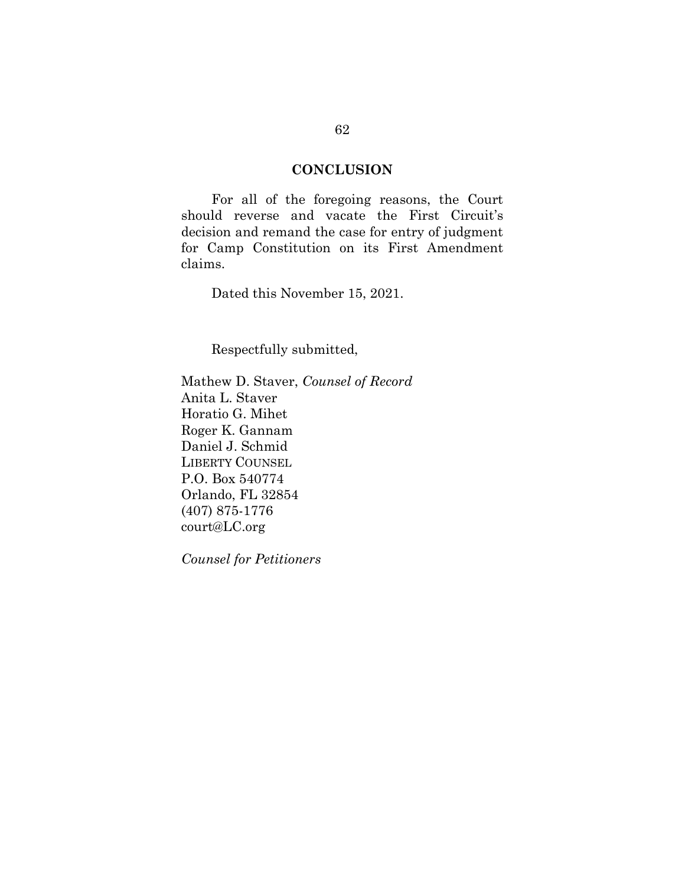## CONCLUSION

For all of the foregoing reasons, the Court should reverse and vacate the First Circuit's decision and remand the case for entry of judgment for Camp Constitution on its First Amendment claims.

Dated this November 15, 2021.

Respectfully submitted,

Mathew D. Staver, *Counsel of Record*
Anita L. Staver
Horatio G. Mihet
Roger K. Gannam
Daniel J. Schmid
LIBERTY COUNSEL
P.O. Box 540774
Orlando, FL 32854
(407) 875-1776
court@LC.org

*Counsel for Petitioners*